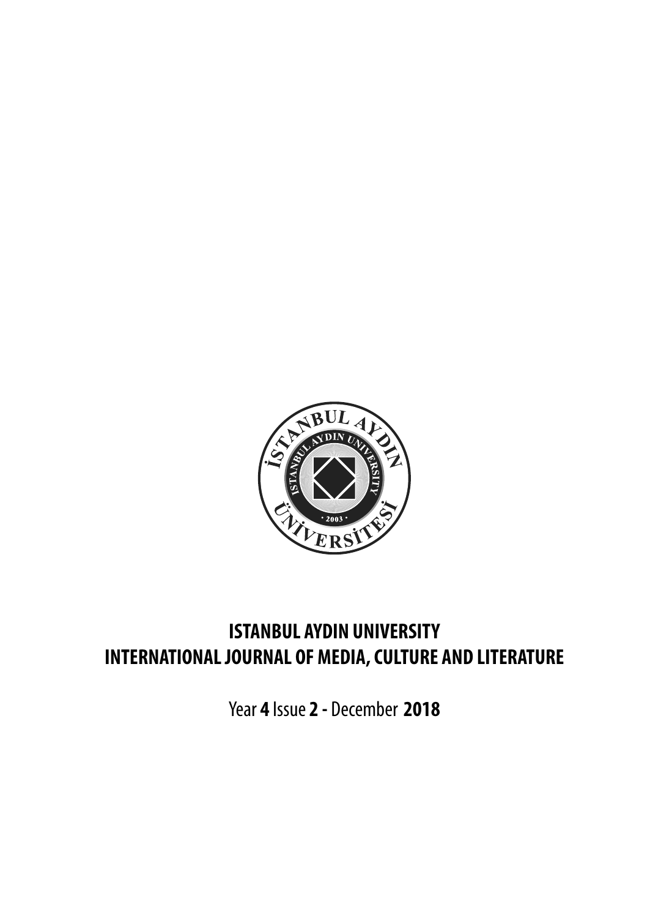**ISTANBUL AYDIN UNIVERSITY**
**INTERNATIONAL JOURNAL OF MEDIA, CULTURE AND LITERATURE**

Year **4** Issue **2 -** December **2018**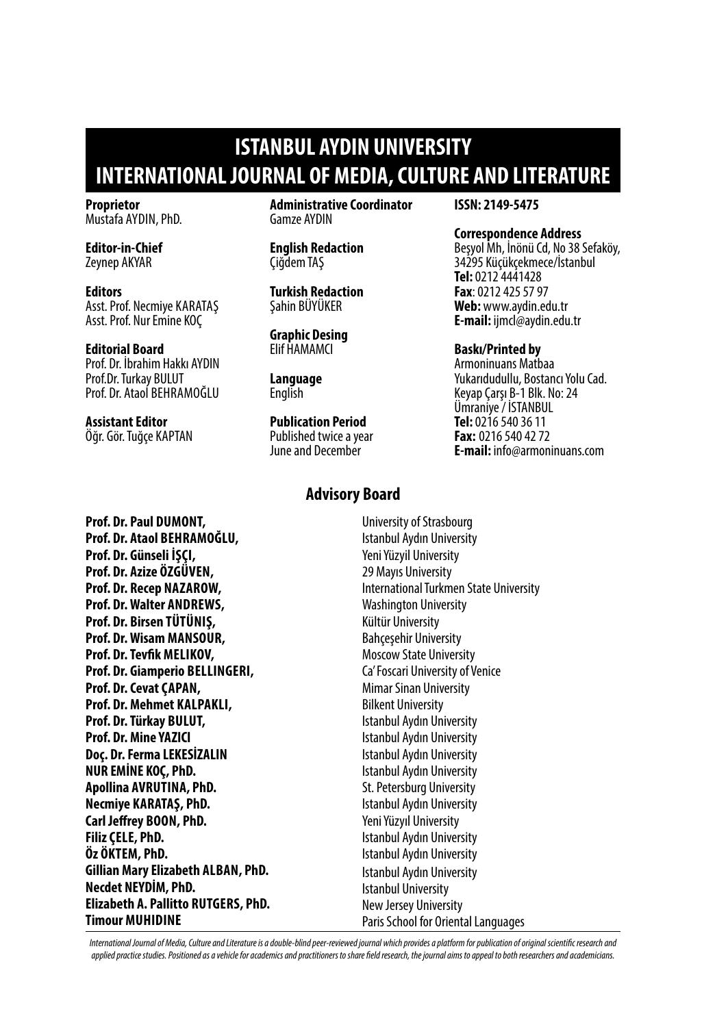# ISTANBUL AYDIN UNIVERSITY
# INTERNATIONAL JOURNAL OF MEDIA, CULTURE AND LITERATURE

**Proprietor**
Mustafa AYDIN, PhD.

**Editor-in-Chief**
Zeynep AKYAR

**Editors**
Asst. Prof. Necmiye KARATAŞ
Asst. Prof. Nur Emine KOÇ

**Editorial Board**
Prof. Dr. İbrahim Hakkı AYDIN
Prof.Dr. Turkay BULUT
Prof. Dr. Ataol BEHRAMOĞLU

**Assistant Editor**
Öğr. Gör. Tuğçe KAPTAN

**Administrative Coordinator**
Gamze AYDIN

**English Redaction**
Çiğdem TAŞ

**Turkish Redaction**
Şahin BÜYÜKER

**Graphic Desing**
Elif HAMAMCI

**Language**
English

**Publication Period**
Published twice a year
June and December

**ISSN: 2149-5475**

**Correspondence Address**
Beşyol Mh, İnönü Cd, No 38 Sefaköy,
34295 Küçükçekmece/İstanbul
**Tel:** 0212 4441428
**Fax**: 0212 425 57 97
**Web:** www.aydin.edu.tr
**E-mail:** ijmcl@aydin.edu.tr

**Baskı/Printed by**
Armoninuans Matbaa
Yukarıdudullu, Bostancı Yolu Cad.
Keyap Çarşı B-1 Blk. No: 24
Ümraniye / İSTANBUL
**Tel:** 0216 540 36 11
**Fax:** 0216 540 42 72
**E-mail:** info@armoninuans.com

## Advisory Board

| | |
|---|---|
| **Prof. Dr. Paul DUMONT,** | University of Strasbourg |
| **Prof. Dr. Ataol BEHRAMOĞLU,** | Istanbul Aydın University |
| **Prof. Dr. Günseli İŞÇI,** | Yeni Yüzyil University |
| **Prof. Dr. Azize ÖZGÜVEN,** | 29 Mayıs University |
| **Prof. Dr. Recep NAZAROW,** | International Turkmen State University |
| **Prof. Dr. Walter ANDREWS,** | Washington University |
| **Prof. Dr. Birsen TÜTÜNIŞ,** | Kültür University |
| **Prof. Dr. Wisam MANSOUR,** | Bahçeşehir University |
| **Prof. Dr. Tevfik MELIKOV,** | Moscow State University |
| **Prof. Dr. Giamperio BELLINGERI,** | Ca' Foscari University of Venice |
| **Prof. Dr. Cevat ÇAPAN,** | Mimar Sinan University |
| **Prof. Dr. Mehmet KALPAKLI,** | Bilkent University |
| **Prof. Dr. Türkay BULUT,** | Istanbul Aydın University |
| **Prof. Dr. Mine YAZICI** | Istanbul Aydın University |
| **Doç. Dr. Ferma LEKESİZALIN** | Istanbul Aydın University |
| **NUR EMİNE KOÇ, PhD.** | Istanbul Aydın University |
| **Apollina AVRUTINA, PhD.** | St. Petersburg University |
| **Necmiye KARATAŞ, PhD.** | Istanbul Aydın University |
| **Carl Jeffrey BOON, PhD.** | Yeni Yüzyıl University |
| **Filiz ÇELE, PhD.** | Istanbul Aydın University |
| **Öz ÖKTEM, PhD.** | Istanbul Aydın University |
| **Gillian Mary Elizabeth ALBAN, PhD.** | Istanbul Aydın University |
| **Necdet NEYDİM, PhD.** | Istanbul University |
| **Elizabeth A. Pallitto RUTGERS, PhD.** | New Jersey University |
| **Timour MUHIDINE** | Paris School for Oriental Languages |

*International Journal of Media, Culture and Literature is a double-blind peer-reviewed journal which provides a platform for publication of original scientific research and applied practice studies. Positioned as a vehicle for academics and practitioners to share field research, the journal aims to appeal to both researchers and academicians.*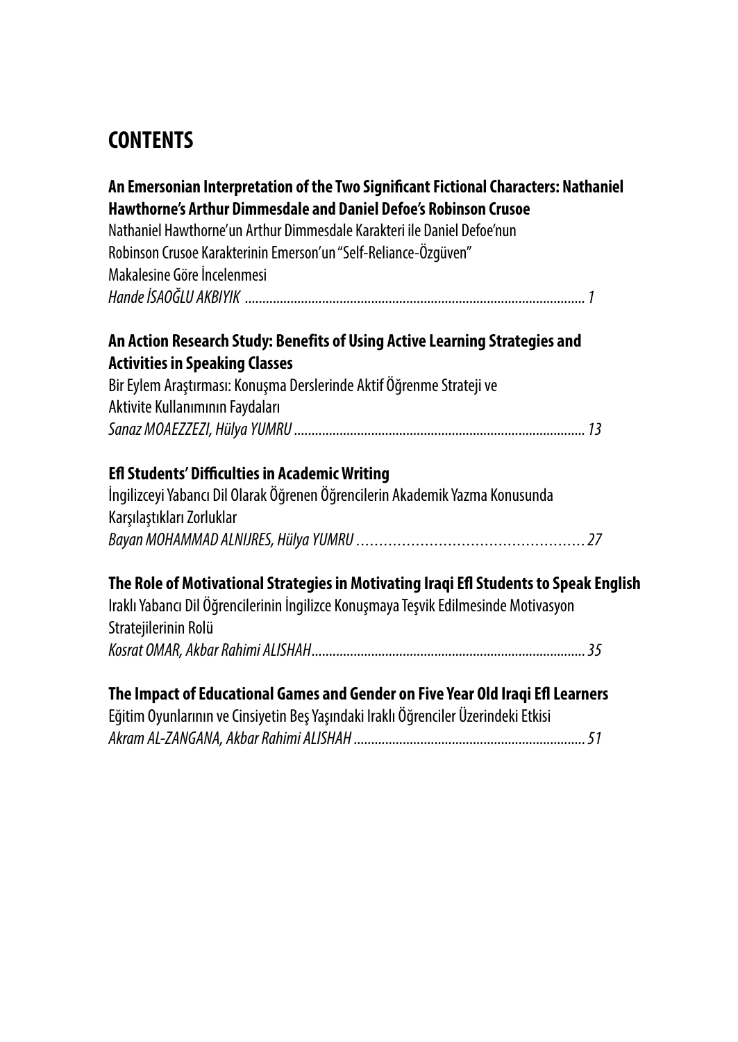# CONTENTS

**An Emersonian Interpretation of the Two Significant Fictional Characters: Nathaniel Hawthorne's Arthur Dimmesdale and Daniel Defoe's Robinson Crusoe**
Nathaniel Hawthorne'un Arthur Dimmesdale Karakteri ile Daniel Defoe'nun Robinson Crusoe Karakterinin Emerson'un "Self-Reliance-Özgüven" Makalesine Göre İncelenmesi
*Hande İSAOĞLU AKBIYIK* ................................................................................................ 1

**An Action Research Study: Benefits of Using Active Learning Strategies and Activities in Speaking Classes**
Bir Eylem Araştırması: Konuşma Derslerinde Aktif Öğrenme Strateji ve Aktivite Kullanımının Faydaları
*Sanaz MOAEZZEZI, Hülya YUMRU* .................................................................................. 13

**Efl Students' Difficulties in Academic Writing**
İngilizceyi Yabancı Dil Olarak Öğrenen Öğrencilerin Akademik Yazma Konusunda Karşılaştıkları Zorluklar
*Bayan MOHAMMAD ALNIJRES, Hülya YUMRU* .................................................. 27

**The Role of Motivational Strategies in Motivating Iraqi Efl Students to Speak English**
Iraklı Yabancı Dil Öğrencilerinin İngilizce Konuşmaya Teşvik Edilmesinde Motivasyon Stratejilerinin Rolü
*Kosrat OMAR, Akbar Rahimi ALISHAH* ............................................................................ 35

**The Impact of Educational Games and Gender on Five Year Old Iraqi Efl Learners**
Eğitim Oyunlarının ve Cinsiyetin Beş Yaşındaki Iraklı Öğrenciler Üzerindeki Etkisi
*Akram AL-ZANGANA, Akbar Rahimi ALISHAH* ................................................................. 51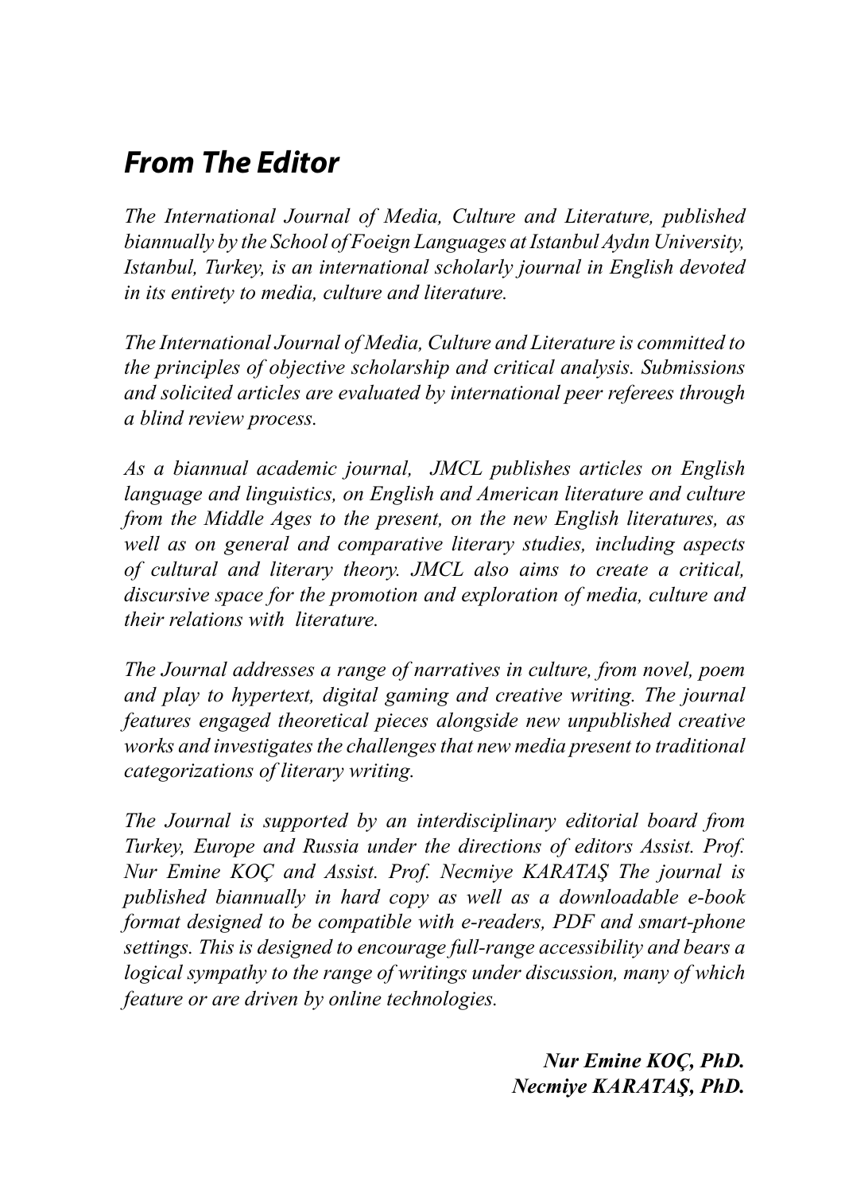# *From The Editor*

*The International Journal of Media, Culture and Literature, published biannually by the School of Foeign Languages at Istanbul Aydın University, Istanbul, Turkey, is an international scholarly journal in English devoted in its entirety to media, culture and literature.*

*The International Journal of Media, Culture and Literature is committed to the principles of objective scholarship and critical analysis. Submissions and solicited articles are evaluated by international peer referees through a blind review process.*

*As a biannual academic journal, JMCL publishes articles on English language and linguistics, on English and American literature and culture from the Middle Ages to the present, on the new English literatures, as well as on general and comparative literary studies, including aspects of cultural and literary theory. JMCL also aims to create a critical, discursive space for the promotion and exploration of media, culture and their relations with literature.*

*The Journal addresses a range of narratives in culture, from novel, poem and play to hypertext, digital gaming and creative writing. The journal features engaged theoretical pieces alongside new unpublished creative works and investigates the challenges that new media present to traditional categorizations of literary writing.*

*The Journal is supported by an interdisciplinary editorial board from Turkey, Europe and Russia under the directions of editors Assist. Prof. Nur Emine KOÇ and Assist. Prof. Necmiye KARATAŞ The journal is published biannually in hard copy as well as a downloadable e-book format designed to be compatible with e-readers, PDF and smart-phone settings. This is designed to encourage full-range accessibility and bears a logical sympathy to the range of writings under discussion, many of which feature or are driven by online technologies.*

***Nur Emine KOÇ, PhD.***
***Necmiye KARATAŞ, PhD.***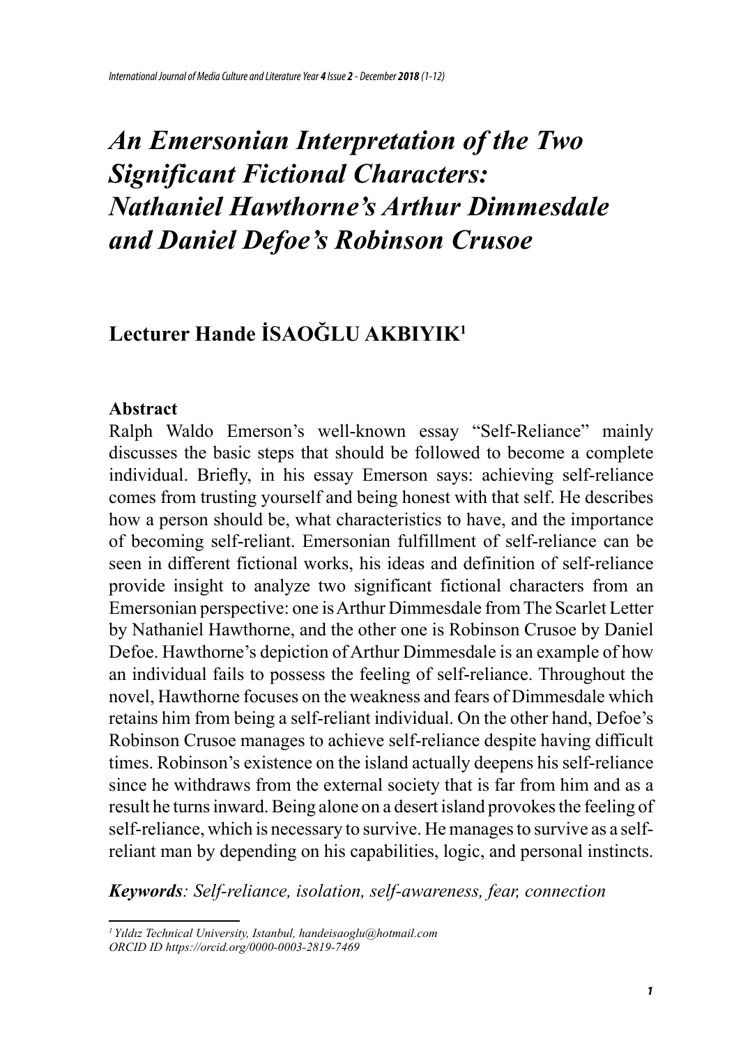# *An Emersonian Interpretation of the Two Significant Fictional Characters: Nathaniel Hawthorne's Arthur Dimmesdale and Daniel Defoe's Robinson Crusoe*

## Lecturer Hande İSAOĞLU AKBIYIK[1]

**Abstract**

Ralph Waldo Emerson's well-known essay "Self-Reliance" mainly discusses the basic steps that should be followed to become a complete individual. Briefly, in his essay Emerson says: achieving self-reliance comes from trusting yourself and being honest with that self. He describes how a person should be, what characteristics to have, and the importance of becoming self-reliant. Emersonian fulfillment of self-reliance can be seen in different fictional works, his ideas and definition of self-reliance provide insight to analyze two significant fictional characters from an Emersonian perspective: one is Arthur Dimmesdale from The Scarlet Letter by Nathaniel Hawthorne, and the other one is Robinson Crusoe by Daniel Defoe. Hawthorne's depiction of Arthur Dimmesdale is an example of how an individual fails to possess the feeling of self-reliance. Throughout the novel, Hawthorne focuses on the weakness and fears of Dimmesdale which retains him from being a self-reliant individual. On the other hand, Defoe's Robinson Crusoe manages to achieve self-reliance despite having difficult times. Robinson's existence on the island actually deepens his self-reliance since he withdraws from the external society that is far from him and as a result he turns inward. Being alone on a desert island provokes the feeling of self-reliance, which is necessary to survive. He manages to survive as a self-reliant man by depending on his capabilities, logic, and personal instincts.

***Keywords****: Self-reliance, isolation, self-awareness, fear, connection*

---

*[1] Yıldız Technical University, Istanbul, handeisaoglu@hotmail.com*
*ORCID ID https://orcid.org/0000-0003-2819-7469*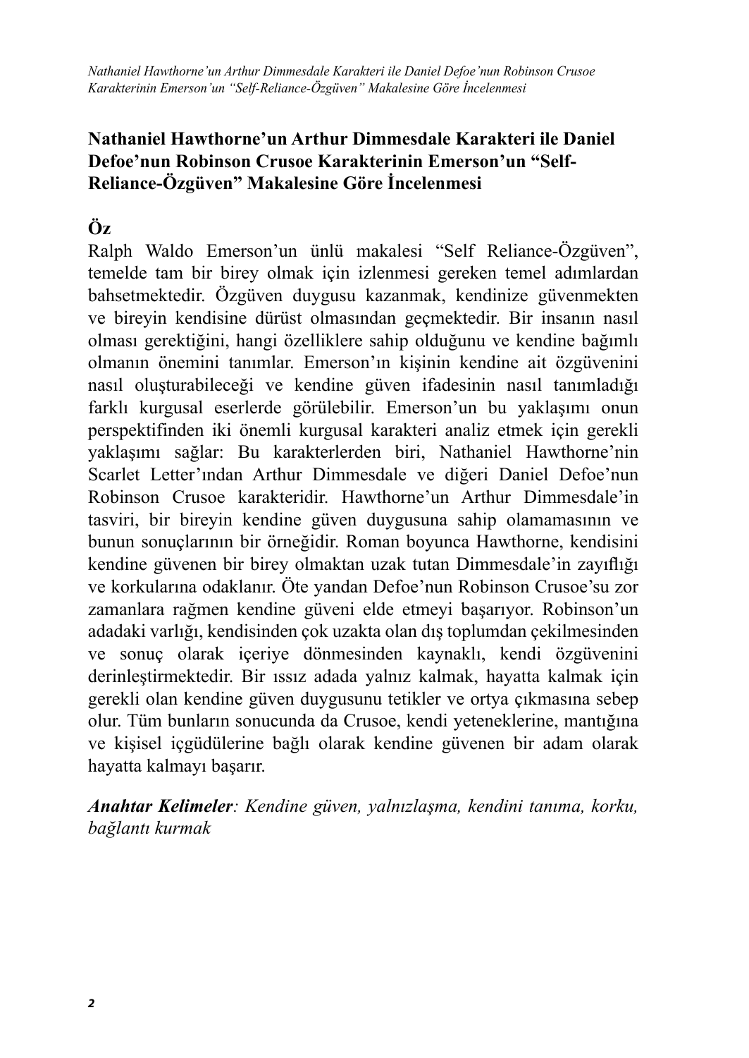## Nathaniel Hawthorne'un Arthur Dimmesdale Karakteri ile Daniel Defoe'nun Robinson Crusoe Karakterinin Emerson'un "Self-Reliance-Özgüven" Makalesine Göre İncelenmesi

### Öz

Ralph Waldo Emerson'un ünlü makalesi "Self Reliance-Özgüven", temelde tam bir birey olmak için izlenmesi gereken temel adımlardan bahsetmektedir. Özgüven duygusu kazanmak, kendinize güvenmekten ve bireyin kendisine dürüst olmasından geçmektedir. Bir insanın nasıl olması gerektiğini, hangi özelliklere sahip olduğunu ve kendine bağımlı olmanın önemini tanımlar. Emerson'ın kişinin kendine ait özgüvenini nasıl oluşturabileceği ve kendine güven ifadesinin nasıl tanımladığı farklı kurgusal eserlerde görülebilir. Emerson'un bu yaklaşımı onun perspektifinden iki önemli kurgusal karakteri analiz etmek için gerekli yaklaşımı sağlar: Bu karakterlerden biri, Nathaniel Hawthorne'nin Scarlet Letter'ından Arthur Dimmesdale ve diğeri Daniel Defoe'nun Robinson Crusoe karakteridir. Hawthorne'un Arthur Dimmesdale'in tasviri, bir bireyin kendine güven duygusuna sahip olamamasının ve bunun sonuçlarının bir örneğidir. Roman boyunca Hawthorne, kendisini kendine güvenen bir birey olmaktan uzak tutan Dimmesdale'in zayıflığı ve korkularına odaklanır. Öte yandan Defoe'nun Robinson Crusoe'su zor zamanlara rağmen kendine güveni elde etmeyi başarıyor. Robinson'un adadaki varlığı, kendisinden çok uzakta olan dış toplumdan çekilmesinden ve sonuç olarak içeriye dönmesinden kaynaklı, kendi özgüvenini derinleştirmektedir. Bir ıssız adada yalnız kalmak, hayatta kalmak için gerekli olan kendine güven duygusunu tetikler ve ortya çıkmasına sebep olur. Tüm bunların sonucunda da Crusoe, kendi yeteneklerine, mantığına ve kişisel içgüdülerine bağlı olarak kendine güvenen bir adam olarak hayatta kalmayı başarır.

***Anahtar Kelimeler***: *Kendine güven, yalnızlaşma, kendini tanıma, korku, bağlantı kurmak*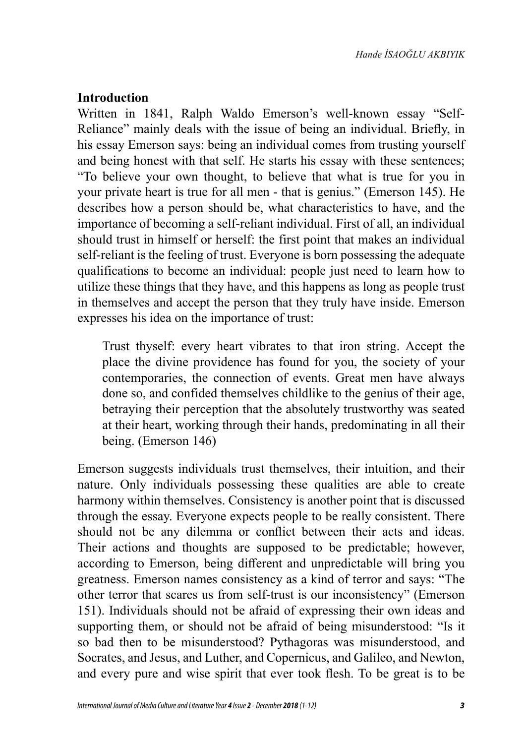## Introduction

Written in 1841, Ralph Waldo Emerson's well-known essay "Self-Reliance" mainly deals with the issue of being an individual. Briefly, in his essay Emerson says: being an individual comes from trusting yourself and being honest with that self. He starts his essay with these sentences; "To believe your own thought, to believe that what is true for you in your private heart is true for all men - that is genius." (Emerson 145). He describes how a person should be, what characteristics to have, and the importance of becoming a self-reliant individual. First of all, an individual should trust in himself or herself: the first point that makes an individual self-reliant is the feeling of trust. Everyone is born possessing the adequate qualifications to become an individual: people just need to learn how to utilize these things that they have, and this happens as long as people trust in themselves and accept the person that they truly have inside. Emerson expresses his idea on the importance of trust:

> Trust thyself: every heart vibrates to that iron string. Accept the place the divine providence has found for you, the society of your contemporaries, the connection of events. Great men have always done so, and confided themselves childlike to the genius of their age, betraying their perception that the absolutely trustworthy was seated at their heart, working through their hands, predominating in all their being. (Emerson 146)

Emerson suggests individuals trust themselves, their intuition, and their nature. Only individuals possessing these qualities are able to create harmony within themselves. Consistency is another point that is discussed through the essay. Everyone expects people to be really consistent. There should not be any dilemma or conflict between their acts and ideas. Their actions and thoughts are supposed to be predictable; however, according to Emerson, being different and unpredictable will bring you greatness. Emerson names consistency as a kind of terror and says: "The other terror that scares us from self-trust is our inconsistency" (Emerson 151). Individuals should not be afraid of expressing their own ideas and supporting them, or should not be afraid of being misunderstood: "Is it so bad then to be misunderstood? Pythagoras was misunderstood, and Socrates, and Jesus, and Luther, and Copernicus, and Galileo, and Newton, and every pure and wise spirit that ever took flesh. To be great is to be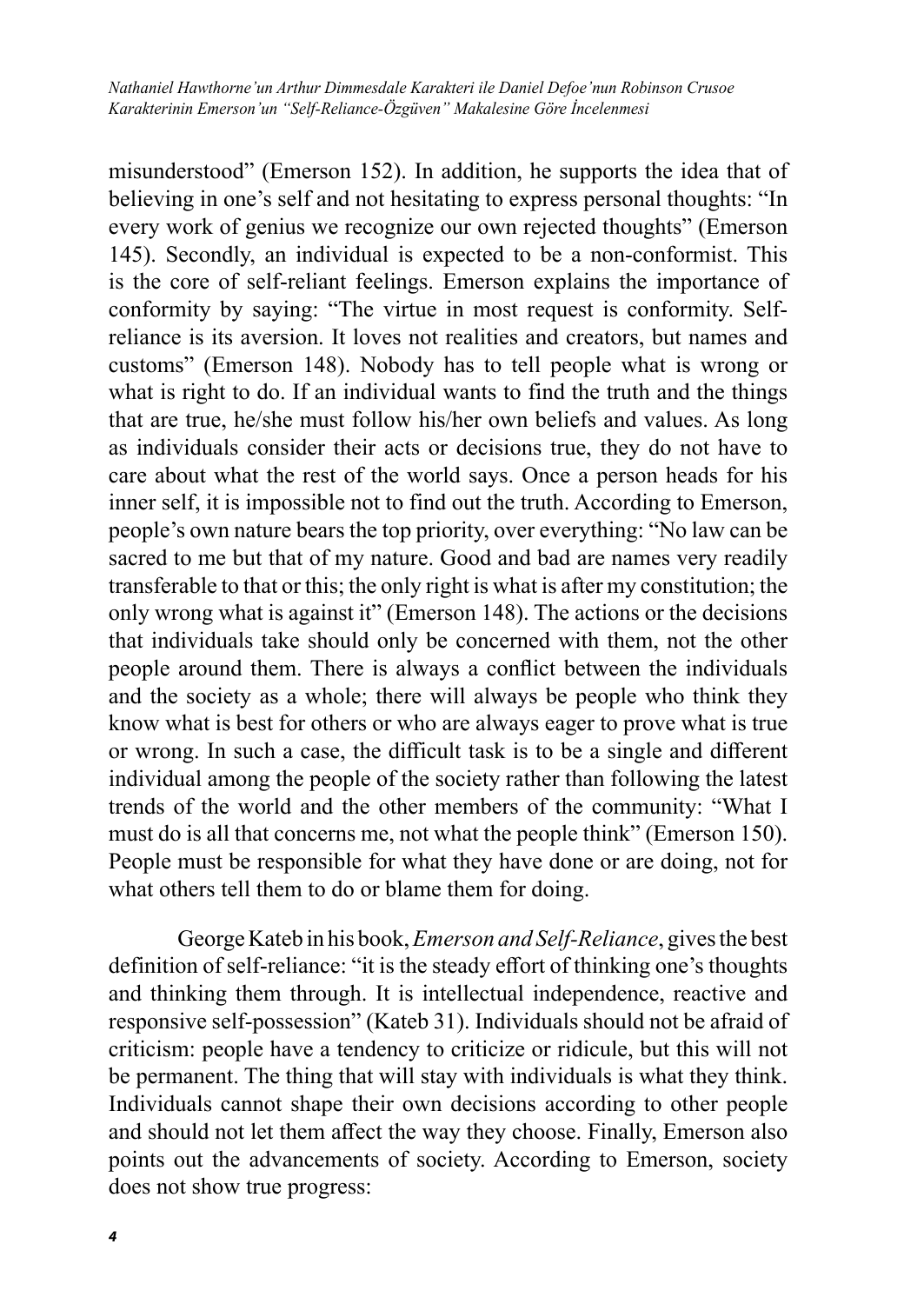misunderstood" (Emerson 152). In addition, he supports the idea that of believing in one's self and not hesitating to express personal thoughts: "In every work of genius we recognize our own rejected thoughts" (Emerson 145). Secondly, an individual is expected to be a non-conformist. This is the core of self-reliant feelings. Emerson explains the importance of conformity by saying: "The virtue in most request is conformity. Self-reliance is its aversion. It loves not realities and creators, but names and customs" (Emerson 148). Nobody has to tell people what is wrong or what is right to do. If an individual wants to find the truth and the things that are true, he/she must follow his/her own beliefs and values. As long as individuals consider their acts or decisions true, they do not have to care about what the rest of the world says. Once a person heads for his inner self, it is impossible not to find out the truth. According to Emerson, people's own nature bears the top priority, over everything: "No law can be sacred to me but that of my nature. Good and bad are names very readily transferable to that or this; the only right is what is after my constitution; the only wrong what is against it" (Emerson 148). The actions or the decisions that individuals take should only be concerned with them, not the other people around them. There is always a conflict between the individuals and the society as a whole; there will always be people who think they know what is best for others or who are always eager to prove what is true or wrong. In such a case, the difficult task is to be a single and different individual among the people of the society rather than following the latest trends of the world and the other members of the community: "What I must do is all that concerns me, not what the people think" (Emerson 150). People must be responsible for what they have done or are doing, not for what others tell them to do or blame them for doing.

George Kateb in his book, *Emerson and Self-Reliance*, gives the best definition of self-reliance: "it is the steady effort of thinking one's thoughts and thinking them through. It is intellectual independence, reactive and responsive self-possession" (Kateb 31). Individuals should not be afraid of criticism: people have a tendency to criticize or ridicule, but this will not be permanent. The thing that will stay with individuals is what they think. Individuals cannot shape their own decisions according to other people and should not let them affect the way they choose. Finally, Emerson also points out the advancements of society. According to Emerson, society does not show true progress: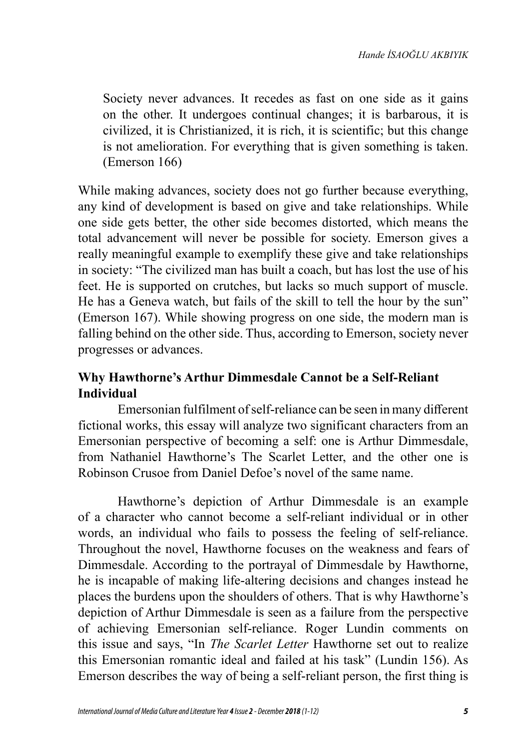> Society never advances. It recedes as fast on one side as it gains on the other. It undergoes continual changes; it is barbarous, it is civilized, it is Christianized, it is rich, it is scientific; but this change is not amelioration. For everything that is given something is taken. (Emerson 166)

While making advances, society does not go further because everything, any kind of development is based on give and take relationships. While one side gets better, the other side becomes distorted, which means the total advancement will never be possible for society. Emerson gives a really meaningful example to exemplify these give and take relationships in society: "The civilized man has built a coach, but has lost the use of his feet. He is supported on crutches, but lacks so much support of muscle. He has a Geneva watch, but fails of the skill to tell the hour by the sun" (Emerson 167). While showing progress on one side, the modern man is falling behind on the other side. Thus, according to Emerson, society never progresses or advances.

## Why Hawthorne's Arthur Dimmesdale Cannot be a Self-Reliant Individual

Emersonian fulfilment of self-reliance can be seen in many different fictional works, this essay will analyze two significant characters from an Emersonian perspective of becoming a self: one is Arthur Dimmesdale, from Nathaniel Hawthorne's The Scarlet Letter, and the other one is Robinson Crusoe from Daniel Defoe's novel of the same name.

Hawthorne's depiction of Arthur Dimmesdale is an example of a character who cannot become a self-reliant individual or in other words, an individual who fails to possess the feeling of self-reliance. Throughout the novel, Hawthorne focuses on the weakness and fears of Dimmesdale. According to the portrayal of Dimmesdale by Hawthorne, he is incapable of making life-altering decisions and changes instead he places the burdens upon the shoulders of others. That is why Hawthorne's depiction of Arthur Dimmesdale is seen as a failure from the perspective of achieving Emersonian self-reliance. Roger Lundin comments on this issue and says, "In *The Scarlet Letter* Hawthorne set out to realize this Emersonian romantic ideal and failed at his task" (Lundin 156). As Emerson describes the way of being a self-reliant person, the first thing is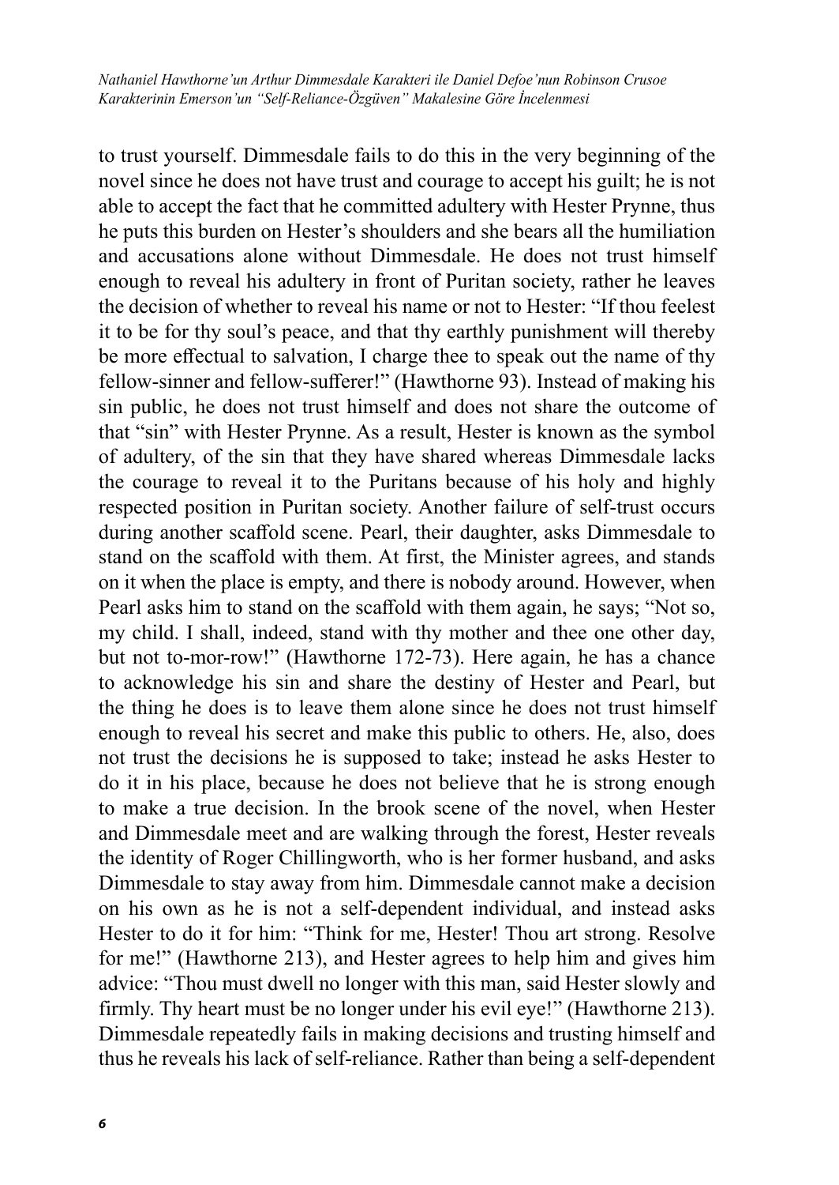to trust yourself. Dimmesdale fails to do this in the very beginning of the novel since he does not have trust and courage to accept his guilt; he is not able to accept the fact that he committed adultery with Hester Prynne, thus he puts this burden on Hester's shoulders and she bears all the humiliation and accusations alone without Dimmesdale. He does not trust himself enough to reveal his adultery in front of Puritan society, rather he leaves the decision of whether to reveal his name or not to Hester: "If thou feelest it to be for thy soul's peace, and that thy earthly punishment will thereby be more effectual to salvation, I charge thee to speak out the name of thy fellow-sinner and fellow-sufferer!" (Hawthorne 93). Instead of making his sin public, he does not trust himself and does not share the outcome of that "sin" with Hester Prynne. As a result, Hester is known as the symbol of adultery, of the sin that they have shared whereas Dimmesdale lacks the courage to reveal it to the Puritans because of his holy and highly respected position in Puritan society. Another failure of self-trust occurs during another scaffold scene. Pearl, their daughter, asks Dimmesdale to stand on the scaffold with them. At first, the Minister agrees, and stands on it when the place is empty, and there is nobody around. However, when Pearl asks him to stand on the scaffold with them again, he says; "Not so, my child. I shall, indeed, stand with thy mother and thee one other day, but not to-mor-row!" (Hawthorne 172-73). Here again, he has a chance to acknowledge his sin and share the destiny of Hester and Pearl, but the thing he does is to leave them alone since he does not trust himself enough to reveal his secret and make this public to others. He, also, does not trust the decisions he is supposed to take; instead he asks Hester to do it in his place, because he does not believe that he is strong enough to make a true decision. In the brook scene of the novel, when Hester and Dimmesdale meet and are walking through the forest, Hester reveals the identity of Roger Chillingworth, who is her former husband, and asks Dimmesdale to stay away from him. Dimmesdale cannot make a decision on his own as he is not a self-dependent individual, and instead asks Hester to do it for him: "Think for me, Hester! Thou art strong. Resolve for me!" (Hawthorne 213), and Hester agrees to help him and gives him advice: "Thou must dwell no longer with this man, said Hester slowly and firmly. Thy heart must be no longer under his evil eye!" (Hawthorne 213). Dimmesdale repeatedly fails in making decisions and trusting himself and thus he reveals his lack of self-reliance. Rather than being a self-dependent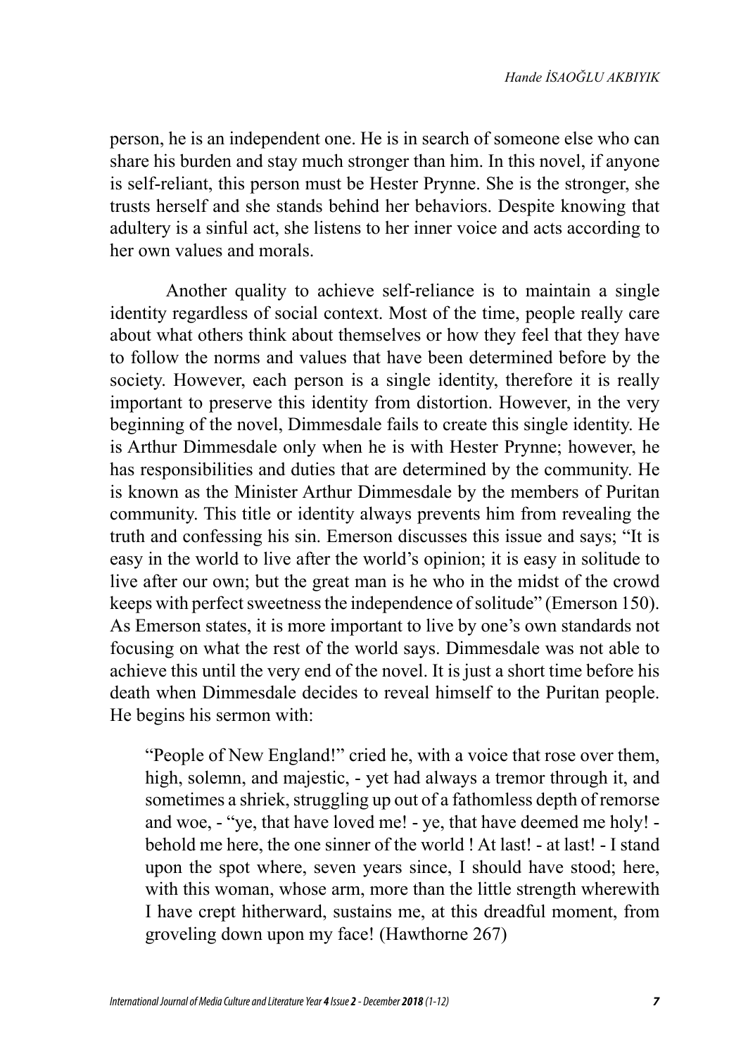person, he is an independent one. He is in search of someone else who can share his burden and stay much stronger than him. In this novel, if anyone is self-reliant, this person must be Hester Prynne. She is the stronger, she trusts herself and she stands behind her behaviors. Despite knowing that adultery is a sinful act, she listens to her inner voice and acts according to her own values and morals.

Another quality to achieve self-reliance is to maintain a single identity regardless of social context. Most of the time, people really care about what others think about themselves or how they feel that they have to follow the norms and values that have been determined before by the society. However, each person is a single identity, therefore it is really important to preserve this identity from distortion. However, in the very beginning of the novel, Dimmesdale fails to create this single identity. He is Arthur Dimmesdale only when he is with Hester Prynne; however, he has responsibilities and duties that are determined by the community. He is known as the Minister Arthur Dimmesdale by the members of Puritan community. This title or identity always prevents him from revealing the truth and confessing his sin. Emerson discusses this issue and says; "It is easy in the world to live after the world's opinion; it is easy in solitude to live after our own; but the great man is he who in the midst of the crowd keeps with perfect sweetness the independence of solitude" (Emerson 150). As Emerson states, it is more important to live by one's own standards not focusing on what the rest of the world says. Dimmesdale was not able to achieve this until the very end of the novel. It is just a short time before his death when Dimmesdale decides to reveal himself to the Puritan people. He begins his sermon with:

> "People of New England!" cried he, with a voice that rose over them, high, solemn, and majestic, - yet had always a tremor through it, and sometimes a shriek, struggling up out of a fathomless depth of remorse and woe, - "ye, that have loved me! - ye, that have deemed me holy! - behold me here, the one sinner of the world ! At last! - at last! - I stand upon the spot where, seven years since, I should have stood; here, with this woman, whose arm, more than the little strength wherewith I have crept hitherward, sustains me, at this dreadful moment, from groveling down upon my face! (Hawthorne 267)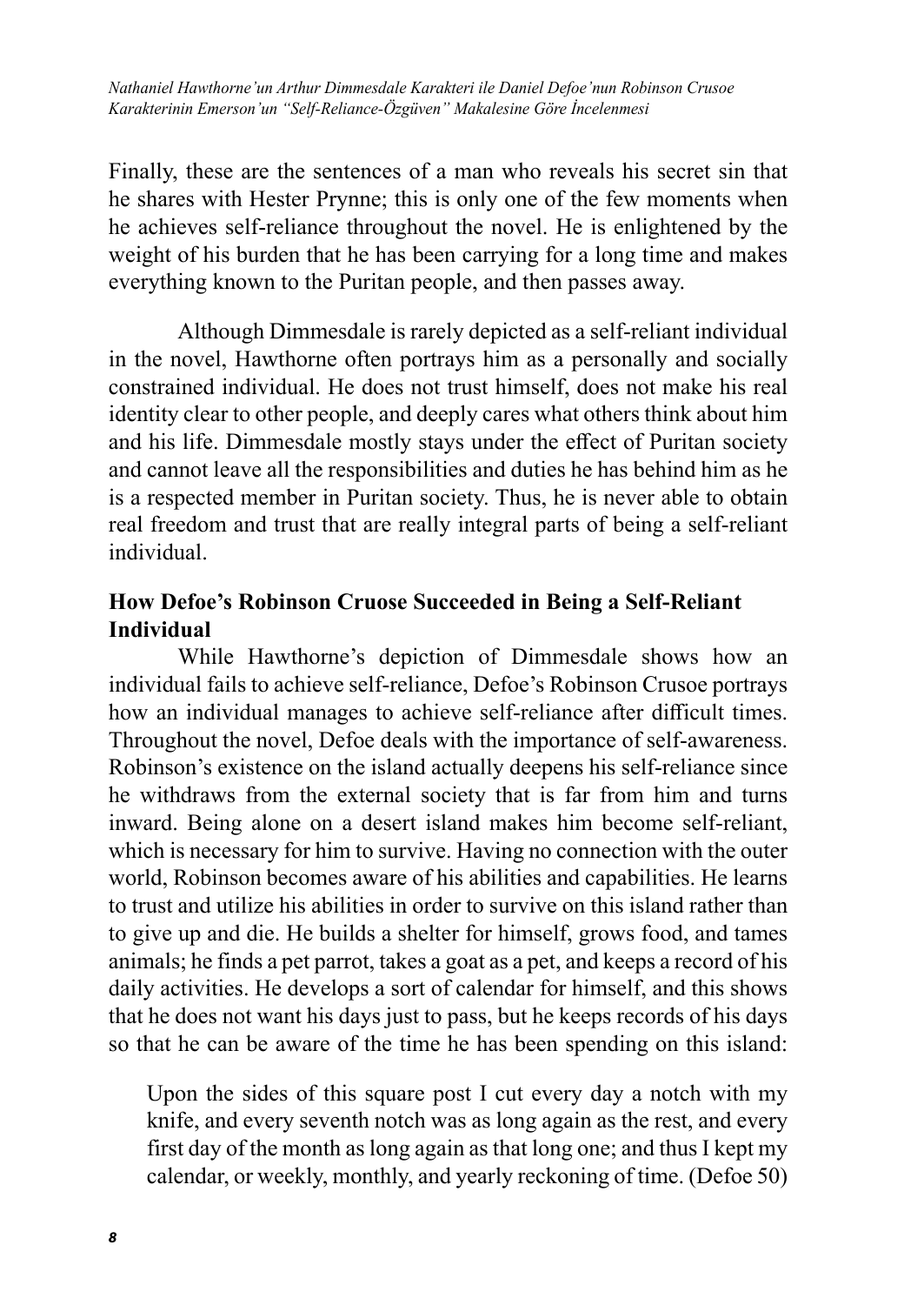Finally, these are the sentences of a man who reveals his secret sin that he shares with Hester Prynne; this is only one of the few moments when he achieves self-reliance throughout the novel. He is enlightened by the weight of his burden that he has been carrying for a long time and makes everything known to the Puritan people, and then passes away.

Although Dimmesdale is rarely depicted as a self-reliant individual in the novel, Hawthorne often portrays him as a personally and socially constrained individual. He does not trust himself, does not make his real identity clear to other people, and deeply cares what others think about him and his life. Dimmesdale mostly stays under the effect of Puritan society and cannot leave all the responsibilities and duties he has behind him as he is a respected member in Puritan society. Thus, he is never able to obtain real freedom and trust that are really integral parts of being a self-reliant individual.

## How Defoe's Robinson Cruose Succeeded in Being a Self-Reliant Individual

While Hawthorne's depiction of Dimmesdale shows how an individual fails to achieve self-reliance, Defoe's Robinson Crusoe portrays how an individual manages to achieve self-reliance after difficult times. Throughout the novel, Defoe deals with the importance of self-awareness. Robinson's existence on the island actually deepens his self-reliance since he withdraws from the external society that is far from him and turns inward. Being alone on a desert island makes him become self-reliant, which is necessary for him to survive. Having no connection with the outer world, Robinson becomes aware of his abilities and capabilities. He learns to trust and utilize his abilities in order to survive on this island rather than to give up and die. He builds a shelter for himself, grows food, and tames animals; he finds a pet parrot, takes a goat as a pet, and keeps a record of his daily activities. He develops a sort of calendar for himself, and this shows that he does not want his days just to pass, but he keeps records of his days so that he can be aware of the time he has been spending on this island:

> Upon the sides of this square post I cut every day a notch with my knife, and every seventh notch was as long again as the rest, and every first day of the month as long again as that long one; and thus I kept my calendar, or weekly, monthly, and yearly reckoning of time. (Defoe 50)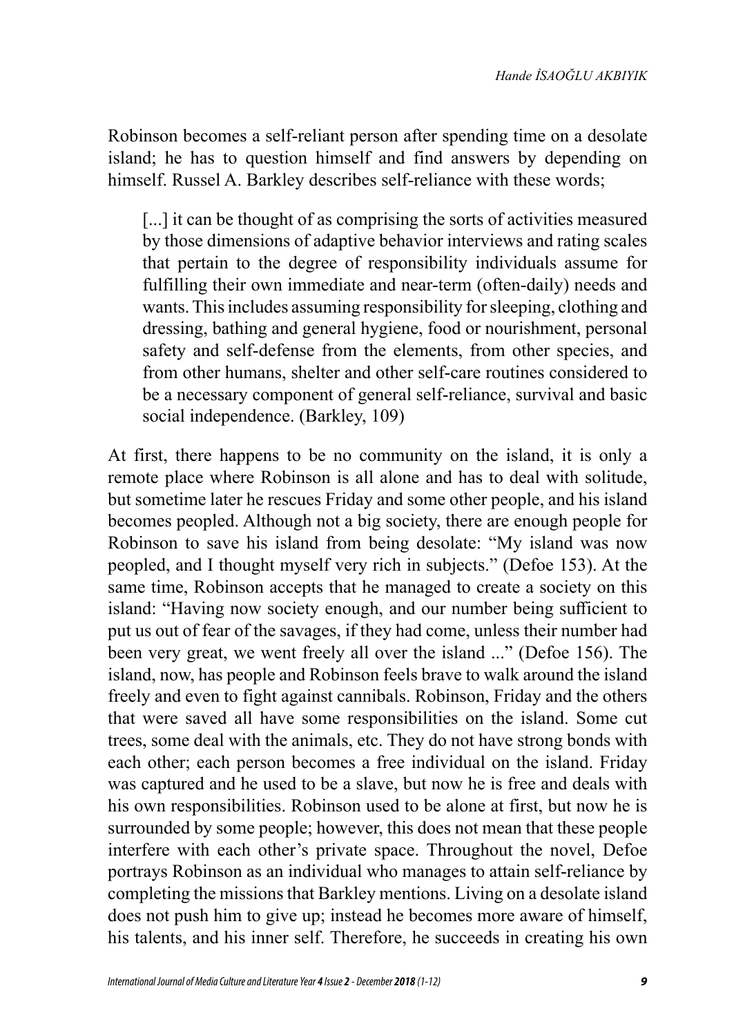Robinson becomes a self-reliant person after spending time on a desolate island; he has to question himself and find answers by depending on himself. Russel A. Barkley describes self-reliance with these words;

> [...] it can be thought of as comprising the sorts of activities measured by those dimensions of adaptive behavior interviews and rating scales that pertain to the degree of responsibility individuals assume for fulfilling their own immediate and near-term (often-daily) needs and wants. This includes assuming responsibility for sleeping, clothing and dressing, bathing and general hygiene, food or nourishment, personal safety and self-defense from the elements, from other species, and from other humans, shelter and other self-care routines considered to be a necessary component of general self-reliance, survival and basic social independence. (Barkley, 109)

At first, there happens to be no community on the island, it is only a remote place where Robinson is all alone and has to deal with solitude, but sometime later he rescues Friday and some other people, and his island becomes peopled. Although not a big society, there are enough people for Robinson to save his island from being desolate: "My island was now peopled, and I thought myself very rich in subjects." (Defoe 153). At the same time, Robinson accepts that he managed to create a society on this island: "Having now society enough, and our number being sufficient to put us out of fear of the savages, if they had come, unless their number had been very great, we went freely all over the island ..." (Defoe 156). The island, now, has people and Robinson feels brave to walk around the island freely and even to fight against cannibals. Robinson, Friday and the others that were saved all have some responsibilities on the island. Some cut trees, some deal with the animals, etc. They do not have strong bonds with each other; each person becomes a free individual on the island. Friday was captured and he used to be a slave, but now he is free and deals with his own responsibilities. Robinson used to be alone at first, but now he is surrounded by some people; however, this does not mean that these people interfere with each other's private space. Throughout the novel, Defoe portrays Robinson as an individual who manages to attain self-reliance by completing the missions that Barkley mentions. Living on a desolate island does not push him to give up; instead he becomes more aware of himself, his talents, and his inner self. Therefore, he succeeds in creating his own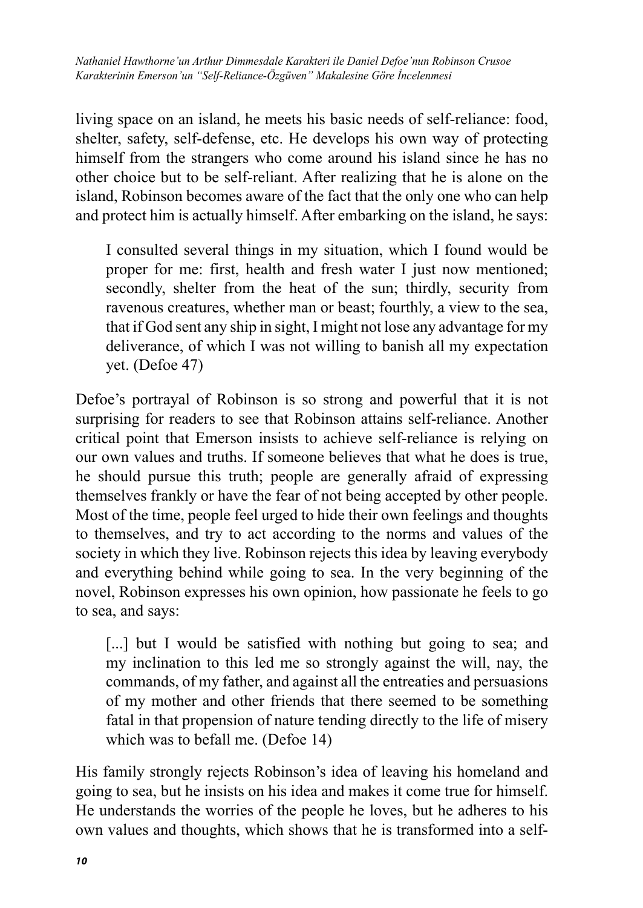living space on an island, he meets his basic needs of self-reliance: food, shelter, safety, self-defense, etc. He develops his own way of protecting himself from the strangers who come around his island since he has no other choice but to be self-reliant. After realizing that he is alone on the island, Robinson becomes aware of the fact that the only one who can help and protect him is actually himself. After embarking on the island, he says:

> I consulted several things in my situation, which I found would be proper for me: first, health and fresh water I just now mentioned; secondly, shelter from the heat of the sun; thirdly, security from ravenous creatures, whether man or beast; fourthly, a view to the sea, that if God sent any ship in sight, I might not lose any advantage for my deliverance, of which I was not willing to banish all my expectation yet. (Defoe 47)

Defoe's portrayal of Robinson is so strong and powerful that it is not surprising for readers to see that Robinson attains self-reliance. Another critical point that Emerson insists to achieve self-reliance is relying on our own values and truths. If someone believes that what he does is true, he should pursue this truth; people are generally afraid of expressing themselves frankly or have the fear of not being accepted by other people. Most of the time, people feel urged to hide their own feelings and thoughts to themselves, and try to act according to the norms and values of the society in which they live. Robinson rejects this idea by leaving everybody and everything behind while going to sea. In the very beginning of the novel, Robinson expresses his own opinion, how passionate he feels to go to sea, and says:

> [...] but I would be satisfied with nothing but going to sea; and my inclination to this led me so strongly against the will, nay, the commands, of my father, and against all the entreaties and persuasions of my mother and other friends that there seemed to be something fatal in that propension of nature tending directly to the life of misery which was to befall me. (Defoe 14)

His family strongly rejects Robinson's idea of leaving his homeland and going to sea, but he insists on his idea and makes it come true for himself. He understands the worries of the people he loves, but he adheres to his own values and thoughts, which shows that he is transformed into a self-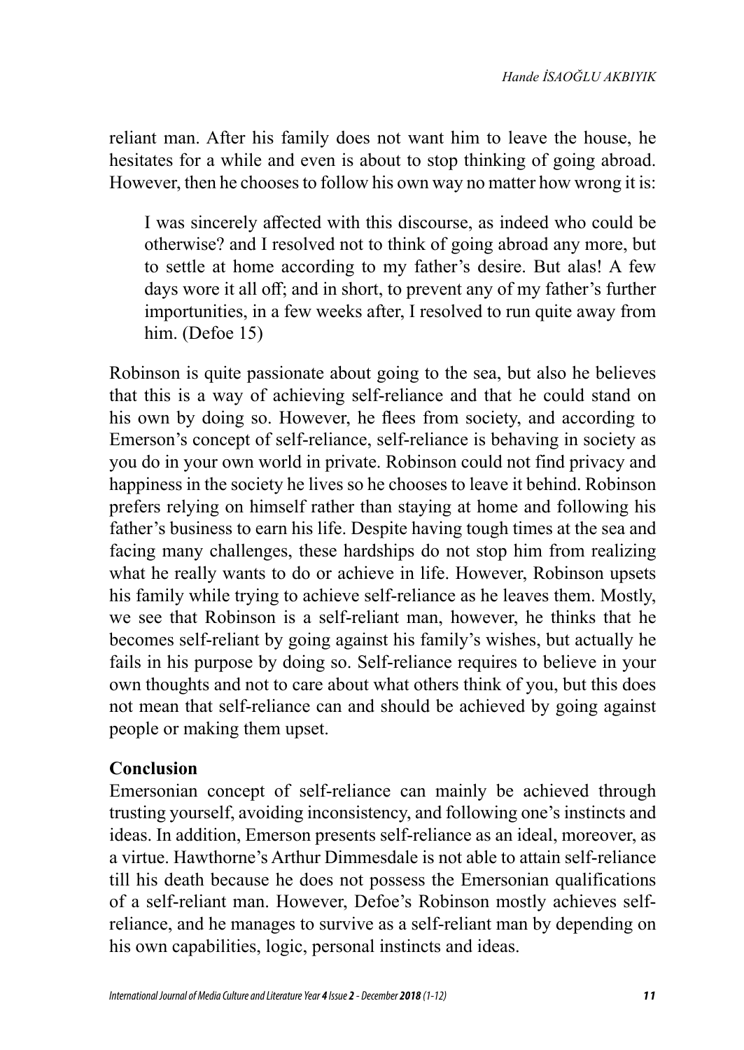reliant man. After his family does not want him to leave the house, he hesitates for a while and even is about to stop thinking of going abroad. However, then he chooses to follow his own way no matter how wrong it is:

> I was sincerely affected with this discourse, as indeed who could be otherwise? and I resolved not to think of going abroad any more, but to settle at home according to my father's desire. But alas! A few days wore it all off; and in short, to prevent any of my father's further importunities, in a few weeks after, I resolved to run quite away from him. (Defoe 15)

Robinson is quite passionate about going to the sea, but also he believes that this is a way of achieving self-reliance and that he could stand on his own by doing so. However, he flees from society, and according to Emerson's concept of self-reliance, self-reliance is behaving in society as you do in your own world in private. Robinson could not find privacy and happiness in the society he lives so he chooses to leave it behind. Robinson prefers relying on himself rather than staying at home and following his father's business to earn his life. Despite having tough times at the sea and facing many challenges, these hardships do not stop him from realizing what he really wants to do or achieve in life. However, Robinson upsets his family while trying to achieve self-reliance as he leaves them. Mostly, we see that Robinson is a self-reliant man, however, he thinks that he becomes self-reliant by going against his family's wishes, but actually he fails in his purpose by doing so. Self-reliance requires to believe in your own thoughts and not to care about what others think of you, but this does not mean that self-reliance can and should be achieved by going against people or making them upset.

## Conclusion

Emersonian concept of self-reliance can mainly be achieved through trusting yourself, avoiding inconsistency, and following one's instincts and ideas. In addition, Emerson presents self-reliance as an ideal, moreover, as a virtue. Hawthorne's Arthur Dimmesdale is not able to attain self-reliance till his death because he does not possess the Emersonian qualifications of a self-reliant man. However, Defoe's Robinson mostly achieves self-reliance, and he manages to survive as a self-reliant man by depending on his own capabilities, logic, personal instincts and ideas.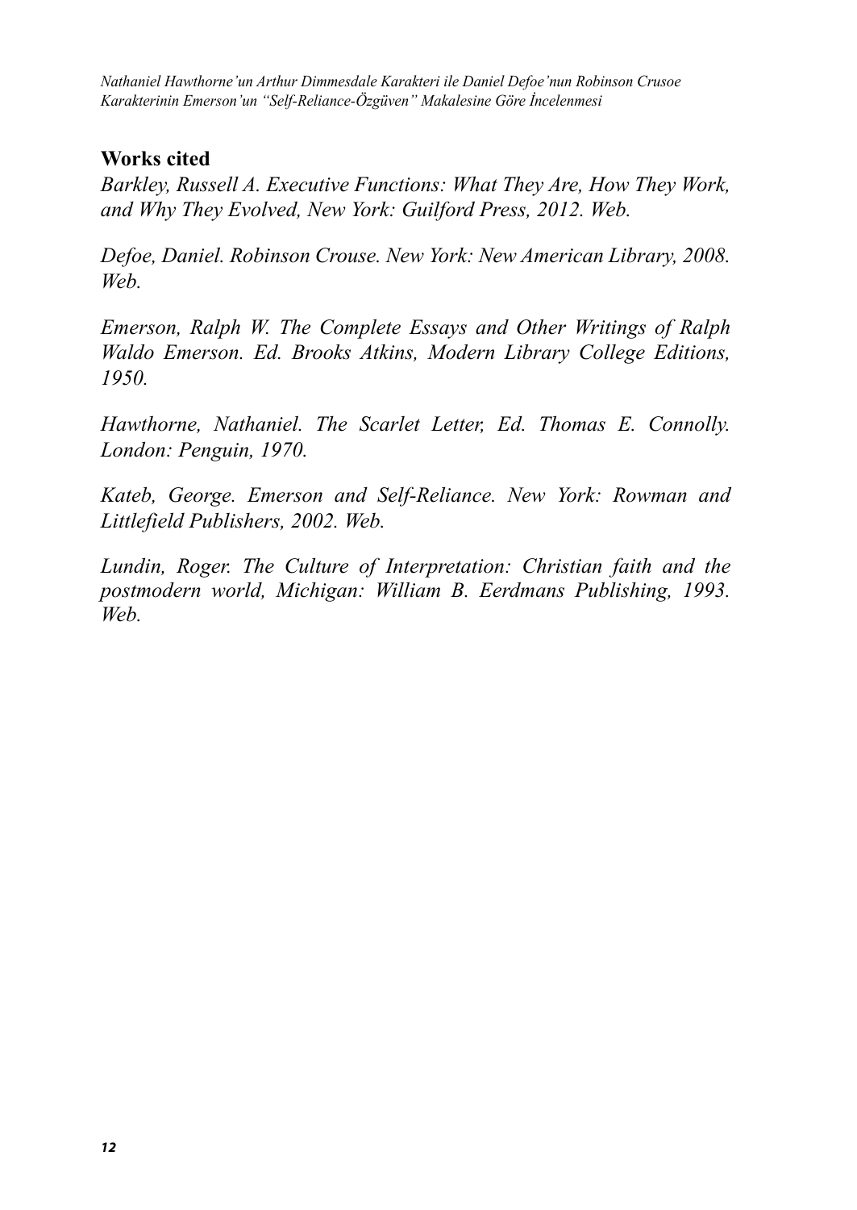## Works cited

*Barkley, Russell A. Executive Functions: What They Are, How They Work, and Why They Evolved, New York: Guilford Press, 2012. Web.*

*Defoe, Daniel. Robinson Crouse. New York: New American Library, 2008. Web.*

*Emerson, Ralph W. The Complete Essays and Other Writings of Ralph Waldo Emerson. Ed. Brooks Atkins, Modern Library College Editions, 1950.*

*Hawthorne, Nathaniel. The Scarlet Letter, Ed. Thomas E. Connolly. London: Penguin, 1970.*

*Kateb, George. Emerson and Self-Reliance. New York: Rowman and Littlefield Publishers, 2002. Web.*

*Lundin, Roger. The Culture of Interpretation: Christian faith and the postmodern world, Michigan: William B. Eerdmans Publishing, 1993. Web.*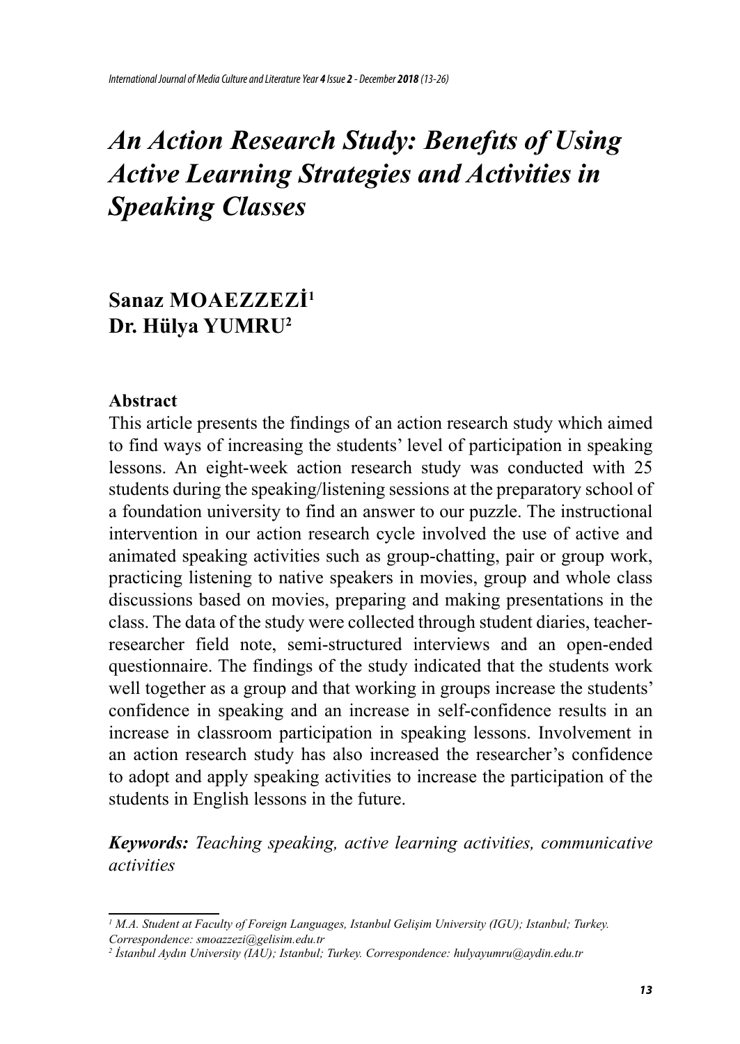# An Action Research Study: Benefits of Using Active Learning Strategies and Activities in Speaking Classes

**Sanaz MOAEZZEZİ[1]**
**Dr. Hülya YUMRU[2]**

## Abstract

This article presents the findings of an action research study which aimed to find ways of increasing the students' level of participation in speaking lessons. An eight-week action research study was conducted with 25 students during the speaking/listening sessions at the preparatory school of a foundation university to find an answer to our puzzle. The instructional intervention in our action research cycle involved the use of active and animated speaking activities such as group-chatting, pair or group work, practicing listening to native speakers in movies, group and whole class discussions based on movies, preparing and making presentations in the class. The data of the study were collected through student diaries, teacher-researcher field note, semi-structured interviews and an open-ended questionnaire. The findings of the study indicated that the students work well together as a group and that working in groups increase the students' confidence in speaking and an increase in self-confidence results in an increase in classroom participation in speaking lessons. Involvement in an action research study has also increased the researcher's confidence to adopt and apply speaking activities to increase the participation of the students in English lessons in the future.

***Keywords:*** *Teaching speaking, active learning activities, communicative activities*

---

*[1] M.A. Student at Faculty of Foreign Languages, Istanbul Gelişim University (IGU); Istanbul; Turkey. Correspondence: smoazzezi@gelisim.edu.tr*

*[2] İstanbul Aydın University (IAU); Istanbul; Turkey. Correspondence: hulyayumru@aydin.edu.tr*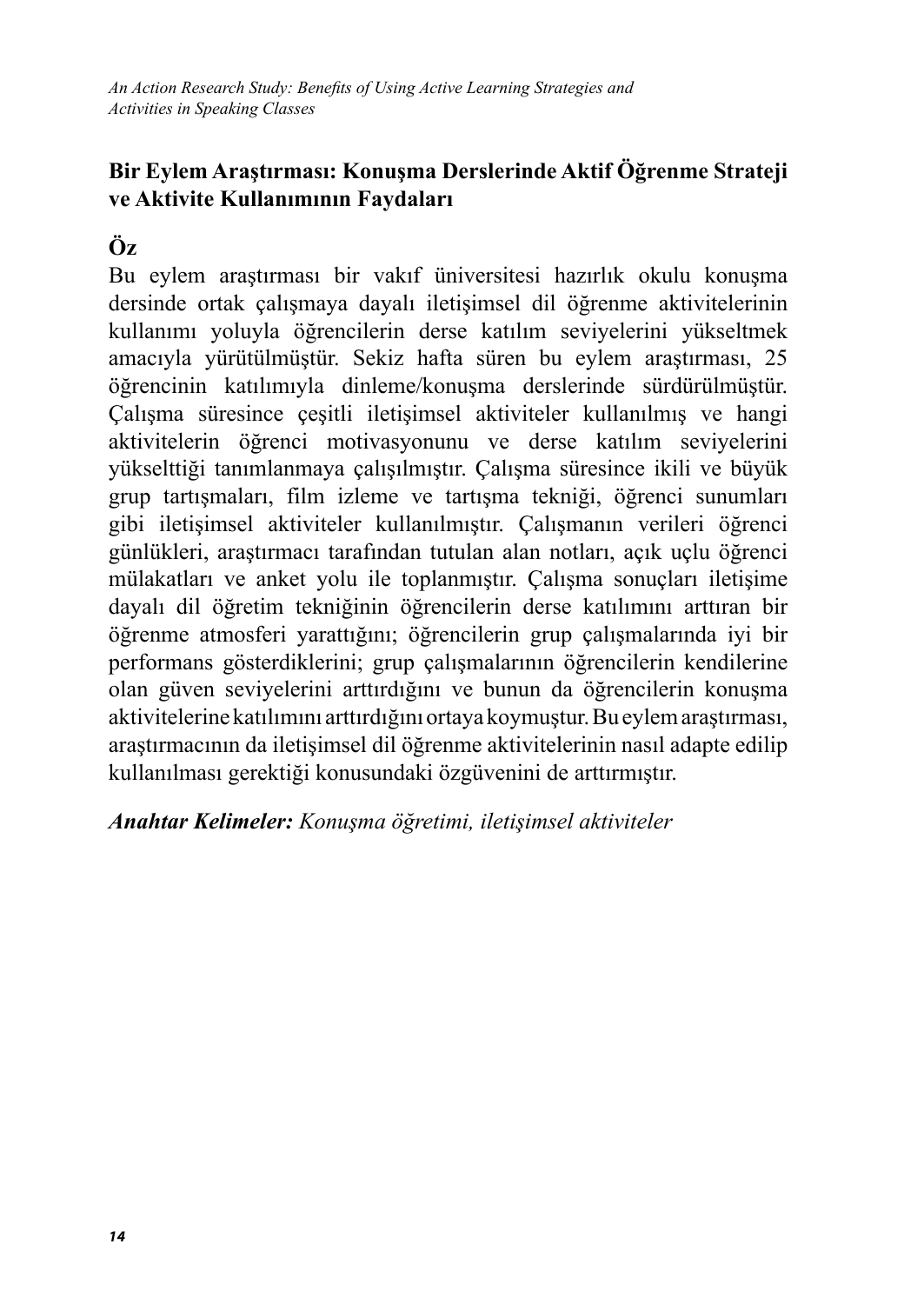## Bir Eylem Araştırması: Konuşma Derslerinde Aktif Öğrenme Strateji ve Aktivite Kullanımının Faydaları

### Öz

Bu eylem araştırması bir vakıf üniversitesi hazırlık okulu konuşma dersinde ortak çalışmaya dayalı iletişimsel dil öğrenme aktivitelerinin kullanımı yoluyla öğrencilerin derse katılım seviyelerini yükseltmek amacıyla yürütülmüştür. Sekiz hafta süren bu eylem araştırması, 25 öğrencinin katılımıyla dinleme/konuşma derslerinde sürdürülmüştür. Çalışma süresince çeşitli iletişimsel aktiviteler kullanılmış ve hangi aktivitelerin öğrenci motivasyonunu ve derse katılım seviyelerini yükselttiği tanımlanmaya çalışılmıştır. Çalışma süresince ikili ve büyük grup tartışmaları, film izleme ve tartışma tekniği, öğrenci sunumları gibi iletişimsel aktiviteler kullanılmıştır. Çalışmanın verileri öğrenci günlükleri, araştırmacı tarafından tutulan alan notları, açık uçlu öğrenci mülakatları ve anket yolu ile toplanmıştır. Çalışma sonuçları iletişime dayalı dil öğretim tekniğinin öğrencilerin derse katılımını arttıran bir öğrenme atmosferi yarattığını; öğrencilerin grup çalışmalarında iyi bir performans gösterdiklerini; grup çalışmalarının öğrencilerin kendilerine olan güven seviyelerini arttırdığını ve bunun da öğrencilerin konuşma aktivitelerine katılımını arttırdığını ortaya koymuştur. Bu eylem araştırması, araştırmacının da iletişimsel dil öğrenme aktivitelerinin nasıl adapte edilip kullanılması gerektiği konusundaki özgüvenini de arttırmıştır.

***Anahtar Kelimeler:*** *Konuşma öğretimi, iletişimsel aktiviteler*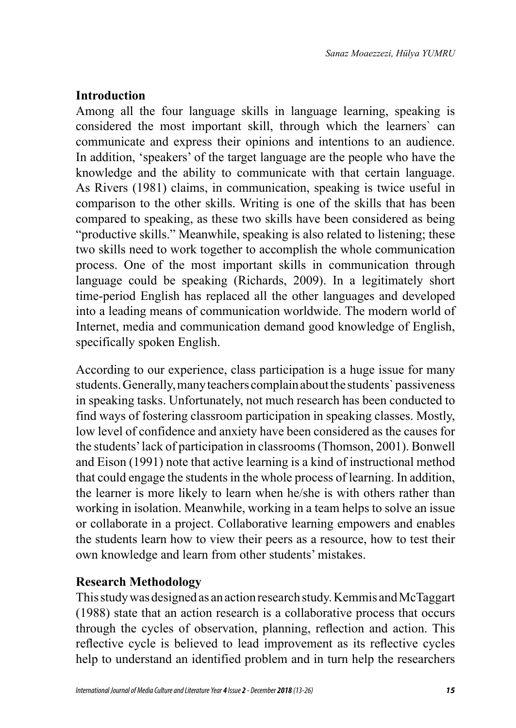## Introduction

Among all the four language skills in language learning, speaking is considered the most important skill, through which the learners` can communicate and express their opinions and intentions to an audience. In addition, 'speakers' of the target language are the people who have the knowledge and the ability to communicate with that certain language. As Rivers (1981) claims, in communication, speaking is twice useful in comparison to the other skills. Writing is one of the skills that has been compared to speaking, as these two skills have been considered as being "productive skills." Meanwhile, speaking is also related to listening; these two skills need to work together to accomplish the whole communication process. One of the most important skills in communication through language could be speaking (Richards, 2009). In a legitimately short time-period English has replaced all the other languages and developed into a leading means of communication worldwide. The modern world of Internet, media and communication demand good knowledge of English, specifically spoken English.

According to our experience, class participation is a huge issue for many students. Generally, many teachers complain about the students` passiveness in speaking tasks. Unfortunately, not much research has been conducted to find ways of fostering classroom participation in speaking classes. Mostly, low level of confidence and anxiety have been considered as the causes for the students' lack of participation in classrooms (Thomson, 2001). Bonwell and Eison (1991) note that active learning is a kind of instructional method that could engage the students in the whole process of learning. In addition, the learner is more likely to learn when he/she is with others rather than working in isolation. Meanwhile, working in a team helps to solve an issue or collaborate in a project. Collaborative learning empowers and enables the students learn how to view their peers as a resource, how to test their own knowledge and learn from other students' mistakes.

## Research Methodology

This study was designed as an action research study. Kemmis and McTaggart (1988) state that an action research is a collaborative process that occurs through the cycles of observation, planning, reflection and action. This reflective cycle is believed to lead improvement as its reflective cycles help to understand an identified problem and in turn help the researchers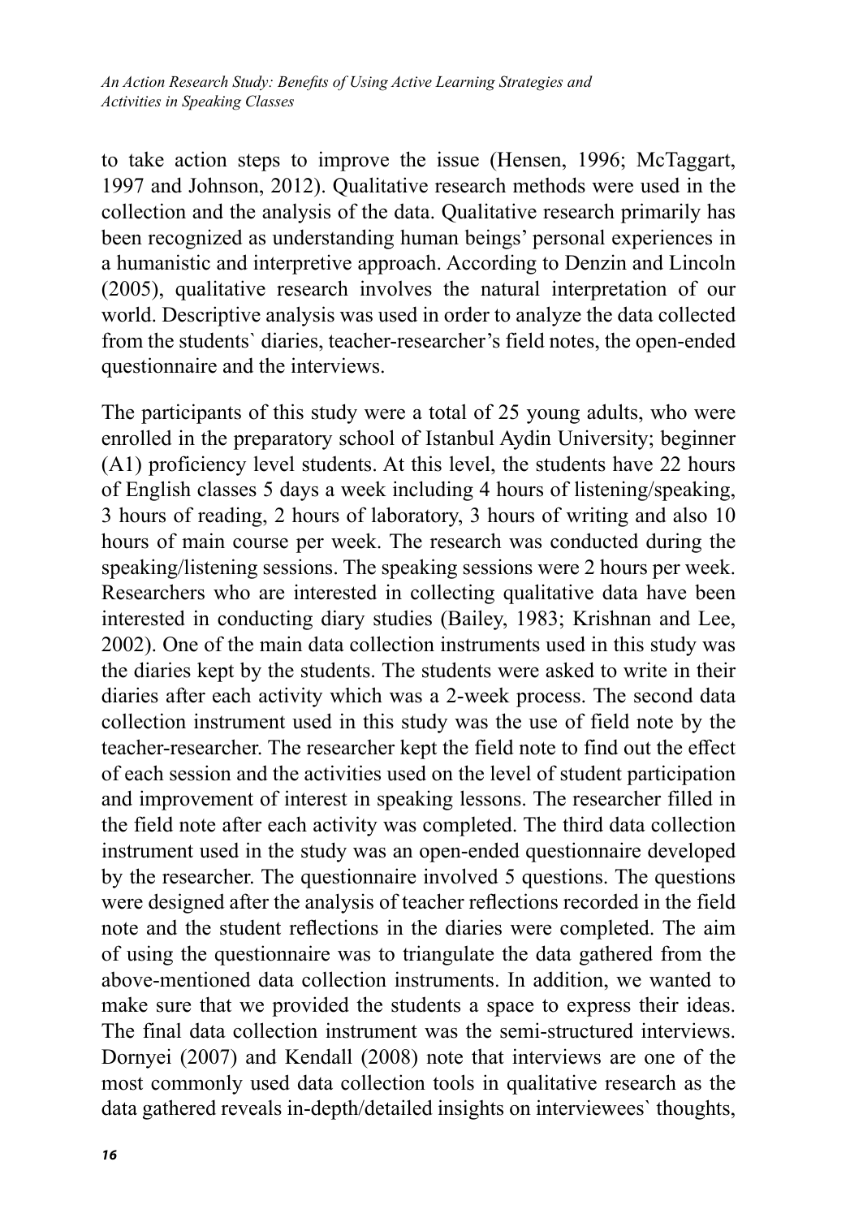to take action steps to improve the issue (Hensen, 1996; McTaggart, 1997 and Johnson, 2012). Qualitative research methods were used in the collection and the analysis of the data. Qualitative research primarily has been recognized as understanding human beings' personal experiences in a humanistic and interpretive approach. According to Denzin and Lincoln (2005), qualitative research involves the natural interpretation of our world. Descriptive analysis was used in order to analyze the data collected from the students` diaries, teacher-researcher's field notes, the open-ended questionnaire and the interviews.

The participants of this study were a total of 25 young adults, who were enrolled in the preparatory school of Istanbul Aydin University; beginner (A1) proficiency level students. At this level, the students have 22 hours of English classes 5 days a week including 4 hours of listening/speaking, 3 hours of reading, 2 hours of laboratory, 3 hours of writing and also 10 hours of main course per week. The research was conducted during the speaking/listening sessions. The speaking sessions were 2 hours per week. Researchers who are interested in collecting qualitative data have been interested in conducting diary studies (Bailey, 1983; Krishnan and Lee, 2002). One of the main data collection instruments used in this study was the diaries kept by the students. The students were asked to write in their diaries after each activity which was a 2-week process. The second data collection instrument used in this study was the use of field note by the teacher-researcher. The researcher kept the field note to find out the effect of each session and the activities used on the level of student participation and improvement of interest in speaking lessons. The researcher filled in the field note after each activity was completed. The third data collection instrument used in the study was an open-ended questionnaire developed by the researcher. The questionnaire involved 5 questions. The questions were designed after the analysis of teacher reflections recorded in the field note and the student reflections in the diaries were completed. The aim of using the questionnaire was to triangulate the data gathered from the above-mentioned data collection instruments. In addition, we wanted to make sure that we provided the students a space to express their ideas. The final data collection instrument was the semi-structured interviews. Dornyei (2007) and Kendall (2008) note that interviews are one of the most commonly used data collection tools in qualitative research as the data gathered reveals in-depth/detailed insights on interviewees` thoughts,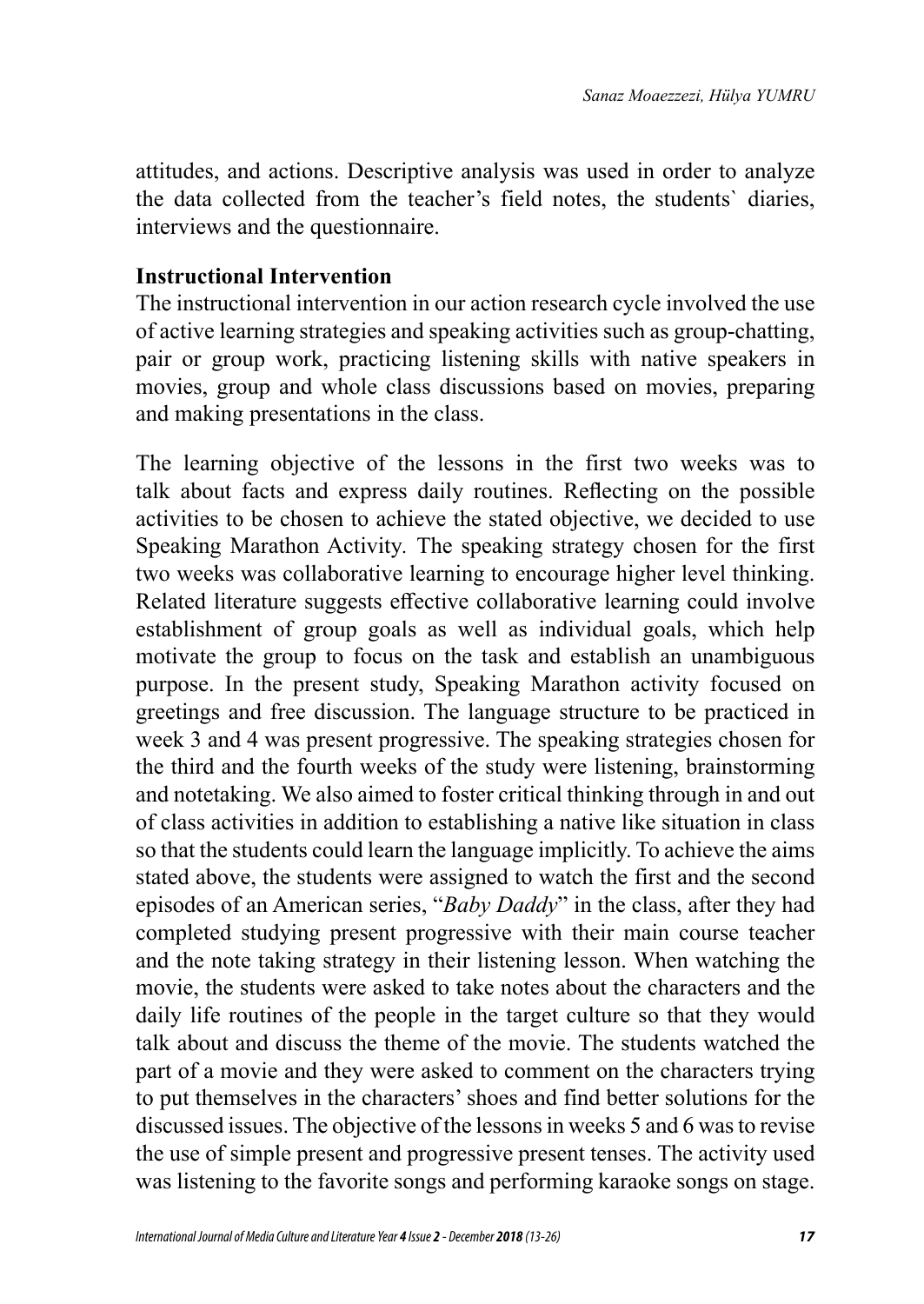attitudes, and actions. Descriptive analysis was used in order to analyze the data collected from the teacher's field notes, the students` diaries, interviews and the questionnaire.

### Instructional Intervention

The instructional intervention in our action research cycle involved the use of active learning strategies and speaking activities such as group-chatting, pair or group work, practicing listening skills with native speakers in movies, group and whole class discussions based on movies, preparing and making presentations in the class.

The learning objective of the lessons in the first two weeks was to talk about facts and express daily routines. Reflecting on the possible activities to be chosen to achieve the stated objective, we decided to use Speaking Marathon Activity. The speaking strategy chosen for the first two weeks was collaborative learning to encourage higher level thinking. Related literature suggests effective collaborative learning could involve establishment of group goals as well as individual goals, which help motivate the group to focus on the task and establish an unambiguous purpose. In the present study, Speaking Marathon activity focused on greetings and free discussion. The language structure to be practiced in week 3 and 4 was present progressive. The speaking strategies chosen for the third and the fourth weeks of the study were listening, brainstorming and notetaking. We also aimed to foster critical thinking through in and out of class activities in addition to establishing a native like situation in class so that the students could learn the language implicitly. To achieve the aims stated above, the students were assigned to watch the first and the second episodes of an American series, "*Baby Daddy*" in the class, after they had completed studying present progressive with their main course teacher and the note taking strategy in their listening lesson. When watching the movie, the students were asked to take notes about the characters and the daily life routines of the people in the target culture so that they would talk about and discuss the theme of the movie. The students watched the part of a movie and they were asked to comment on the characters trying to put themselves in the characters' shoes and find better solutions for the discussed issues. The objective of the lessons in weeks 5 and 6 was to revise the use of simple present and progressive present tenses. The activity used was listening to the favorite songs and performing karaoke songs on stage.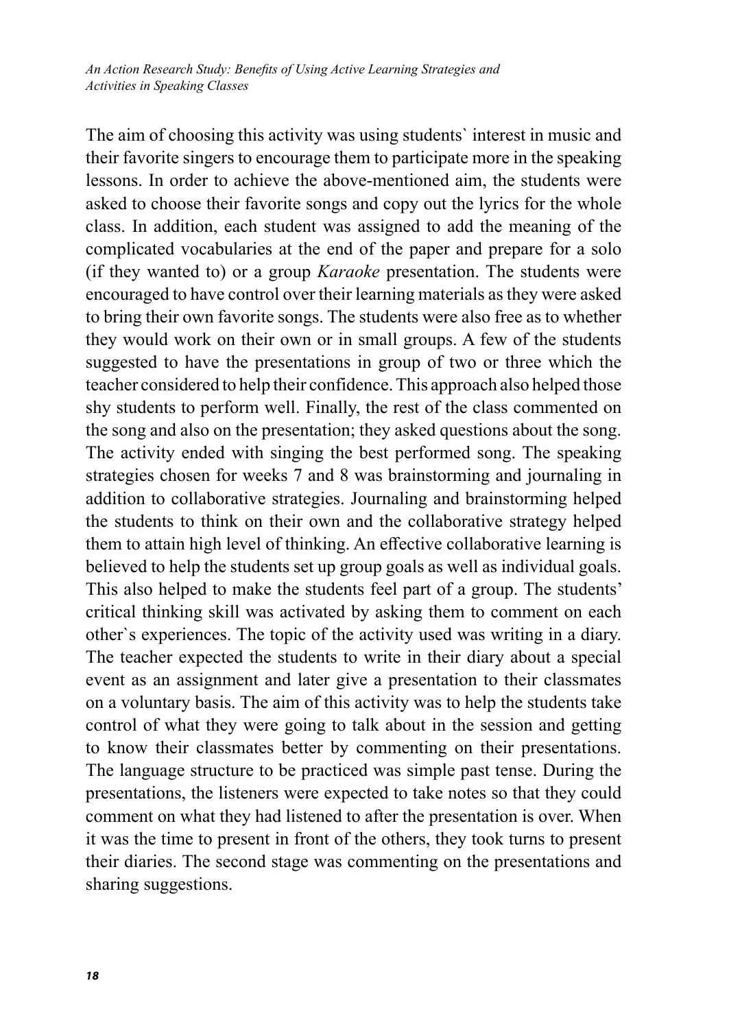The aim of choosing this activity was using students` interest in music and their favorite singers to encourage them to participate more in the speaking lessons. In order to achieve the above-mentioned aim, the students were asked to choose their favorite songs and copy out the lyrics for the whole class. In addition, each student was assigned to add the meaning of the complicated vocabularies at the end of the paper and prepare for a solo (if they wanted to) or a group *Karaoke* presentation. The students were encouraged to have control over their learning materials as they were asked to bring their own favorite songs. The students were also free as to whether they would work on their own or in small groups. A few of the students suggested to have the presentations in group of two or three which the teacher considered to help their confidence. This approach also helped those shy students to perform well. Finally, the rest of the class commented on the song and also on the presentation; they asked questions about the song. The activity ended with singing the best performed song. The speaking strategies chosen for weeks 7 and 8 was brainstorming and journaling in addition to collaborative strategies. Journaling and brainstorming helped the students to think on their own and the collaborative strategy helped them to attain high level of thinking. An effective collaborative learning is believed to help the students set up group goals as well as individual goals. This also helped to make the students feel part of a group. The students' critical thinking skill was activated by asking them to comment on each other`s experiences. The topic of the activity used was writing in a diary. The teacher expected the students to write in their diary about a special event as an assignment and later give a presentation to their classmates on a voluntary basis. The aim of this activity was to help the students take control of what they were going to talk about in the session and getting to know their classmates better by commenting on their presentations. The language structure to be practiced was simple past tense. During the presentations, the listeners were expected to take notes so that they could comment on what they had listened to after the presentation is over. When it was the time to present in front of the others, they took turns to present their diaries. The second stage was commenting on the presentations and sharing suggestions.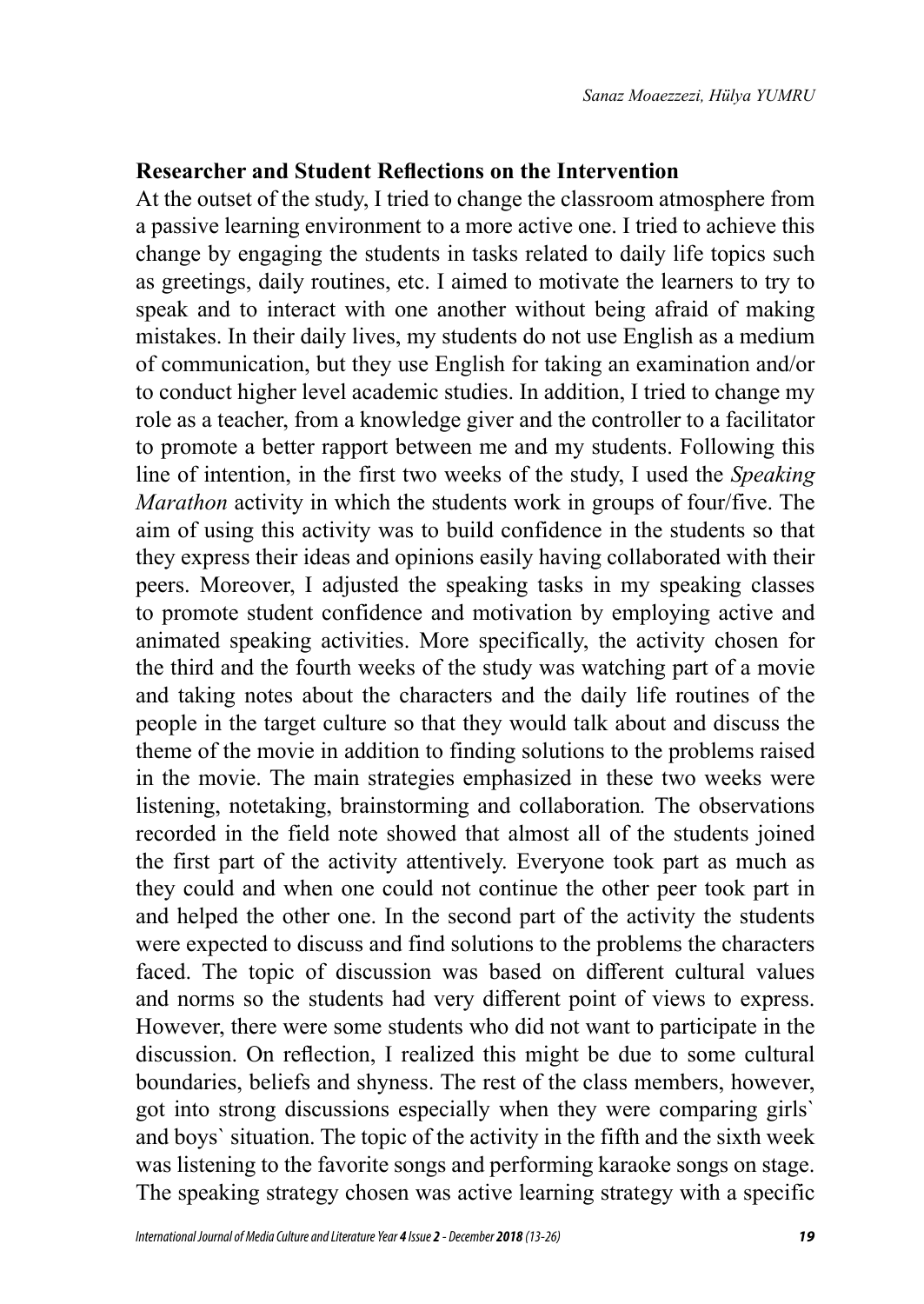**Researcher and Student Reflections on the Intervention**

At the outset of the study, I tried to change the classroom atmosphere from a passive learning environment to a more active one. I tried to achieve this change by engaging the students in tasks related to daily life topics such as greetings, daily routines, etc. I aimed to motivate the learners to try to speak and to interact with one another without being afraid of making mistakes. In their daily lives, my students do not use English as a medium of communication, but they use English for taking an examination and/or to conduct higher level academic studies. In addition, I tried to change my role as a teacher, from a knowledge giver and the controller to a facilitator to promote a better rapport between me and my students. Following this line of intention, in the first two weeks of the study, I used the *Speaking Marathon* activity in which the students work in groups of four/five. The aim of using this activity was to build confidence in the students so that they express their ideas and opinions easily having collaborated with their peers. Moreover, I adjusted the speaking tasks in my speaking classes to promote student confidence and motivation by employing active and animated speaking activities. More specifically, the activity chosen for the third and the fourth weeks of the study was watching part of a movie and taking notes about the characters and the daily life routines of the people in the target culture so that they would talk about and discuss the theme of the movie in addition to finding solutions to the problems raised in the movie. The main strategies emphasized in these two weeks were listening, notetaking, brainstorming and collaboration. The observations recorded in the field note showed that almost all of the students joined the first part of the activity attentively. Everyone took part as much as they could and when one could not continue the other peer took part in and helped the other one. In the second part of the activity the students were expected to discuss and find solutions to the problems the characters faced. The topic of discussion was based on different cultural values and norms so the students had very different point of views to express. However, there were some students who did not want to participate in the discussion. On reflection, I realized this might be due to some cultural boundaries, beliefs and shyness. The rest of the class members, however, got into strong discussions especially when they were comparing girls` and boys` situation. The topic of the activity in the fifth and the sixth week was listening to the favorite songs and performing karaoke songs on stage. The speaking strategy chosen was active learning strategy with a specific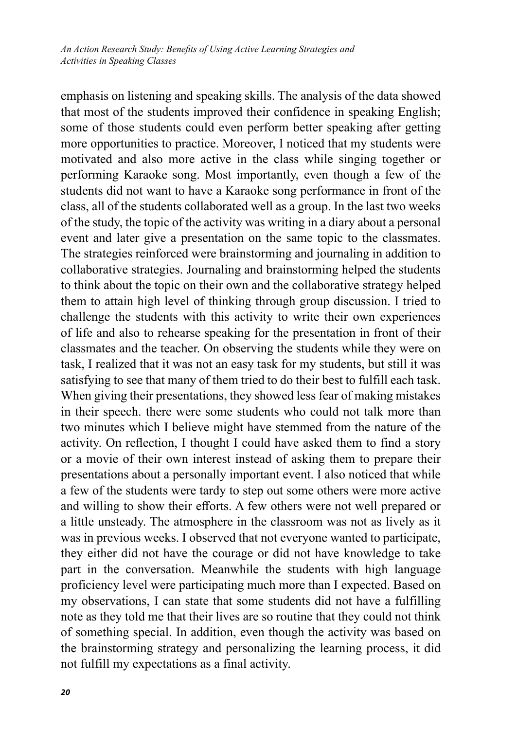emphasis on listening and speaking skills. The analysis of the data showed that most of the students improved their confidence in speaking English; some of those students could even perform better speaking after getting more opportunities to practice. Moreover, I noticed that my students were motivated and also more active in the class while singing together or performing Karaoke song. Most importantly, even though a few of the students did not want to have a Karaoke song performance in front of the class, all of the students collaborated well as a group. In the last two weeks of the study, the topic of the activity was writing in a diary about a personal event and later give a presentation on the same topic to the classmates. The strategies reinforced were brainstorming and journaling in addition to collaborative strategies. Journaling and brainstorming helped the students to think about the topic on their own and the collaborative strategy helped them to attain high level of thinking through group discussion. I tried to challenge the students with this activity to write their own experiences of life and also to rehearse speaking for the presentation in front of their classmates and the teacher. On observing the students while they were on task, I realized that it was not an easy task for my students, but still it was satisfying to see that many of them tried to do their best to fulfill each task. When giving their presentations, they showed less fear of making mistakes in their speech. there were some students who could not talk more than two minutes which I believe might have stemmed from the nature of the activity. On reflection, I thought I could have asked them to find a story or a movie of their own interest instead of asking them to prepare their presentations about a personally important event. I also noticed that while a few of the students were tardy to step out some others were more active and willing to show their efforts. A few others were not well prepared or a little unsteady. The atmosphere in the classroom was not as lively as it was in previous weeks. I observed that not everyone wanted to participate, they either did not have the courage or did not have knowledge to take part in the conversation. Meanwhile the students with high language proficiency level were participating much more than I expected. Based on my observations, I can state that some students did not have a fulfilling note as they told me that their lives are so routine that they could not think of something special. In addition, even though the activity was based on the brainstorming strategy and personalizing the learning process, it did not fulfill my expectations as a final activity.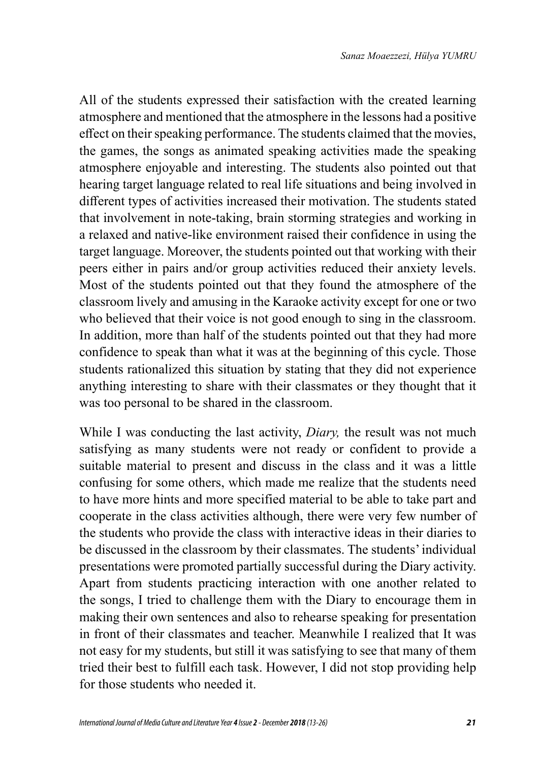All of the students expressed their satisfaction with the created learning atmosphere and mentioned that the atmosphere in the lessons had a positive effect on their speaking performance. The students claimed that the movies, the games, the songs as animated speaking activities made the speaking atmosphere enjoyable and interesting. The students also pointed out that hearing target language related to real life situations and being involved in different types of activities increased their motivation. The students stated that involvement in note-taking, brain storming strategies and working in a relaxed and native-like environment raised their confidence in using the target language. Moreover, the students pointed out that working with their peers either in pairs and/or group activities reduced their anxiety levels. Most of the students pointed out that they found the atmosphere of the classroom lively and amusing in the Karaoke activity except for one or two who believed that their voice is not good enough to sing in the classroom. In addition, more than half of the students pointed out that they had more confidence to speak than what it was at the beginning of this cycle. Those students rationalized this situation by stating that they did not experience anything interesting to share with their classmates or they thought that it was too personal to be shared in the classroom.

While I was conducting the last activity, *Diary,* the result was not much satisfying as many students were not ready or confident to provide a suitable material to present and discuss in the class and it was a little confusing for some others, which made me realize that the students need to have more hints and more specified material to be able to take part and cooperate in the class activities although, there were very few number of the students who provide the class with interactive ideas in their diaries to be discussed in the classroom by their classmates. The students' individual presentations were promoted partially successful during the Diary activity. Apart from students practicing interaction with one another related to the songs, I tried to challenge them with the Diary to encourage them in making their own sentences and also to rehearse speaking for presentation in front of their classmates and teacher. Meanwhile I realized that It was not easy for my students, but still it was satisfying to see that many of them tried their best to fulfill each task. However, I did not stop providing help for those students who needed it.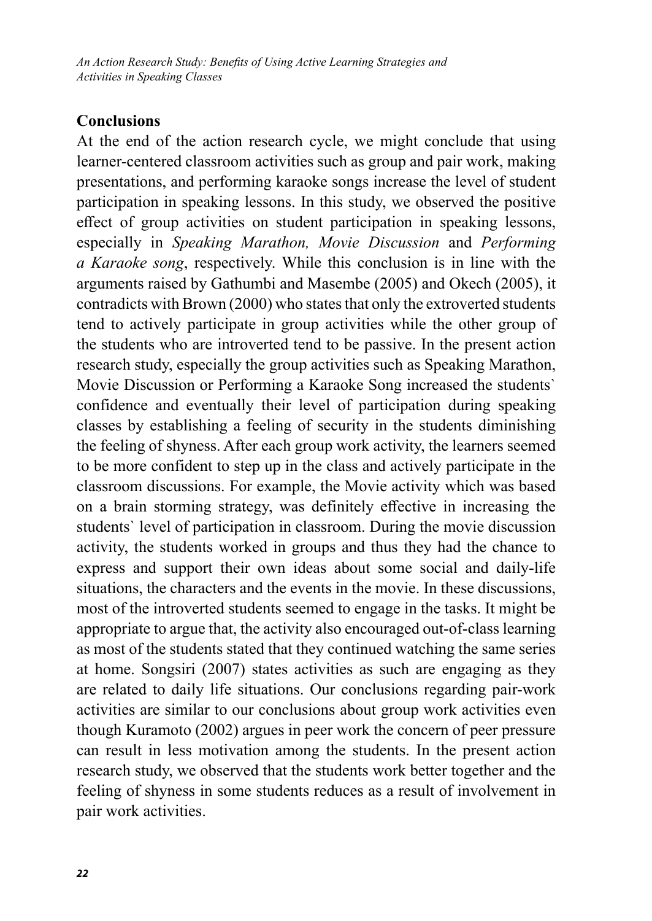## Conclusions

At the end of the action research cycle, we might conclude that using learner-centered classroom activities such as group and pair work, making presentations, and performing karaoke songs increase the level of student participation in speaking lessons. In this study, we observed the positive effect of group activities on student participation in speaking lessons, especially in *Speaking Marathon, Movie Discussion* and *Performing a Karaoke song*, respectively. While this conclusion is in line with the arguments raised by Gathumbi and Masembe (2005) and Okech (2005), it contradicts with Brown (2000) who states that only the extroverted students tend to actively participate in group activities while the other group of the students who are introverted tend to be passive. In the present action research study, especially the group activities such as Speaking Marathon, Movie Discussion or Performing a Karaoke Song increased the students` confidence and eventually their level of participation during speaking classes by establishing a feeling of security in the students diminishing the feeling of shyness. After each group work activity, the learners seemed to be more confident to step up in the class and actively participate in the classroom discussions. For example, the Movie activity which was based on a brain storming strategy, was definitely effective in increasing the students` level of participation in classroom. During the movie discussion activity, the students worked in groups and thus they had the chance to express and support their own ideas about some social and daily-life situations, the characters and the events in the movie. In these discussions, most of the introverted students seemed to engage in the tasks. It might be appropriate to argue that, the activity also encouraged out-of-class learning as most of the students stated that they continued watching the same series at home. Songsiri (2007) states activities as such are engaging as they are related to daily life situations. Our conclusions regarding pair-work activities are similar to our conclusions about group work activities even though Kuramoto (2002) argues in peer work the concern of peer pressure can result in less motivation among the students. In the present action research study, we observed that the students work better together and the feeling of shyness in some students reduces as a result of involvement in pair work activities.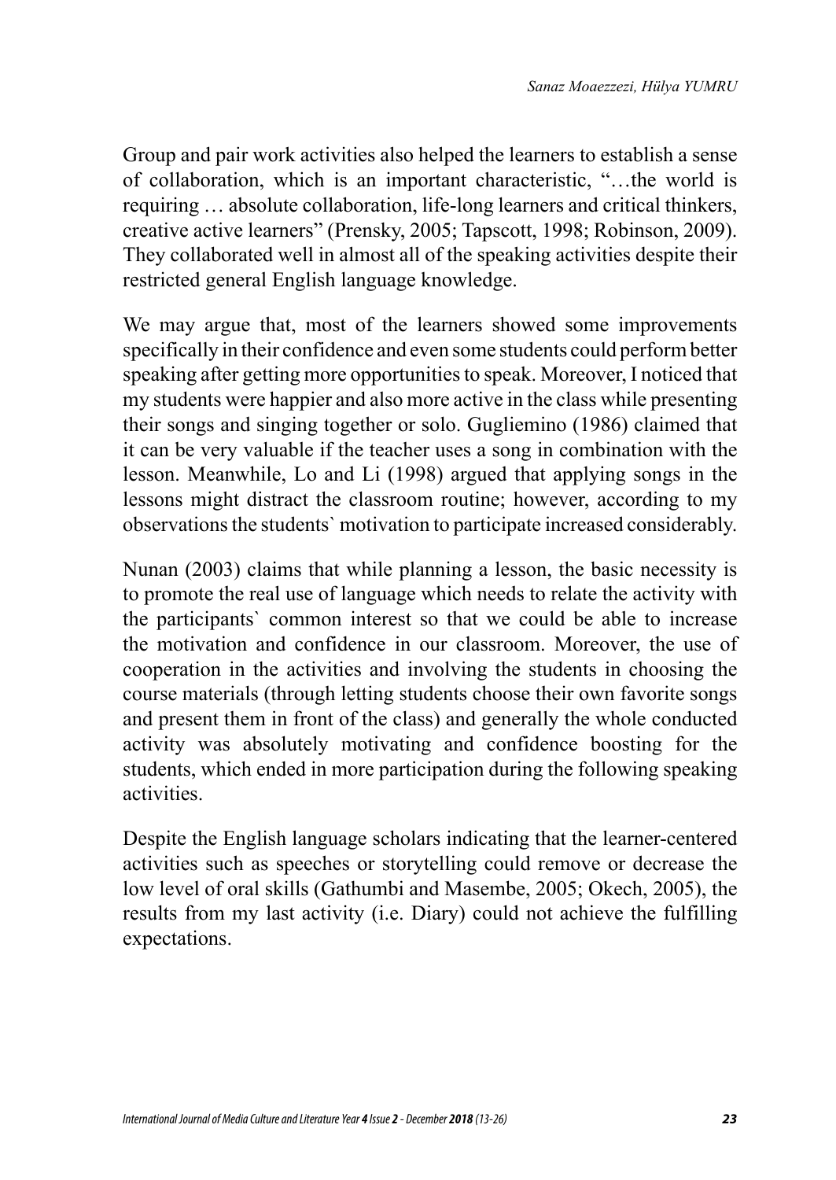Group and pair work activities also helped the learners to establish a sense of collaboration, which is an important characteristic, "…the world is requiring … absolute collaboration, life-long learners and critical thinkers, creative active learners" (Prensky, 2005; Tapscott, 1998; Robinson, 2009). They collaborated well in almost all of the speaking activities despite their restricted general English language knowledge.

We may argue that, most of the learners showed some improvements specifically in their confidence and even some students could perform better speaking after getting more opportunities to speak. Moreover, I noticed that my students were happier and also more active in the class while presenting their songs and singing together or solo. Gugliemino (1986) claimed that it can be very valuable if the teacher uses a song in combination with the lesson. Meanwhile, Lo and Li (1998) argued that applying songs in the lessons might distract the classroom routine; however, according to my observations the students` motivation to participate increased considerably.

Nunan (2003) claims that while planning a lesson, the basic necessity is to promote the real use of language which needs to relate the activity with the participants` common interest so that we could be able to increase the motivation and confidence in our classroom. Moreover, the use of cooperation in the activities and involving the students in choosing the course materials (through letting students choose their own favorite songs and present them in front of the class) and generally the whole conducted activity was absolutely motivating and confidence boosting for the students, which ended in more participation during the following speaking activities.

Despite the English language scholars indicating that the learner-centered activities such as speeches or storytelling could remove or decrease the low level of oral skills (Gathumbi and Masembe, 2005; Okech, 2005), the results from my last activity (i.e. Diary) could not achieve the fulfilling expectations.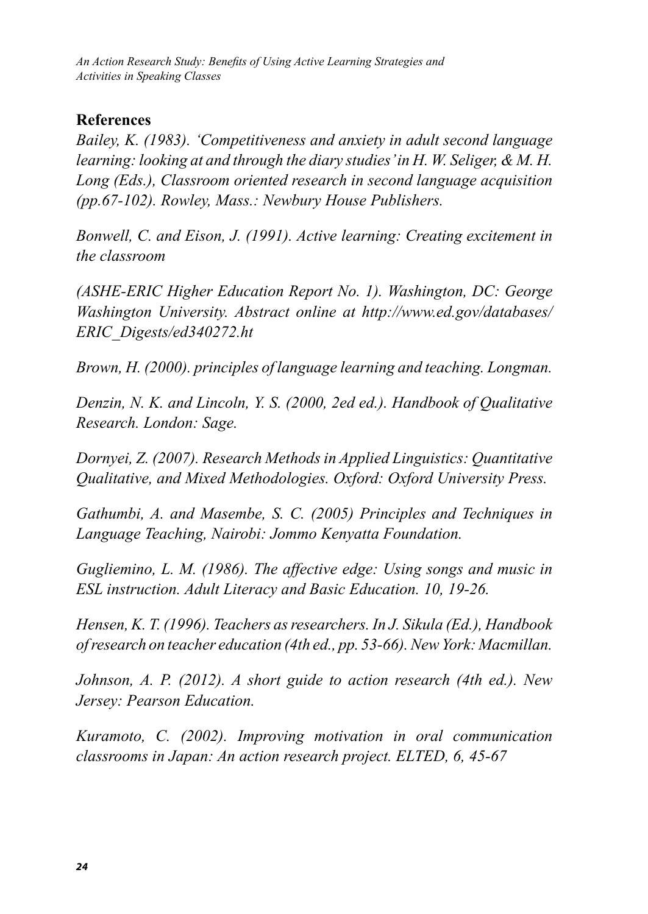## References

*Bailey, K. (1983). 'Competitiveness and anxiety in adult second language learning: looking at and through the diary studies' in H. W. Seliger, & M. H. Long (Eds.), Classroom oriented research in second language acquisition (pp.67-102). Rowley, Mass.: Newbury House Publishers.*

*Bonwell, C. and Eison, J. (1991). Active learning: Creating excitement in the classroom*

*(ASHE-ERIC Higher Education Report No. 1). Washington, DC: George Washington University. Abstract online at http://www.ed.gov/databases/ERIC_Digests/ed340272.ht*

*Brown, H. (2000). principles of language learning and teaching. Longman.*

*Denzin, N. K. and Lincoln, Y. S. (2000, 2ed ed.). Handbook of Qualitative Research. London: Sage.*

*Dornyei, Z. (2007). Research Methods in Applied Linguistics: Quantitative Qualitative, and Mixed Methodologies. Oxford: Oxford University Press.*

*Gathumbi, A. and Masembe, S. C. (2005) Principles and Techniques in Language Teaching, Nairobi: Jommo Kenyatta Foundation.*

*Gugliemino, L. M. (1986). The affective edge: Using songs and music in ESL instruction. Adult Literacy and Basic Education. 10, 19-26.*

*Hensen, K. T. (1996). Teachers as researchers. In J. Sikula (Ed.), Handbook of research on teacher education (4th ed., pp. 53-66). New York: Macmillan.*

*Johnson, A. P. (2012). A short guide to action research (4th ed.). New Jersey: Pearson Education.*

*Kuramoto, C. (2002). Improving motivation in oral communication classrooms in Japan: An action research project. ELTED, 6, 45-67*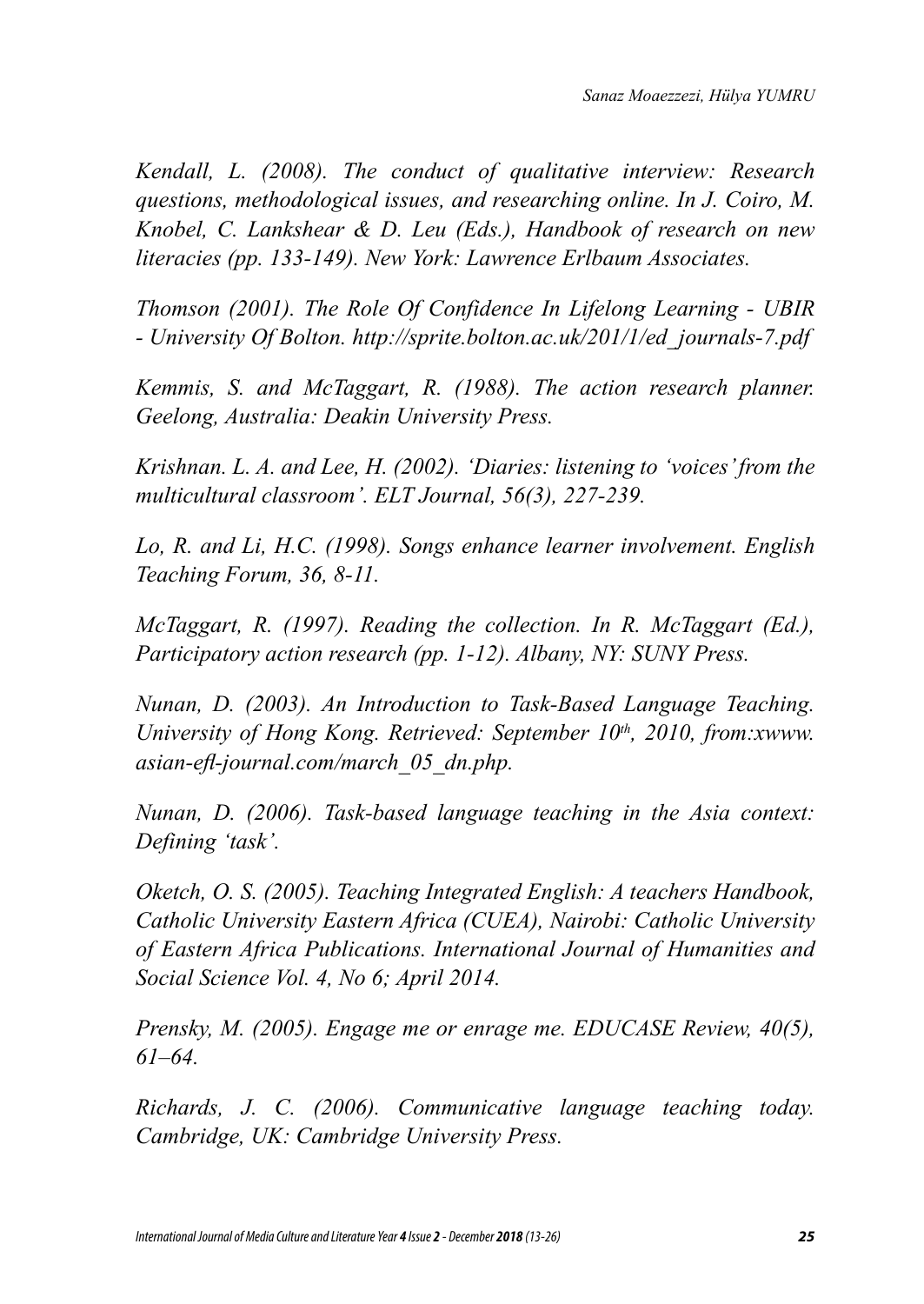*Kendall, L. (2008). The conduct of qualitative interview: Research questions, methodological issues, and researching online. In J. Coiro, M. Knobel, C. Lankshear & D. Leu (Eds.), Handbook of research on new literacies (pp. 133-149). New York: Lawrence Erlbaum Associates.*

*Thomson (2001). The Role Of Confidence In Lifelong Learning - UBIR - University Of Bolton. http://sprite.bolton.ac.uk/201/1/ed_journals-7.pdf*

*Kemmis, S. and McTaggart, R. (1988). The action research planner. Geelong, Australia: Deakin University Press.*

*Krishnan. L. A. and Lee, H. (2002). 'Diaries: listening to 'voices' from the multicultural classroom'. ELT Journal, 56(3), 227-239.*

*Lo, R. and Li, H.C. (1998). Songs enhance learner involvement. English Teaching Forum, 36, 8-11.*

*McTaggart, R. (1997). Reading the collection. In R. McTaggart (Ed.), Participatory action research (pp. 1-12). Albany, NY: SUNY Press.*

*Nunan, D. (2003). An Introduction to Task-Based Language Teaching. University of Hong Kong. Retrieved: September 10th, 2010, from:xwww. asian-efl-journal.com/march_05_dn.php.*

*Nunan, D. (2006). Task-based language teaching in the Asia context: Defining 'task'.*

*Oketch, O. S. (2005). Teaching Integrated English: A teachers Handbook, Catholic University Eastern Africa (CUEA), Nairobi: Catholic University of Eastern Africa Publications. International Journal of Humanities and Social Science Vol. 4, No 6; April 2014.*

*Prensky, M. (2005). Engage me or enrage me. EDUCASE Review, 40(5), 61–64.*

*Richards, J. C. (2006). Communicative language teaching today. Cambridge, UK: Cambridge University Press.*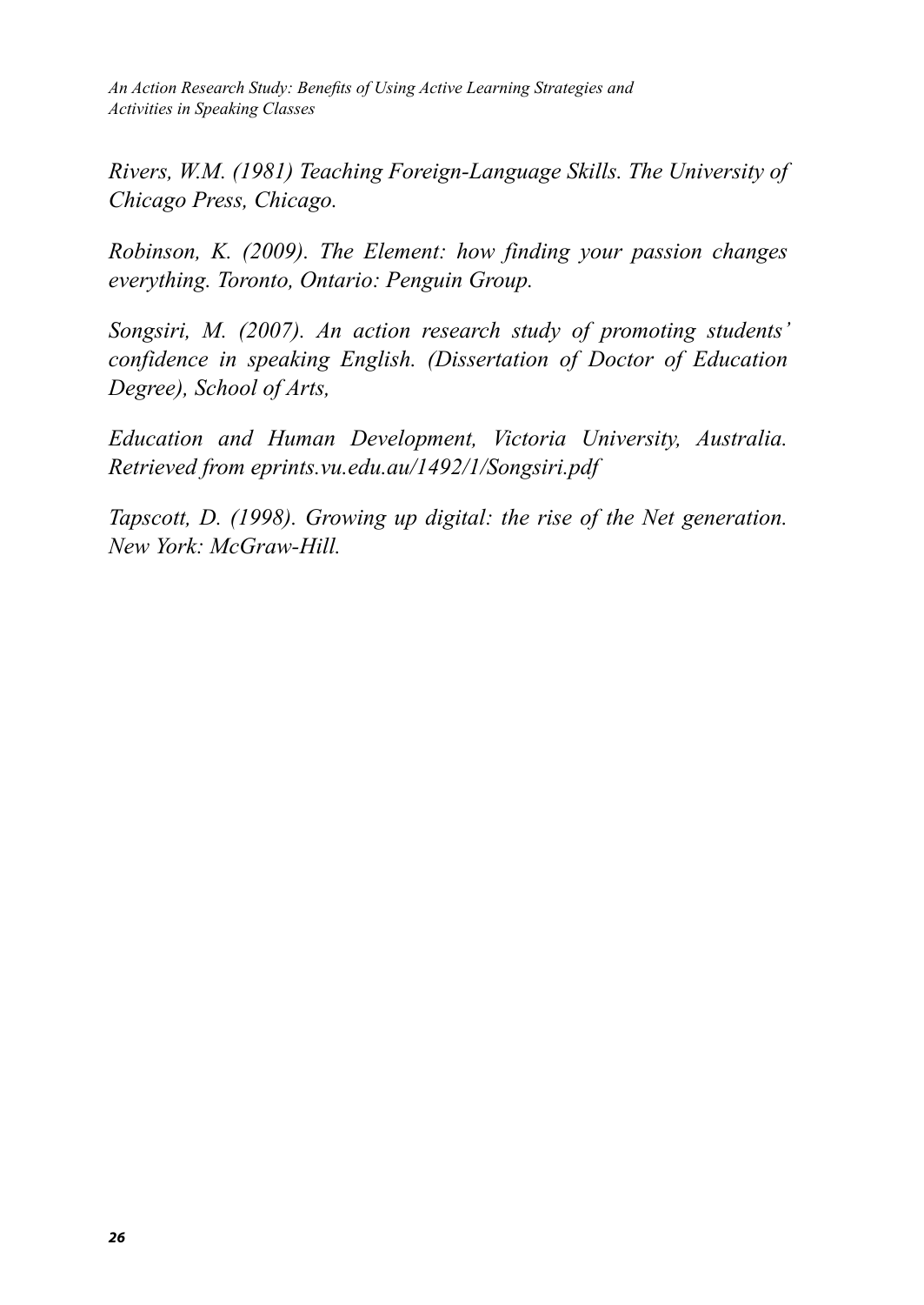*Rivers, W.M. (1981) Teaching Foreign-Language Skills. The University of Chicago Press, Chicago.*

*Robinson, K. (2009). The Element: how finding your passion changes everything. Toronto, Ontario: Penguin Group.*

*Songsiri, M. (2007). An action research study of promoting students' confidence in speaking English. (Dissertation of Doctor of Education Degree), School of Arts,*

*Education and Human Development, Victoria University, Australia. Retrieved from eprints.vu.edu.au/1492/1/Songsiri.pdf*

*Tapscott, D. (1998). Growing up digital: the rise of the Net generation. New York: McGraw-Hill.*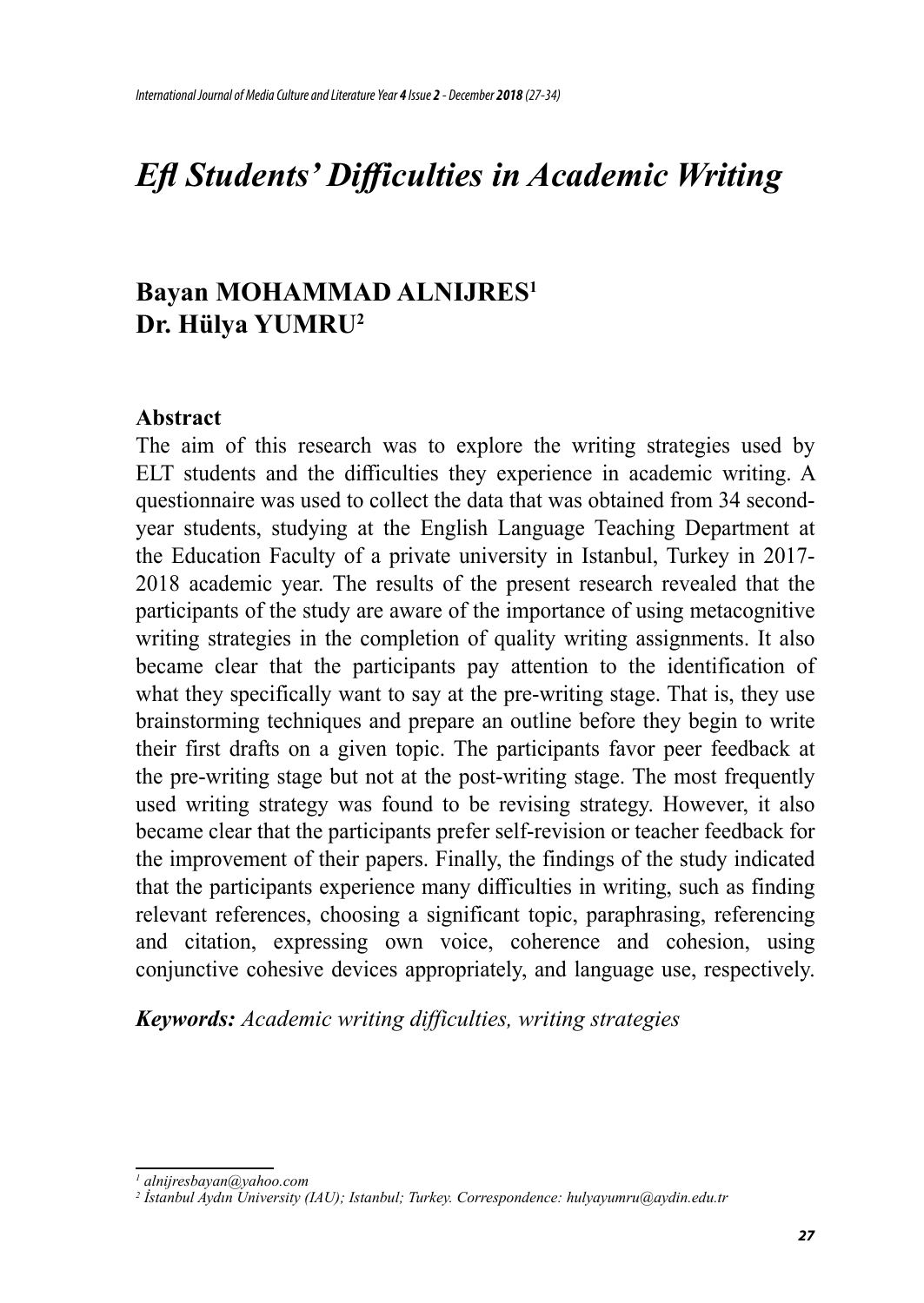# *Efl Students' Difficulties in Academic Writing*

**Bayan MOHAMMAD ALNIJRES[1]**
**Dr. Hülya YUMRU[2]**

### Abstract

The aim of this research was to explore the writing strategies used by ELT students and the difficulties they experience in academic writing. A questionnaire was used to collect the data that was obtained from 34 second-year students, studying at the English Language Teaching Department at the Education Faculty of a private university in Istanbul, Turkey in 2017-2018 academic year. The results of the present research revealed that the participants of the study are aware of the importance of using metacognitive writing strategies in the completion of quality writing assignments. It also became clear that the participants pay attention to the identification of what they specifically want to say at the pre-writing stage. That is, they use brainstorming techniques and prepare an outline before they begin to write their first drafts on a given topic. The participants favor peer feedback at the pre-writing stage but not at the post-writing stage. The most frequently used writing strategy was found to be revising strategy. However, it also became clear that the participants prefer self-revision or teacher feedback for the improvement of their papers. Finally, the findings of the study indicated that the participants experience many difficulties in writing, such as finding relevant references, choosing a significant topic, paraphrasing, referencing and citation, expressing own voice, coherence and cohesion, using conjunctive cohesive devices appropriately, and language use, respectively.

***Keywords:*** *Academic writing difficulties, writing strategies*

---

[1] *alnijresbayan@yahoo.com*
[2] *İstanbul Aydın University (IAU); Istanbul; Turkey. Correspondence: hulyayumru@aydin.edu.tr*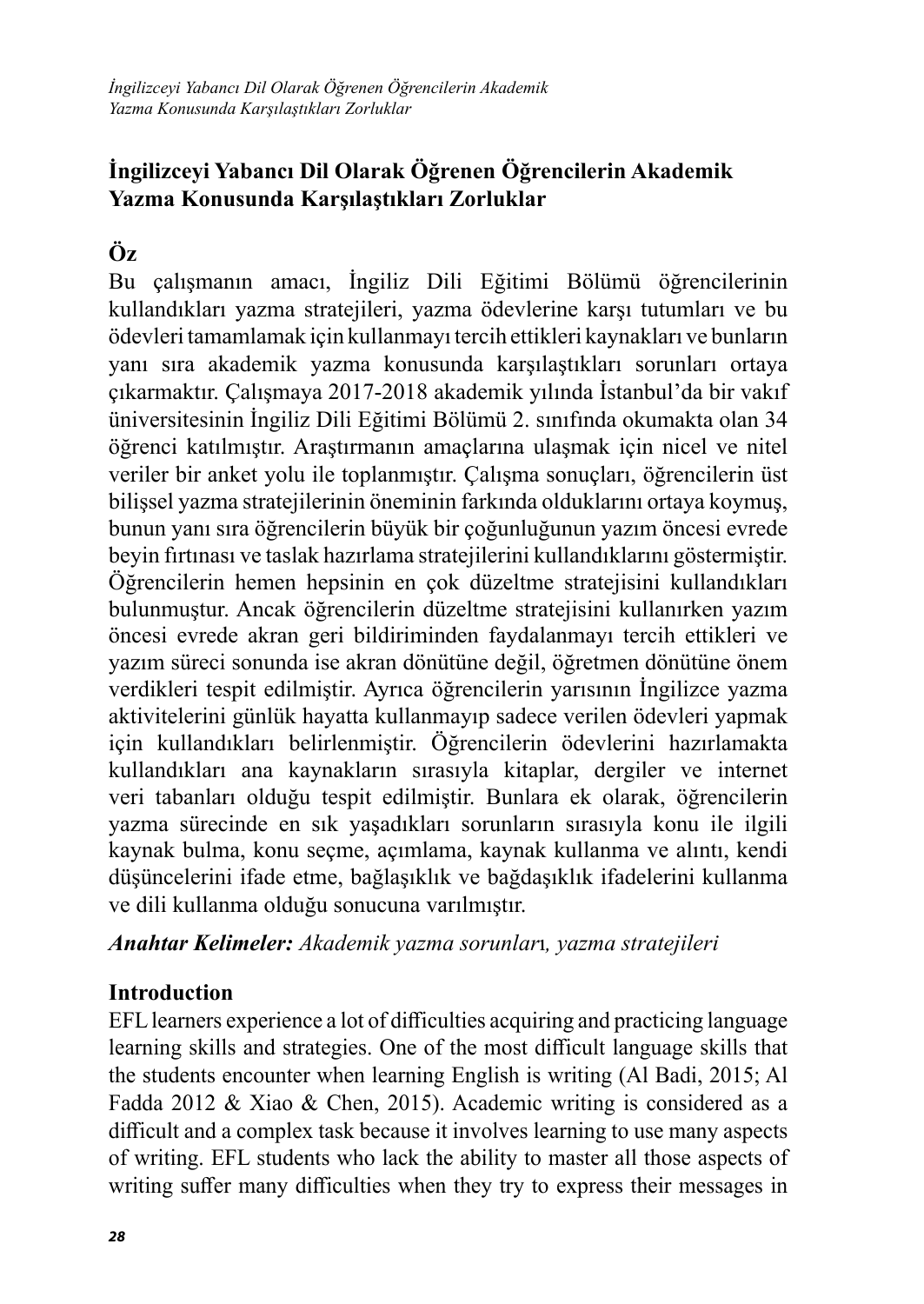## İngilizceyi Yabancı Dil Olarak Öğrenen Öğrencilerin Akademik Yazma Konusunda Karşılaştıkları Zorluklar

### Öz

Bu çalışmanın amacı, İngiliz Dili Eğitimi Bölümü öğrencilerinin kullandıkları yazma stratejileri, yazma ödevlerine karşı tutumları ve bu ödevleri tamamlamak için kullanmayı tercih ettikleri kaynakları ve bunların yanı sıra akademik yazma konusunda karşılaştıkları sorunları ortaya çıkarmaktır. Çalışmaya 2017-2018 akademik yılında İstanbul'da bir vakıf üniversitesinin İngiliz Dili Eğitimi Bölümü 2. sınıfında okumakta olan 34 öğrenci katılmıştır. Araştırmanın amaçlarına ulaşmak için nicel ve nitel veriler bir anket yolu ile toplanmıştır. Çalışma sonuçları, öğrencilerin üst bilişsel yazma stratejilerinin öneminin farkında olduklarını ortaya koymuş, bunun yanı sıra öğrencilerin büyük bir çoğunluğunun yazım öncesi evrede beyin fırtınası ve taslak hazırlama stratejilerini kullandıklarını göstermiştir. Öğrencilerin hemen hepsinin en çok düzeltme stratejisini kullandıkları bulunmuştur. Ancak öğrencilerin düzeltme stratejisini kullanırken yazım öncesi evrede akran geri bildiriminden faydalanmayı tercih ettikleri ve yazım süreci sonunda ise akran dönütüne değil, öğretmen dönütüne önem verdikleri tespit edilmiştir. Ayrıca öğrencilerin yarısının İngilizce yazma aktivitelerini günlük hayatta kullanmayıp sadece verilen ödevleri yapmak için kullandıkları belirlenmiştir. Öğrencilerin ödevlerini hazırlamakta kullandıkları ana kaynakların sırasıyla kitaplar, dergiler ve internet veri tabanları olduğu tespit edilmiştir. Bunlara ek olarak, öğrencilerin yazma sürecinde en sık yaşadıkları sorunların sırasıyla konu ile ilgili kaynak bulma, konu seçme, açımlama, kaynak kullanma ve alıntı, kendi düşüncelerini ifade etme, bağlaşıklık ve bağdaşıklık ifadelerini kullanma ve dili kullanma olduğu sonucuna varılmıştır.

***Anahtar Kelimeler:*** *Akademik yazma sorunları, yazma stratejileri*

### Introduction

EFL learners experience a lot of difficulties acquiring and practicing language learning skills and strategies. One of the most difficult language skills that the students encounter when learning English is writing (Al Badi, 2015; Al Fadda 2012 & Xiao & Chen, 2015). Academic writing is considered as a difficult and a complex task because it involves learning to use many aspects of writing. EFL students who lack the ability to master all those aspects of writing suffer many difficulties when they try to express their messages in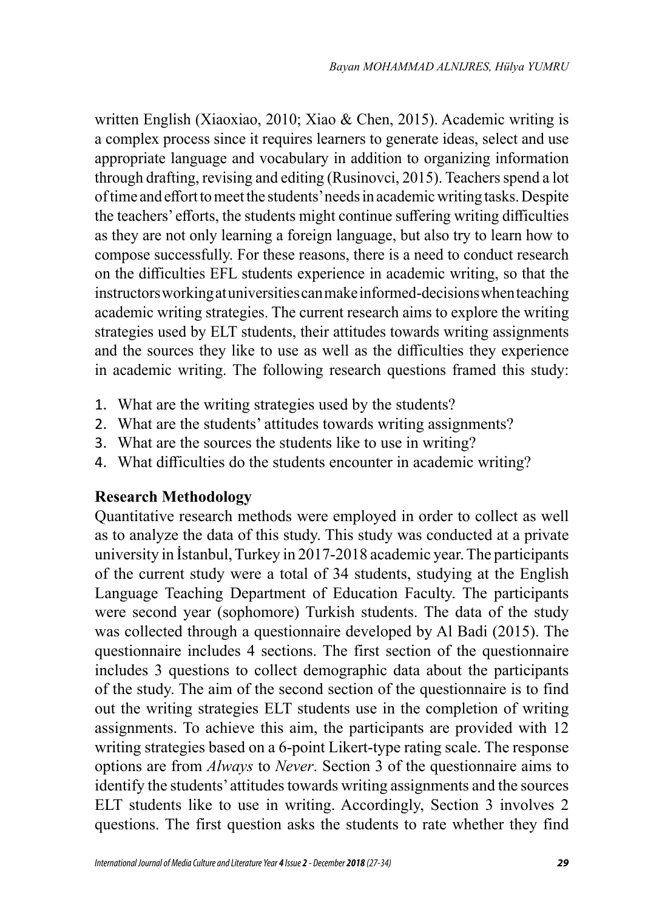written English (Xiaoxiao, 2010; Xiao & Chen, 2015). Academic writing is a complex process since it requires learners to generate ideas, select and use appropriate language and vocabulary in addition to organizing information through drafting, revising and editing (Rusinovci, 2015). Teachers spend a lot of time and effort to meet the students' needs in academic writing tasks. Despite the teachers' efforts, the students might continue suffering writing difficulties as they are not only learning a foreign language, but also try to learn how to compose successfully. For these reasons, there is a need to conduct research on the difficulties EFL students experience in academic writing, so that the instructors working at universities can make informed-decisions when teaching academic writing strategies. The current research aims to explore the writing strategies used by ELT students, their attitudes towards writing assignments and the sources they like to use as well as the difficulties they experience in academic writing. The following research questions framed this study:

1. What are the writing strategies used by the students?
2. What are the students' attitudes towards writing assignments?
3. What are the sources the students like to use in writing?
4. What difficulties do the students encounter in academic writing?

## Research Methodology

Quantitative research methods were employed in order to collect as well as to analyze the data of this study. This study was conducted at a private university in İstanbul, Turkey in 2017-2018 academic year. The participants of the current study were a total of 34 students, studying at the English Language Teaching Department of Education Faculty. The participants were second year (sophomore) Turkish students. The data of the study was collected through a questionnaire developed by Al Badi (2015). The questionnaire includes 4 sections. The first section of the questionnaire includes 3 questions to collect demographic data about the participants of the study. The aim of the second section of the questionnaire is to find out the writing strategies ELT students use in the completion of writing assignments. To achieve this aim, the participants are provided with 12 writing strategies based on a 6-point Likert-type rating scale. The response options are from *Always* to *Never*. Section 3 of the questionnaire aims to identify the students' attitudes towards writing assignments and the sources ELT students like to use in writing. Accordingly, Section 3 involves 2 questions. The first question asks the students to rate whether they find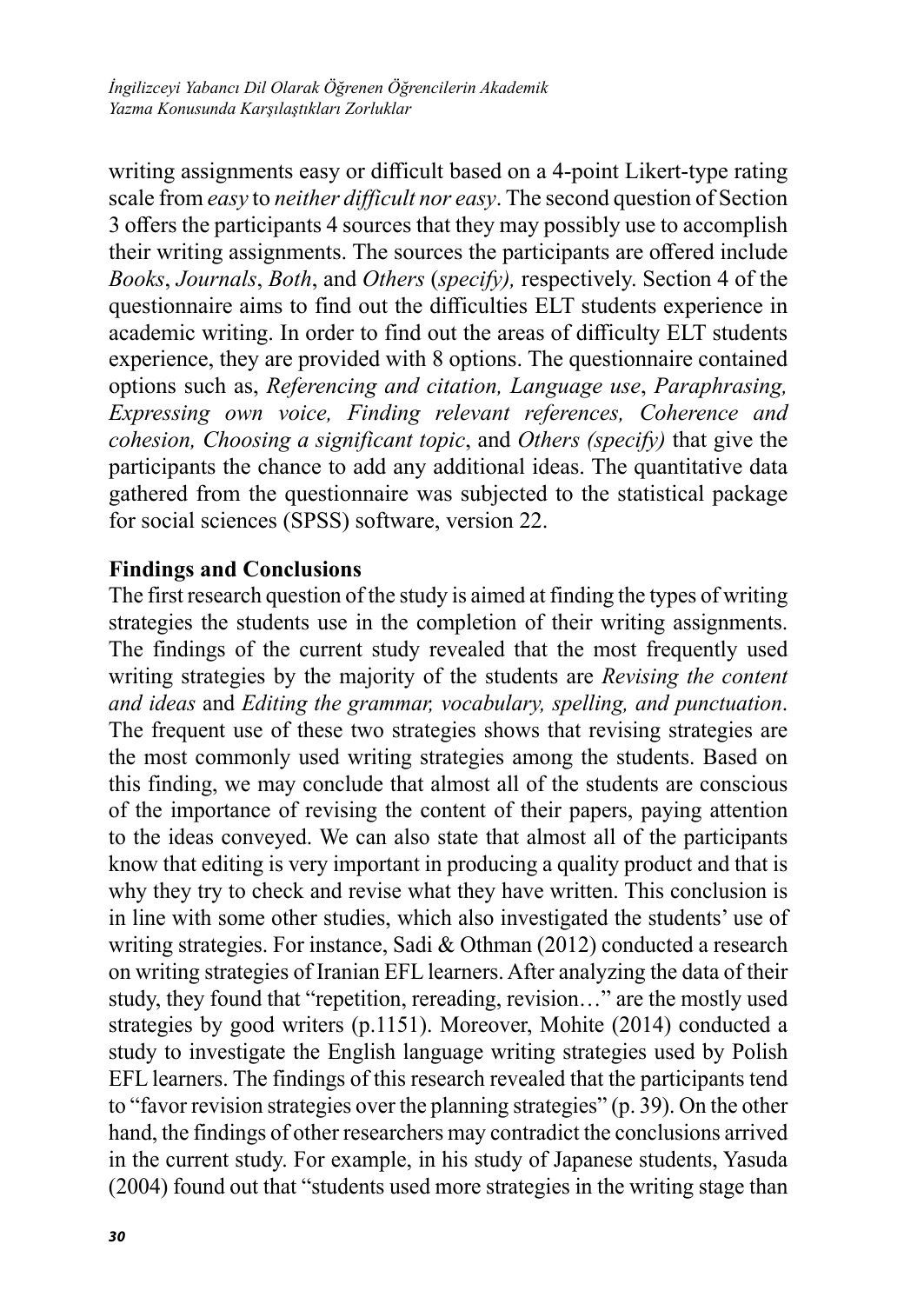writing assignments easy or difficult based on a 4-point Likert-type rating scale from *easy* to *neither difficult nor easy*. The second question of Section 3 offers the participants 4 sources that they may possibly use to accomplish their writing assignments. The sources the participants are offered include *Books*, *Journals*, *Both*, and *Others* (*specify),* respectively. Section 4 of the questionnaire aims to find out the difficulties ELT students experience in academic writing. In order to find out the areas of difficulty ELT students experience, they are provided with 8 options. The questionnaire contained options such as, *Referencing and citation, Language use*, *Paraphrasing, Expressing own voice, Finding relevant references, Coherence and cohesion, Choosing a significant topic*, and *Others (specify)* that give the participants the chance to add any additional ideas. The quantitative data gathered from the questionnaire was subjected to the statistical package for social sciences (SPSS) software, version 22.

**Findings and Conclusions**

The first research question of the study is aimed at finding the types of writing strategies the students use in the completion of their writing assignments. The findings of the current study revealed that the most frequently used writing strategies by the majority of the students are *Revising the content and ideas* and *Editing the grammar, vocabulary, spelling, and punctuation*. The frequent use of these two strategies shows that revising strategies are the most commonly used writing strategies among the students. Based on this finding, we may conclude that almost all of the students are conscious of the importance of revising the content of their papers, paying attention to the ideas conveyed. We can also state that almost all of the participants know that editing is very important in producing a quality product and that is why they try to check and revise what they have written. This conclusion is in line with some other studies, which also investigated the students' use of writing strategies. For instance, Sadi & Othman (2012) conducted a research on writing strategies of Iranian EFL learners. After analyzing the data of their study, they found that "repetition, rereading, revision…" are the mostly used strategies by good writers (p.1151). Moreover, Mohite (2014) conducted a study to investigate the English language writing strategies used by Polish EFL learners. The findings of this research revealed that the participants tend to "favor revision strategies over the planning strategies" (p. 39). On the other hand, the findings of other researchers may contradict the conclusions arrived in the current study. For example, in his study of Japanese students, Yasuda (2004) found out that "students used more strategies in the writing stage than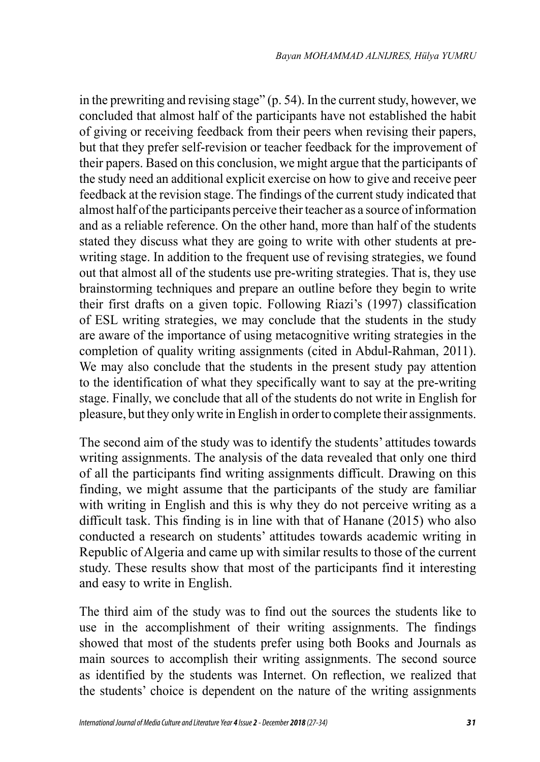in the prewriting and revising stage" (p. 54). In the current study, however, we concluded that almost half of the participants have not established the habit of giving or receiving feedback from their peers when revising their papers, but that they prefer self-revision or teacher feedback for the improvement of their papers. Based on this conclusion, we might argue that the participants of the study need an additional explicit exercise on how to give and receive peer feedback at the revision stage. The findings of the current study indicated that almost half of the participants perceive their teacher as a source of information and as a reliable reference. On the other hand, more than half of the students stated they discuss what they are going to write with other students at pre-writing stage. In addition to the frequent use of revising strategies, we found out that almost all of the students use pre-writing strategies. That is, they use brainstorming techniques and prepare an outline before they begin to write their first drafts on a given topic. Following Riazi's (1997) classification of ESL writing strategies, we may conclude that the students in the study are aware of the importance of using metacognitive writing strategies in the completion of quality writing assignments (cited in Abdul-Rahman, 2011). We may also conclude that the students in the present study pay attention to the identification of what they specifically want to say at the pre-writing stage. Finally, we conclude that all of the students do not write in English for pleasure, but they only write in English in order to complete their assignments.

The second aim of the study was to identify the students' attitudes towards writing assignments. The analysis of the data revealed that only one third of all the participants find writing assignments difficult. Drawing on this finding, we might assume that the participants of the study are familiar with writing in English and this is why they do not perceive writing as a difficult task. This finding is in line with that of Hanane (2015) who also conducted a research on students' attitudes towards academic writing in Republic of Algeria and came up with similar results to those of the current study. These results show that most of the participants find it interesting and easy to write in English.

The third aim of the study was to find out the sources the students like to use in the accomplishment of their writing assignments. The findings showed that most of the students prefer using both Books and Journals as main sources to accomplish their writing assignments. The second source as identified by the students was Internet. On reflection, we realized that the students' choice is dependent on the nature of the writing assignments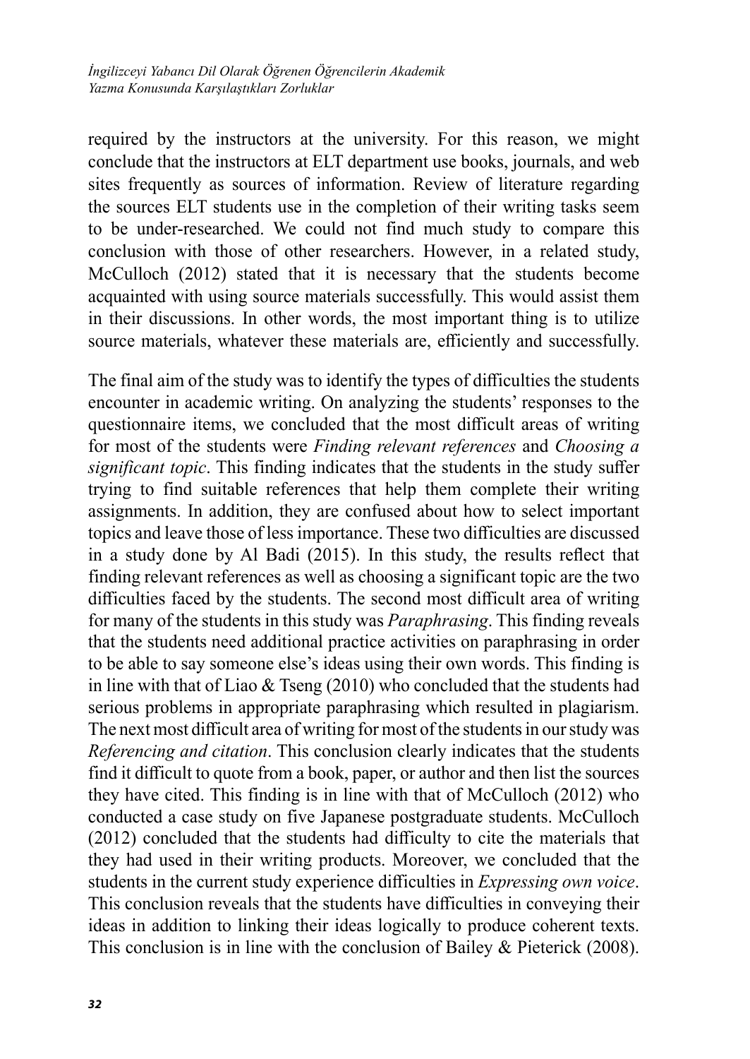required by the instructors at the university. For this reason, we might conclude that the instructors at ELT department use books, journals, and web sites frequently as sources of information. Review of literature regarding the sources ELT students use in the completion of their writing tasks seem to be under-researched. We could not find much study to compare this conclusion with those of other researchers. However, in a related study, McCulloch (2012) stated that it is necessary that the students become acquainted with using source materials successfully. This would assist them in their discussions. In other words, the most important thing is to utilize source materials, whatever these materials are, efficiently and successfully.

The final aim of the study was to identify the types of difficulties the students encounter in academic writing. On analyzing the students' responses to the questionnaire items, we concluded that the most difficult areas of writing for most of the students were *Finding relevant references* and *Choosing a significant topic*. This finding indicates that the students in the study suffer trying to find suitable references that help them complete their writing assignments. In addition, they are confused about how to select important topics and leave those of less importance. These two difficulties are discussed in a study done by Al Badi (2015). In this study, the results reflect that finding relevant references as well as choosing a significant topic are the two difficulties faced by the students. The second most difficult area of writing for many of the students in this study was *Paraphrasing*. This finding reveals that the students need additional practice activities on paraphrasing in order to be able to say someone else's ideas using their own words. This finding is in line with that of Liao & Tseng (2010) who concluded that the students had serious problems in appropriate paraphrasing which resulted in plagiarism. The next most difficult area of writing for most of the students in our study was *Referencing and citation*. This conclusion clearly indicates that the students find it difficult to quote from a book, paper, or author and then list the sources they have cited. This finding is in line with that of McCulloch (2012) who conducted a case study on five Japanese postgraduate students. McCulloch (2012) concluded that the students had difficulty to cite the materials that they had used in their writing products. Moreover, we concluded that the students in the current study experience difficulties in *Expressing own voice*. This conclusion reveals that the students have difficulties in conveying their ideas in addition to linking their ideas logically to produce coherent texts. This conclusion is in line with the conclusion of Bailey & Pieterick (2008).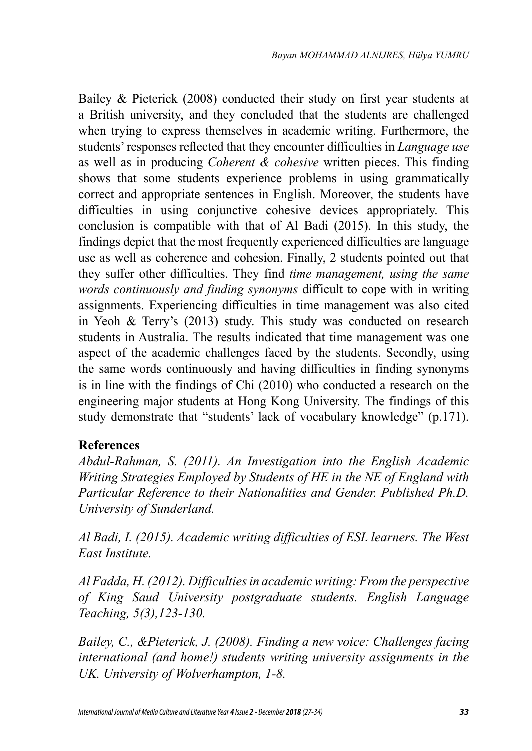Bailey & Pieterick (2008) conducted their study on first year students at a British university, and they concluded that the students are challenged when trying to express themselves in academic writing. Furthermore, the students' responses reflected that they encounter difficulties in *Language use* as well as in producing *Coherent & cohesive* written pieces. This finding shows that some students experience problems in using grammatically correct and appropriate sentences in English. Moreover, the students have difficulties in using conjunctive cohesive devices appropriately. This conclusion is compatible with that of Al Badi (2015). In this study, the findings depict that the most frequently experienced difficulties are language use as well as coherence and cohesion. Finally, 2 students pointed out that they suffer other difficulties. They find *time management, using the same words continuously and finding synonyms* difficult to cope with in writing assignments. Experiencing difficulties in time management was also cited in Yeoh & Terry's (2013) study. This study was conducted on research students in Australia. The results indicated that time management was one aspect of the academic challenges faced by the students. Secondly, using the same words continuously and having difficulties in finding synonyms is in line with the findings of Chi (2010) who conducted a research on the engineering major students at Hong Kong University. The findings of this study demonstrate that "students' lack of vocabulary knowledge" (p.171).

**References**

*Abdul-Rahman, S. (2011). An Investigation into the English Academic Writing Strategies Employed by Students of HE in the NE of England with Particular Reference to their Nationalities and Gender. Published Ph.D. University of Sunderland.*

*Al Badi, I. (2015). Academic writing difficulties of ESL learners. The West East Institute.*

*Al Fadda, H. (2012). Difficulties in academic writing: From the perspective of King Saud University postgraduate students. English Language Teaching, 5(3),123-130.*

*Bailey, C., &Pieterick, J. (2008). Finding a new voice: Challenges facing international (and home!) students writing university assignments in the UK. University of Wolverhampton, 1-8.*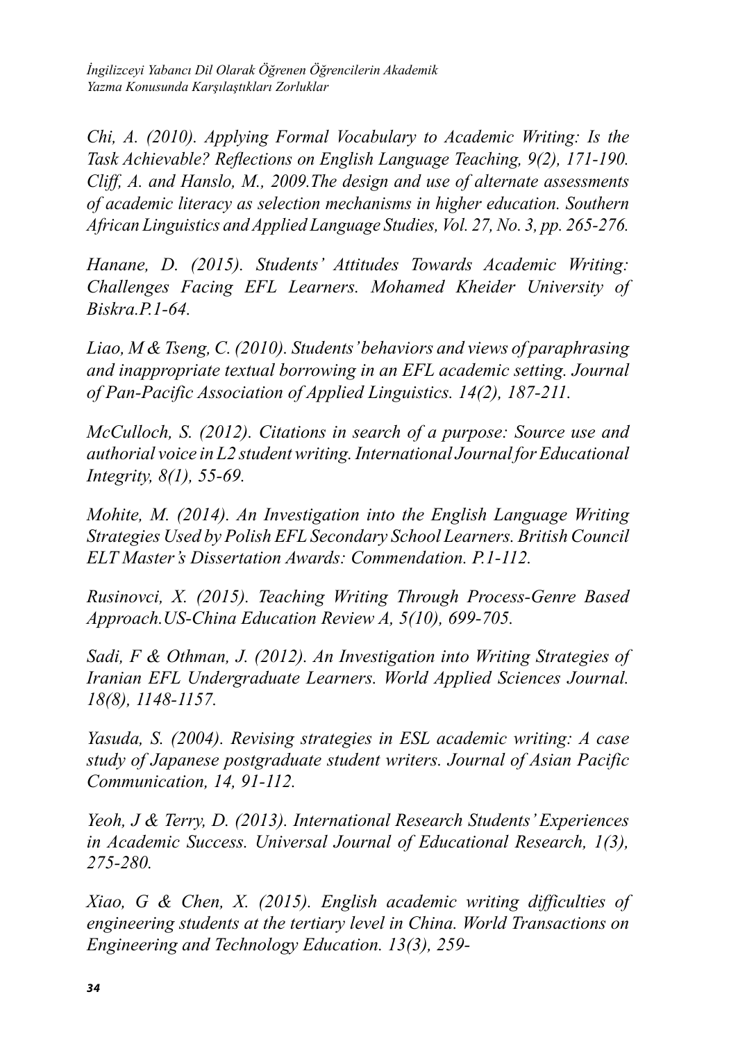*Chi, A. (2010). Applying Formal Vocabulary to Academic Writing: Is the Task Achievable? Reflections on English Language Teaching, 9(2), 171-190.*
*Cliff, A. and Hanslo, M., 2009.The design and use of alternate assessments of academic literacy as selection mechanisms in higher education. Southern African Linguistics and Applied Language Studies, Vol. 27, No. 3, pp. 265-276.*

*Hanane, D. (2015). Students' Attitudes Towards Academic Writing: Challenges Facing EFL Learners. Mohamed Kheider University of Biskra.P.1-64.*

*Liao, M & Tseng, C. (2010). Students' behaviors and views of paraphrasing and inappropriate textual borrowing in an EFL academic setting. Journal of Pan-Pacific Association of Applied Linguistics. 14(2), 187-211.*

*McCulloch, S. (2012). Citations in search of a purpose: Source use and authorial voice in L2 student writing. International Journal for Educational Integrity, 8(1), 55-69.*

*Mohite, M. (2014). An Investigation into the English Language Writing Strategies Used by Polish EFL Secondary School Learners. British Council ELT Master's Dissertation Awards: Commendation. P.1-112.*

*Rusinovci, X. (2015). Teaching Writing Through Process-Genre Based Approach.US-China Education Review A, 5(10), 699-705.*

*Sadi, F & Othman, J. (2012). An Investigation into Writing Strategies of Iranian EFL Undergraduate Learners. World Applied Sciences Journal. 18(8), 1148-1157.*

*Yasuda, S. (2004). Revising strategies in ESL academic writing: A case study of Japanese postgraduate student writers. Journal of Asian Pacific Communication, 14, 91-112.*

*Yeoh, J & Terry, D. (2013). International Research Students' Experiences in Academic Success. Universal Journal of Educational Research, 1(3), 275-280.*

*Xiao, G & Chen, X. (2015). English academic writing difficulties of engineering students at the tertiary level in China. World Transactions on Engineering and Technology Education. 13(3), 259-*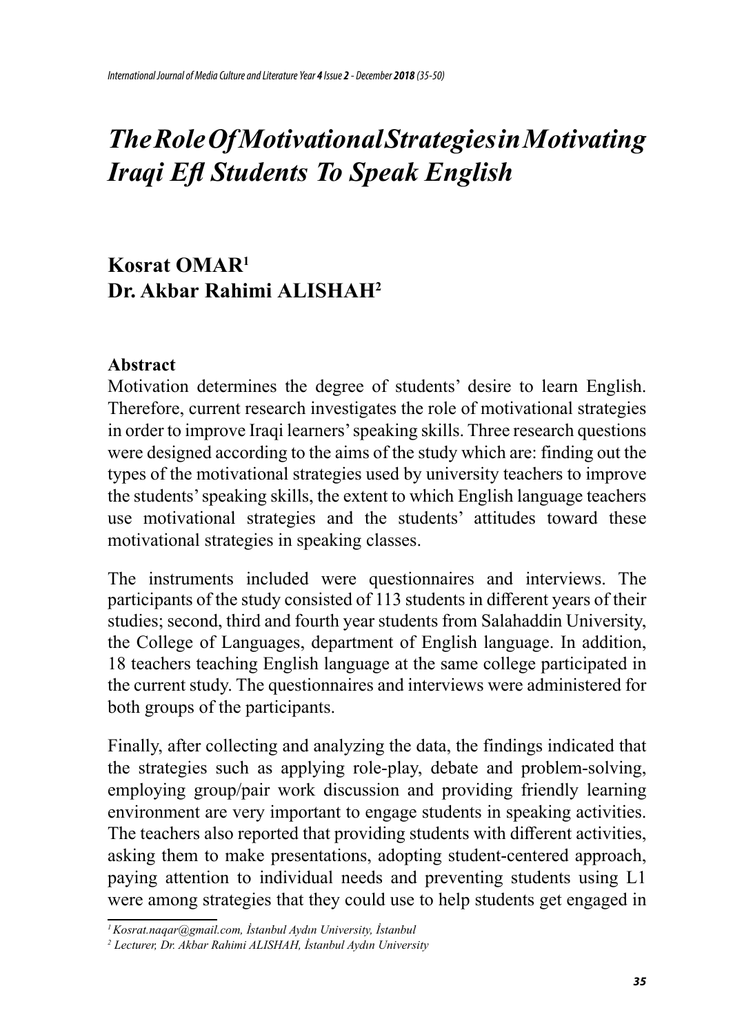# *The Role Of Motivational Strategies in Motivating Iraqi Efl Students To Speak English*

**Kosrat OMAR**[1]
**Dr. Akbar Rahimi ALISHAH**[2]

**Abstract**

Motivation determines the degree of students' desire to learn English. Therefore, current research investigates the role of motivational strategies in order to improve Iraqi learners' speaking skills. Three research questions were designed according to the aims of the study which are: finding out the types of the motivational strategies used by university teachers to improve the students' speaking skills, the extent to which English language teachers use motivational strategies and the students' attitudes toward these motivational strategies in speaking classes.

The instruments included were questionnaires and interviews. The participants of the study consisted of 113 students in different years of their studies; second, third and fourth year students from Salahaddin University, the College of Languages, department of English language. In addition, 18 teachers teaching English language at the same college participated in the current study. The questionnaires and interviews were administered for both groups of the participants.

Finally, after collecting and analyzing the data, the findings indicated that the strategies such as applying role-play, debate and problem-solving, employing group/pair work discussion and providing friendly learning environment are very important to engage students in speaking activities. The teachers also reported that providing students with different activities, asking them to make presentations, adopting student-centered approach, paying attention to individual needs and preventing students using L1 were among strategies that they could use to help students get engaged in

---

[1] *Kosrat.naqar@gmail.com, İstanbul Aydın University, İstanbul*

[2] *Lecturer, Dr. Akbar Rahimi ALISHAH, İstanbul Aydın University*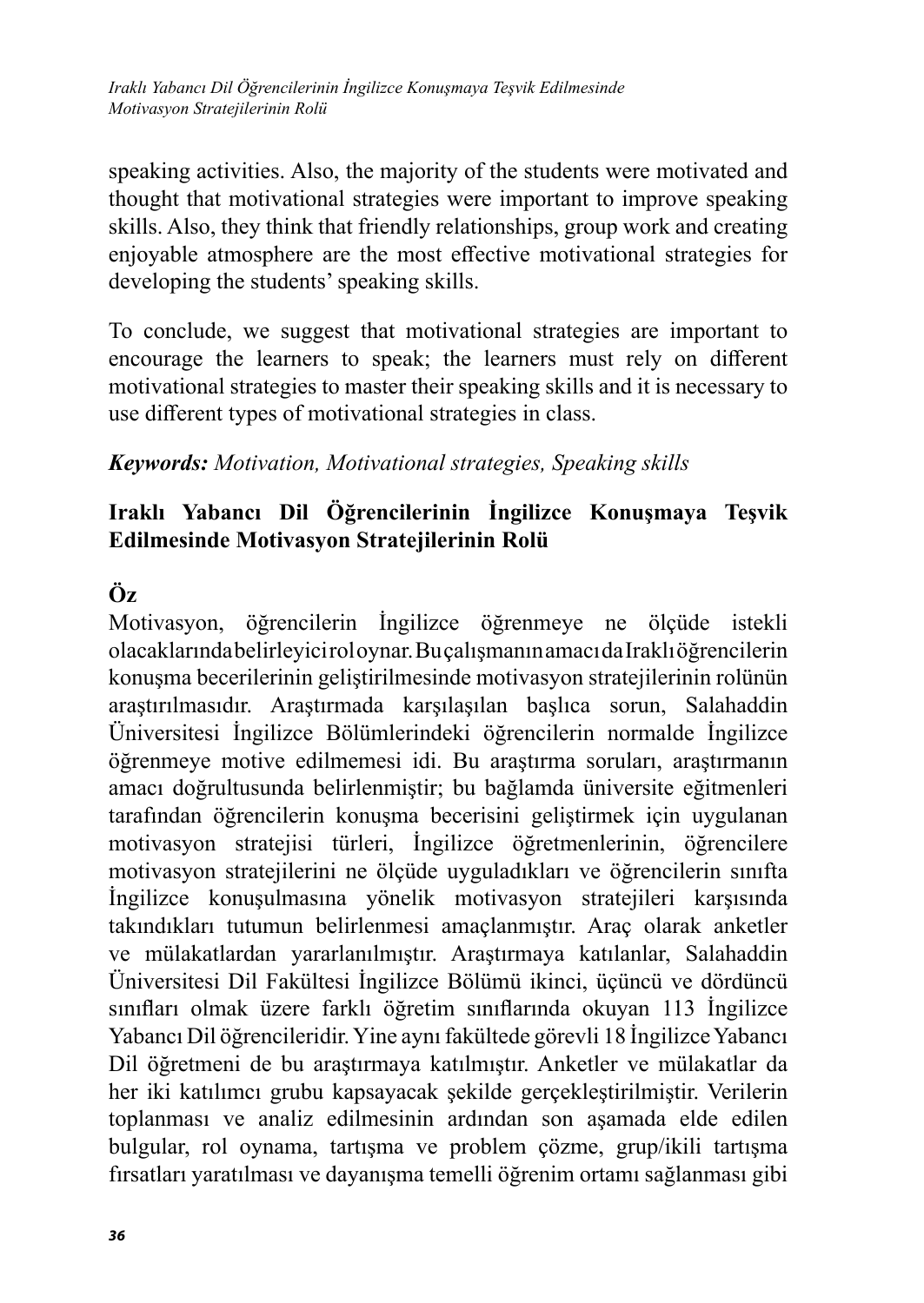speaking activities. Also, the majority of the students were motivated and thought that motivational strategies were important to improve speaking skills. Also, they think that friendly relationships, group work and creating enjoyable atmosphere are the most effective motivational strategies for developing the students' speaking skills.

To conclude, we suggest that motivational strategies are important to encourage the learners to speak; the learners must rely on different motivational strategies to master their speaking skills and it is necessary to use different types of motivational strategies in class.

***Keywords:*** *Motivation, Motivational strategies, Speaking skills*

## Iraklı Yabancı Dil Öğrencilerinin İngilizce Konuşmaya Teşvik Edilmesinde Motivasyon Stratejilerinin Rolü

## Öz

Motivasyon, öğrencilerin İngilizce öğrenmeye ne ölçüde istekli olacaklarında belirleyici rol oynar. Bu çalışmanın amacı da Iraklı öğrencilerin konuşma becerilerinin geliştirilmesinde motivasyon stratejilerinin rolünün araştırılmasıdır. Araştırmada karşılaşılan başlıca sorun, Salahaddin Üniversitesi İngilizce Bölümlerindeki öğrencilerin normalde İngilizce öğrenmeye motive edilmemesi idi. Bu araştırma soruları, araştırmanın amacı doğrultusunda belirlenmiştir; bu bağlamda üniversite eğitmenleri tarafından öğrencilerin konuşma becerisini geliştirmek için uygulanan motivasyon stratejisi türleri, İngilizce öğretmenlerinin, öğrencilere motivasyon stratejilerini ne ölçüde uyguladıkları ve öğrencilerin sınıfta İngilizce konuşulmasına yönelik motivasyon stratejileri karşısında takındıkları tutumun belirlenmesi amaçlanmıştır. Araç olarak anketler ve mülakatlardan yararlanılmıştır. Araştırmaya katılanlar, Salahaddin Üniversitesi Dil Fakültesi İngilizce Bölümü ikinci, üçüncü ve dördüncü sınıfları olmak üzere farklı öğretim sınıflarında okuyan 113 İngilizce Yabancı Dil öğrencileridir. Yine aynı fakültede görevli 18 İngilizce Yabancı Dil öğretmeni de bu araştırmaya katılmıştır. Anketler ve mülakatlar da her iki katılımcı grubu kapsayacak şekilde gerçekleştirilmiştir. Verilerin toplanması ve analiz edilmesinin ardından son aşamada elde edilen bulgular, rol oynama, tartışma ve problem çözme, grup/ikili tartışma fırsatları yaratılması ve dayanışma temelli öğrenim ortamı sağlanması gibi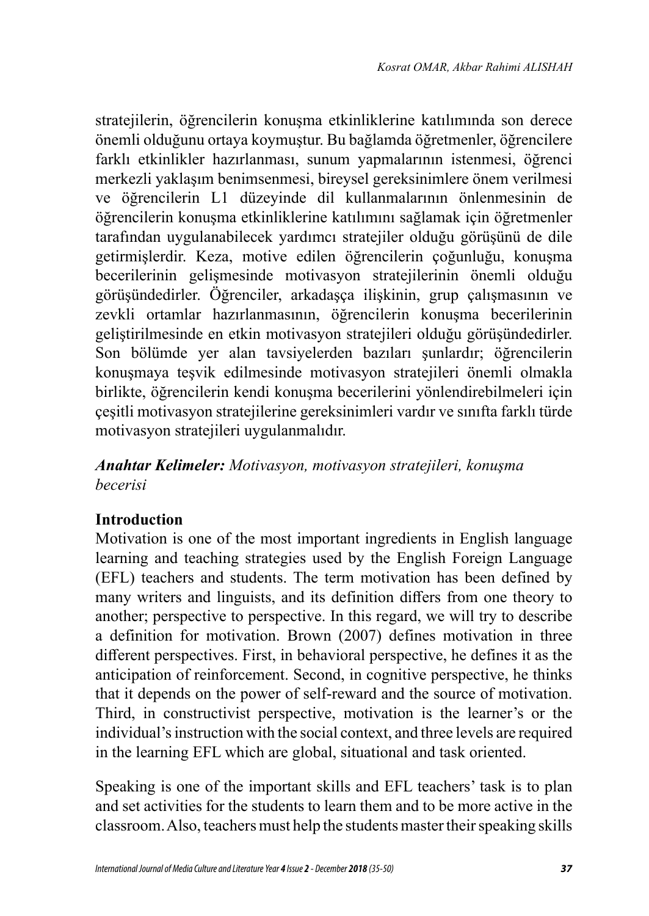stratejilerin, öğrencilerin konuşma etkinliklerine katılımında son derece önemli olduğunu ortaya koymuştur. Bu bağlamda öğretmenler, öğrencilere farklı etkinlikler hazırlanması, sunum yapmalarının istenmesi, öğrenci merkezli yaklaşım benimsenmesi, bireysel gereksinimlere önem verilmesi ve öğrencilerin L1 düzeyinde dil kullanmalarının önlenmesinin de öğrencilerin konuşma etkinliklerine katılımını sağlamak için öğretmenler tarafından uygulanabilecek yardımcı stratejiler olduğu görüşünü de dile getirmişlerdir. Keza, motive edilen öğrencilerin çoğunluğu, konuşma becerilerinin gelişmesinde motivasyon stratejilerinin önemli olduğu görüşündedirler. Öğrenciler, arkadaşça ilişkinin, grup çalışmasının ve zevkli ortamlar hazırlanmasının, öğrencilerin konuşma becerilerinin geliştirilmesinde en etkin motivasyon stratejileri olduğu görüşündedirler. Son bölümde yer alan tavsiyelerden bazıları şunlardır; öğrencilerin konuşmaya teşvik edilmesinde motivasyon stratejileri önemli olmakla birlikte, öğrencilerin kendi konuşma becerilerini yönlendirebilmeleri için çeşitli motivasyon stratejilerine gereksinimleri vardır ve sınıfta farklı türde motivasyon stratejileri uygulanmalıdır.

***Anahtar Kelimeler:*** *Motivasyon, motivasyon stratejileri, konuşma becerisi*

## Introduction

Motivation is one of the most important ingredients in English language learning and teaching strategies used by the English Foreign Language (EFL) teachers and students. The term motivation has been defined by many writers and linguists, and its definition differs from one theory to another; perspective to perspective. In this regard, we will try to describe a definition for motivation. Brown (2007) defines motivation in three different perspectives. First, in behavioral perspective, he defines it as the anticipation of reinforcement. Second, in cognitive perspective, he thinks that it depends on the power of self-reward and the source of motivation. Third, in constructivist perspective, motivation is the learner's or the individual's instruction with the social context, and three levels are required in the learning EFL which are global, situational and task oriented.

Speaking is one of the important skills and EFL teachers' task is to plan and set activities for the students to learn them and to be more active in the classroom. Also, teachers must help the students master their speaking skills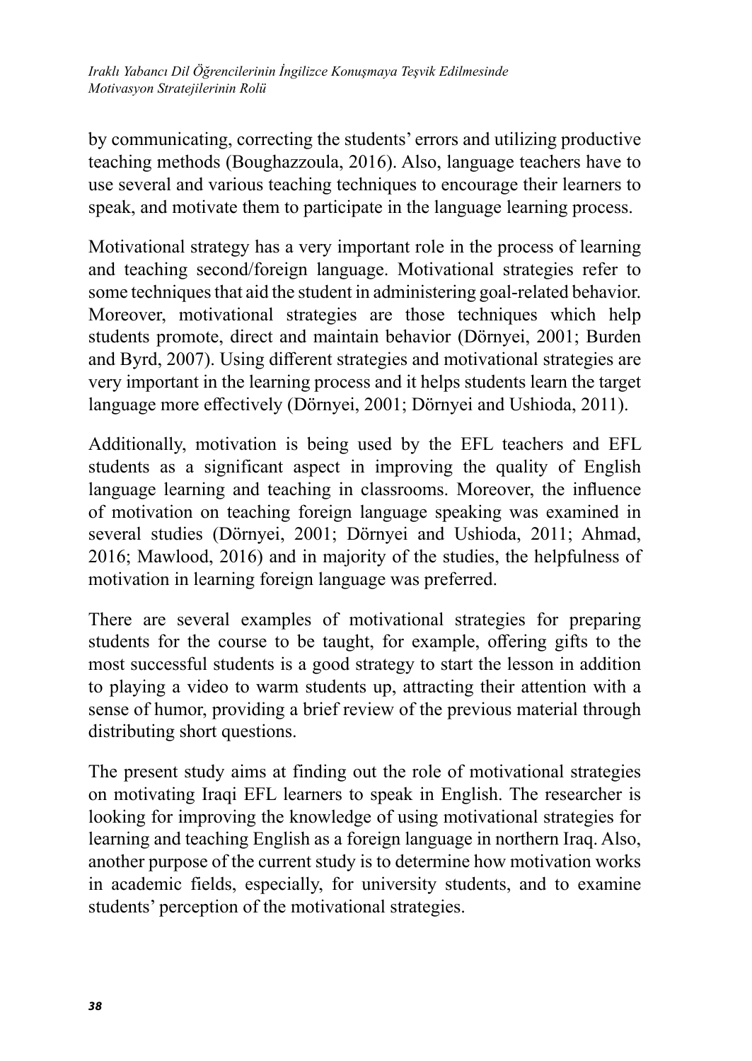by communicating, correcting the students' errors and utilizing productive teaching methods (Boughazzoula, 2016). Also, language teachers have to use several and various teaching techniques to encourage their learners to speak, and motivate them to participate in the language learning process.

Motivational strategy has a very important role in the process of learning and teaching second/foreign language. Motivational strategies refer to some techniques that aid the student in administering goal-related behavior. Moreover, motivational strategies are those techniques which help students promote, direct and maintain behavior (Dörnyei, 2001; Burden and Byrd, 2007). Using different strategies and motivational strategies are very important in the learning process and it helps students learn the target language more effectively (Dörnyei, 2001; Dörnyei and Ushioda, 2011).

Additionally, motivation is being used by the EFL teachers and EFL students as a significant aspect in improving the quality of English language learning and teaching in classrooms. Moreover, the influence of motivation on teaching foreign language speaking was examined in several studies (Dörnyei, 2001; Dörnyei and Ushioda, 2011; Ahmad, 2016; Mawlood, 2016) and in majority of the studies, the helpfulness of motivation in learning foreign language was preferred.

There are several examples of motivational strategies for preparing students for the course to be taught, for example, offering gifts to the most successful students is a good strategy to start the lesson in addition to playing a video to warm students up, attracting their attention with a sense of humor, providing a brief review of the previous material through distributing short questions.

The present study aims at finding out the role of motivational strategies on motivating Iraqi EFL learners to speak in English. The researcher is looking for improving the knowledge of using motivational strategies for learning and teaching English as a foreign language in northern Iraq. Also, another purpose of the current study is to determine how motivation works in academic fields, especially, for university students, and to examine students' perception of the motivational strategies.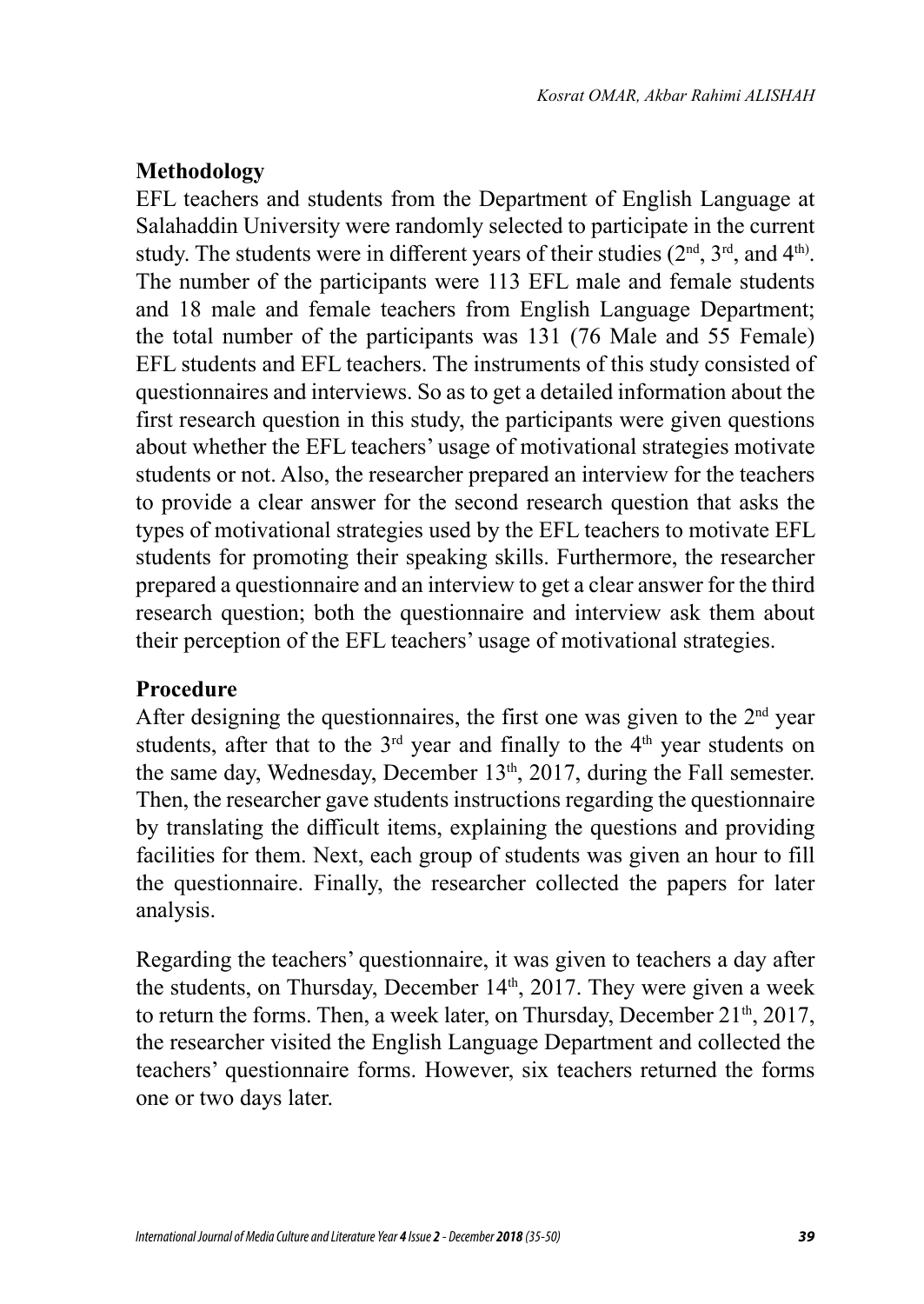## Methodology

EFL teachers and students from the Department of English Language at Salahaddin University were randomly selected to participate in the current study. The students were in different years of their studies (2nd, 3rd, and 4th). The number of the participants were 113 EFL male and female students and 18 male and female teachers from English Language Department; the total number of the participants was 131 (76 Male and 55 Female) EFL students and EFL teachers. The instruments of this study consisted of questionnaires and interviews. So as to get a detailed information about the first research question in this study, the participants were given questions about whether the EFL teachers' usage of motivational strategies motivate students or not. Also, the researcher prepared an interview for the teachers to provide a clear answer for the second research question that asks the types of motivational strategies used by the EFL teachers to motivate EFL students for promoting their speaking skills. Furthermore, the researcher prepared a questionnaire and an interview to get a clear answer for the third research question; both the questionnaire and interview ask them about their perception of the EFL teachers' usage of motivational strategies.

## Procedure

After designing the questionnaires, the first one was given to the 2nd year students, after that to the 3rd year and finally to the 4th year students on the same day, Wednesday, December 13th, 2017, during the Fall semester. Then, the researcher gave students instructions regarding the questionnaire by translating the difficult items, explaining the questions and providing facilities for them. Next, each group of students was given an hour to fill the questionnaire. Finally, the researcher collected the papers for later analysis.

Regarding the teachers' questionnaire, it was given to teachers a day after the students, on Thursday, December 14th, 2017. They were given a week to return the forms. Then, a week later, on Thursday, December 21th, 2017, the researcher visited the English Language Department and collected the teachers' questionnaire forms. However, six teachers returned the forms one or two days later.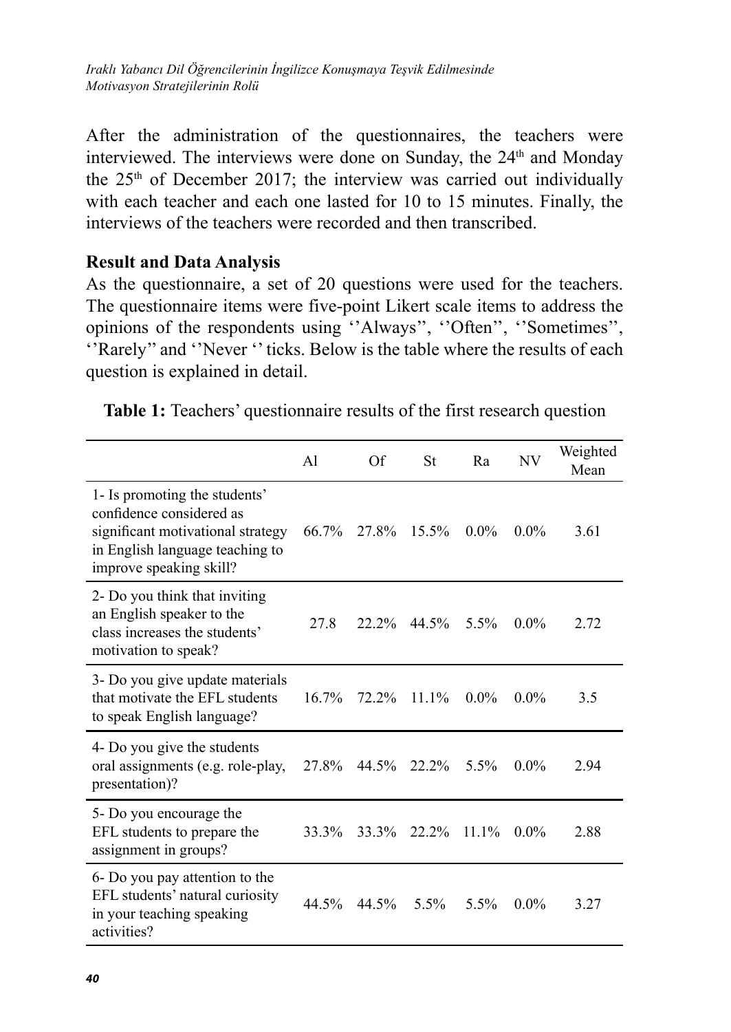After the administration of the questionnaires, the teachers were interviewed. The interviews were done on Sunday, the 24th and Monday the 25th of December 2017; the interview was carried out individually with each teacher and each one lasted for 10 to 15 minutes. Finally, the interviews of the teachers were recorded and then transcribed.

**Result and Data Analysis**

As the questionnaire, a set of 20 questions were used for the teachers. The questionnaire items were five-point Likert scale items to address the opinions of the respondents using ''Always'', ''Often'', ''Sometimes'', ''Rarely'' and ''Never '' ticks. Below is the table where the results of each question is explained in detail.

**Table 1:** Teachers' questionnaire results of the first research question

| | Al | Of | St | Ra | NV | Weighted Mean |
|---|---|---|---|---|---|---|
| 1- Is promoting the students' confidence considered as significant motivational strategy in English language teaching to improve speaking skill? | 66.7% | 27.8% | 15.5% | 0.0% | 0.0% | 3.61 |
| 2- Do you think that inviting an English speaker to the class increases the students' motivation to speak? | 27.8 | 22.2% | 44.5% | 5.5% | 0.0% | 2.72 |
| 3- Do you give update materials that motivate the EFL students to speak English language? | 16.7% | 72.2% | 11.1% | 0.0% | 0.0% | 3.5 |
| 4- Do you give the students oral assignments (e.g. role-play, presentation)? | 27.8% | 44.5% | 22.2% | 5.5% | 0.0% | 2.94 |
| 5- Do you encourage the EFL students to prepare the assignment in groups? | 33.3% | 33.3% | 22.2% | 11.1% | 0.0% | 2.88 |
| 6- Do you pay attention to the EFL students' natural curiosity in your teaching speaking activities? | 44.5% | 44.5% | 5.5% | 5.5% | 0.0% | 3.27 |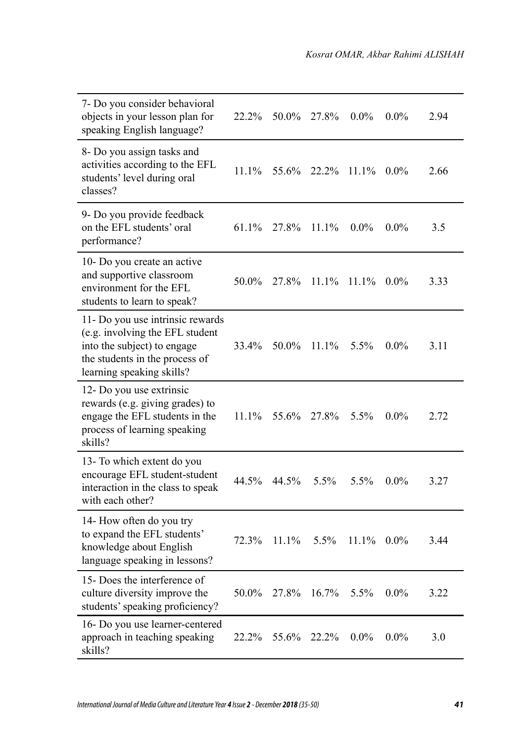| | | | | | | |
|---|---|---|---|---|---|---|
| 7- Do you consider behavioral objects in your lesson plan for speaking English language? | 22.2% | 50.0% | 27.8% | 0.0% | 0.0% | 2.94 |
| 8- Do you assign tasks and activities according to the EFL students' level during oral classes? | 11.1% | 55.6% | 22.2% | 11.1% | 0.0% | 2.66 |
| 9- Do you provide feedback on the EFL students' oral performance? | 61.1% | 27.8% | 11.1% | 0.0% | 0.0% | 3.5 |
| 10- Do you create an active and supportive classroom environment for the EFL students to learn to speak? | 50.0% | 27.8% | 11.1% | 11.1% | 0.0% | 3.33 |
| 11- Do you use intrinsic rewards (e.g. involving the EFL student into the subject) to engage the students in the process of learning speaking skills? | 33.4% | 50.0% | 11.1% | 5.5% | 0.0% | 3.11 |
| 12- Do you use extrinsic rewards (e.g. giving grades) to engage the EFL students in the process of learning speaking skills? | 11.1% | 55.6% | 27.8% | 5.5% | 0.0% | 2.72 |
| 13- To which extent do you encourage EFL student-student interaction in the class to speak with each other? | 44.5% | 44.5% | 5.5% | 5.5% | 0.0% | 3.27 |
| 14- How often do you try to expand the EFL students' knowledge about English language speaking in lessons? | 72.3% | 11.1% | 5.5% | 11.1% | 0.0% | 3.44 |
| 15- Does the interference of culture diversity improve the students' speaking proficiency? | 50.0% | 27.8% | 16.7% | 5.5% | 0.0% | 3.22 |
| 16- Do you use learner-centered approach in teaching speaking skills? | 22.2% | 55.6% | 22.2% | 0.0% | 0.0% | 3.0 |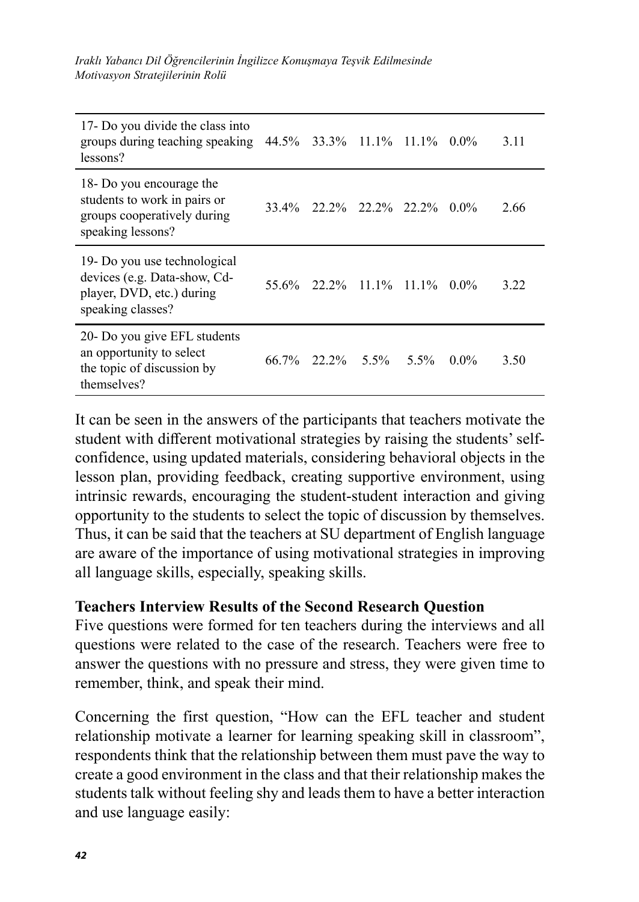| | | | | | | |
|---|---|---|---|---|---|---|
| 17- Do you divide the class into groups during teaching speaking lessons? | 44.5% | 33.3% | 11.1% | 11.1% | 0.0% | 3.11 |
| 18- Do you encourage the students to work in pairs or groups cooperatively during speaking lessons? | 33.4% | 22.2% | 22.2% | 22.2% | 0.0% | 2.66 |
| 19- Do you use technological devices (e.g. Data-show, Cd-player, DVD, etc.) during speaking classes? | 55.6% | 22.2% | 11.1% | 11.1% | 0.0% | 3.22 |
| 20- Do you give EFL students an opportunity to select the topic of discussion by themselves? | 66.7% | 22.2% | 5.5% | 5.5% | 0.0% | 3.50 |

It can be seen in the answers of the participants that teachers motivate the student with different motivational strategies by raising the students' self-confidence, using updated materials, considering behavioral objects in the lesson plan, providing feedback, creating supportive environment, using intrinsic rewards, encouraging the student-student interaction and giving opportunity to the students to select the topic of discussion by themselves. Thus, it can be said that the teachers at SU department of English language are aware of the importance of using motivational strategies in improving all language skills, especially, speaking skills.

**Teachers Interview Results of the Second Research Question**

Five questions were formed for ten teachers during the interviews and all questions were related to the case of the research. Teachers were free to answer the questions with no pressure and stress, they were given time to remember, think, and speak their mind.

Concerning the first question, "How can the EFL teacher and student relationship motivate a learner for learning speaking skill in classroom", respondents think that the relationship between them must pave the way to create a good environment in the class and that their relationship makes the students talk without feeling shy and leads them to have a better interaction and use language easily: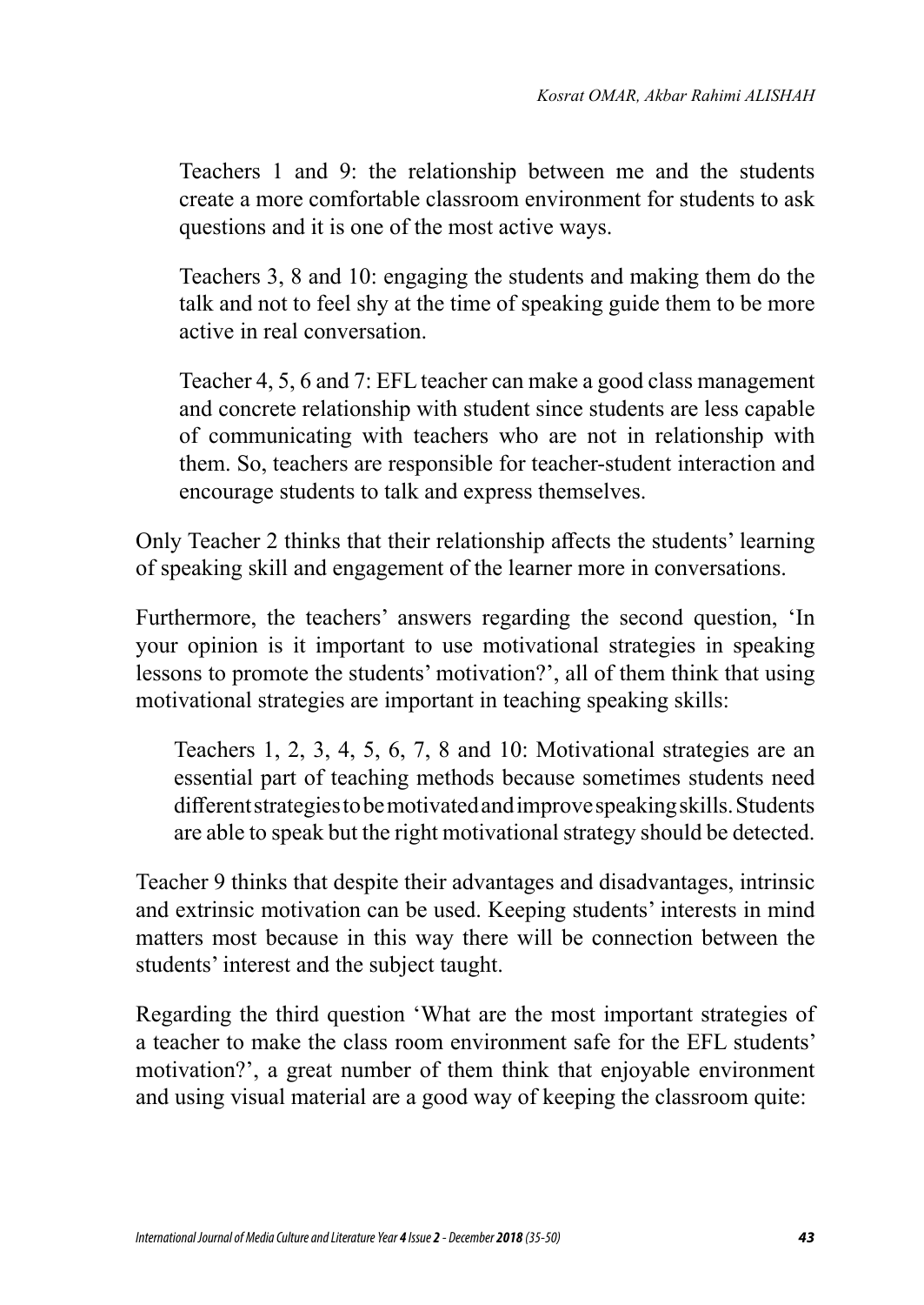> Teachers 1 and 9: the relationship between me and the students create a more comfortable classroom environment for students to ask questions and it is one of the most active ways.
>
> Teachers 3, 8 and 10: engaging the students and making them do the talk and not to feel shy at the time of speaking guide them to be more active in real conversation.
>
> Teacher 4, 5, 6 and 7: EFL teacher can make a good class management and concrete relationship with student since students are less capable of communicating with teachers who are not in relationship with them. So, teachers are responsible for teacher-student interaction and encourage students to talk and express themselves.

Only Teacher 2 thinks that their relationship affects the students' learning of speaking skill and engagement of the learner more in conversations.

Furthermore, the teachers' answers regarding the second question, 'In your opinion is it important to use motivational strategies in speaking lessons to promote the students' motivation?', all of them think that using motivational strategies are important in teaching speaking skills:

> Teachers 1, 2, 3, 4, 5, 6, 7, 8 and 10: Motivational strategies are an essential part of teaching methods because sometimes students need different strategies to be motivated and improve speaking skills. Students are able to speak but the right motivational strategy should be detected.

Teacher 9 thinks that despite their advantages and disadvantages, intrinsic and extrinsic motivation can be used. Keeping students' interests in mind matters most because in this way there will be connection between the students' interest and the subject taught.

Regarding the third question 'What are the most important strategies of a teacher to make the class room environment safe for the EFL students' motivation?', a great number of them think that enjoyable environment and using visual material are a good way of keeping the classroom quite: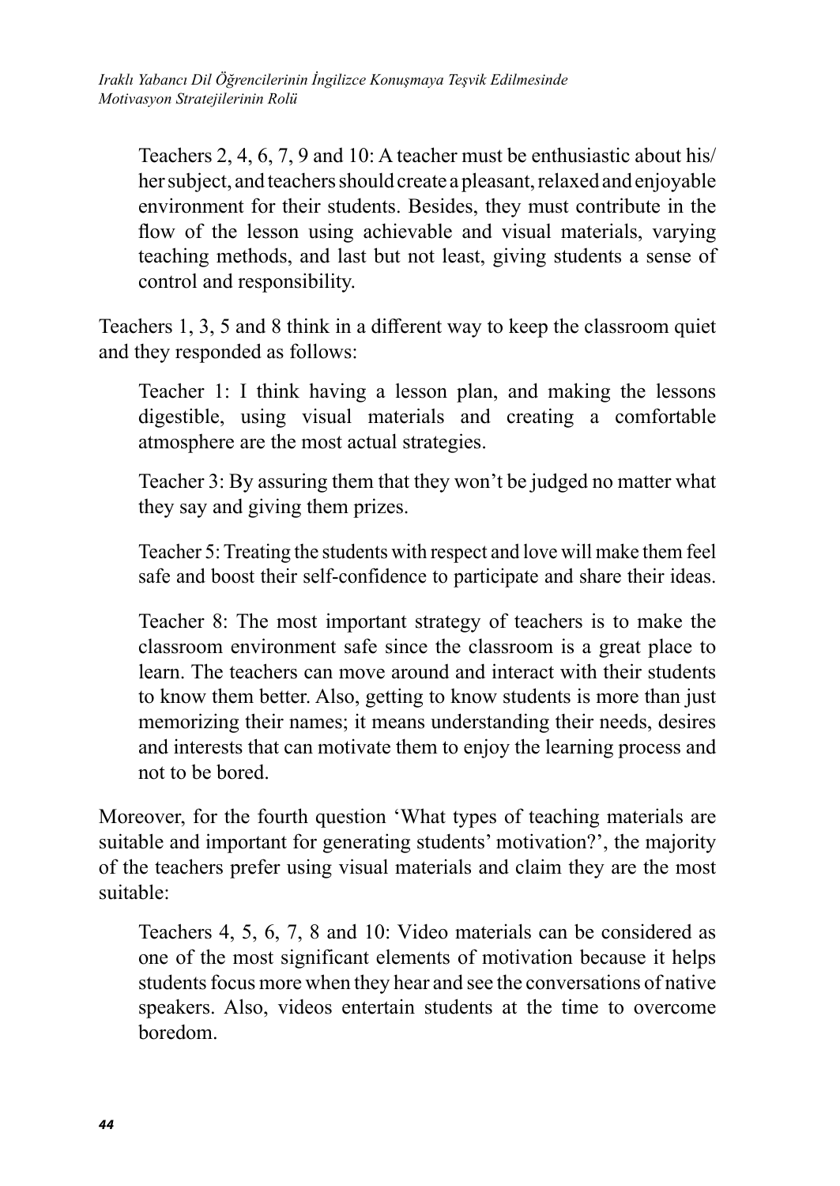> Teachers 2, 4, 6, 7, 9 and 10: A teacher must be enthusiastic about his/her subject, and teachers should create a pleasant, relaxed and enjoyable environment for their students. Besides, they must contribute in the flow of the lesson using achievable and visual materials, varying teaching methods, and last but not least, giving students a sense of control and responsibility.

Teachers 1, 3, 5 and 8 think in a different way to keep the classroom quiet and they responded as follows:

> Teacher 1: I think having a lesson plan, and making the lessons digestible, using visual materials and creating a comfortable atmosphere are the most actual strategies.

> Teacher 3: By assuring them that they won't be judged no matter what they say and giving them prizes.

> Teacher 5: Treating the students with respect and love will make them feel safe and boost their self-confidence to participate and share their ideas.

> Teacher 8: The most important strategy of teachers is to make the classroom environment safe since the classroom is a great place to learn. The teachers can move around and interact with their students to know them better. Also, getting to know students is more than just memorizing their names; it means understanding their needs, desires and interests that can motivate them to enjoy the learning process and not to be bored.

Moreover, for the fourth question 'What types of teaching materials are suitable and important for generating students' motivation?', the majority of the teachers prefer using visual materials and claim they are the most suitable:

> Teachers 4, 5, 6, 7, 8 and 10: Video materials can be considered as one of the most significant elements of motivation because it helps students focus more when they hear and see the conversations of native speakers. Also, videos entertain students at the time to overcome boredom.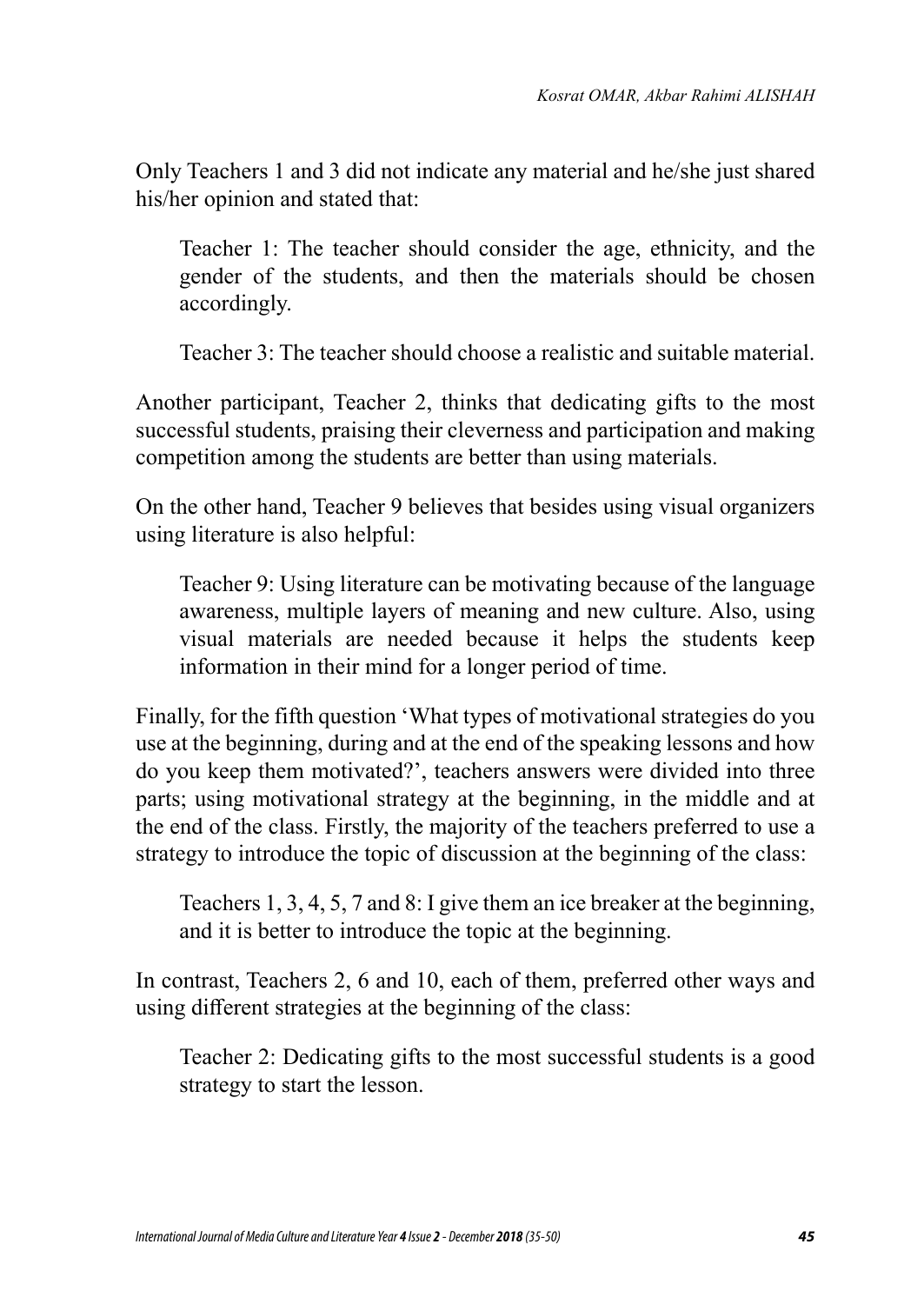Only Teachers 1 and 3 did not indicate any material and he/she just shared his/her opinion and stated that:

> Teacher 1: The teacher should consider the age, ethnicity, and the gender of the students, and then the materials should be chosen accordingly.
>
> Teacher 3: The teacher should choose a realistic and suitable material.

Another participant, Teacher 2, thinks that dedicating gifts to the most successful students, praising their cleverness and participation and making competition among the students are better than using materials.

On the other hand, Teacher 9 believes that besides using visual organizers using literature is also helpful:

> Teacher 9: Using literature can be motivating because of the language awareness, multiple layers of meaning and new culture. Also, using visual materials are needed because it helps the students keep information in their mind for a longer period of time.

Finally, for the fifth question 'What types of motivational strategies do you use at the beginning, during and at the end of the speaking lessons and how do you keep them motivated?', teachers answers were divided into three parts; using motivational strategy at the beginning, in the middle and at the end of the class. Firstly, the majority of the teachers preferred to use a strategy to introduce the topic of discussion at the beginning of the class:

> Teachers 1, 3, 4, 5, 7 and 8: I give them an ice breaker at the beginning, and it is better to introduce the topic at the beginning.

In contrast, Teachers 2, 6 and 10, each of them, preferred other ways and using different strategies at the beginning of the class:

> Teacher 2: Dedicating gifts to the most successful students is a good strategy to start the lesson.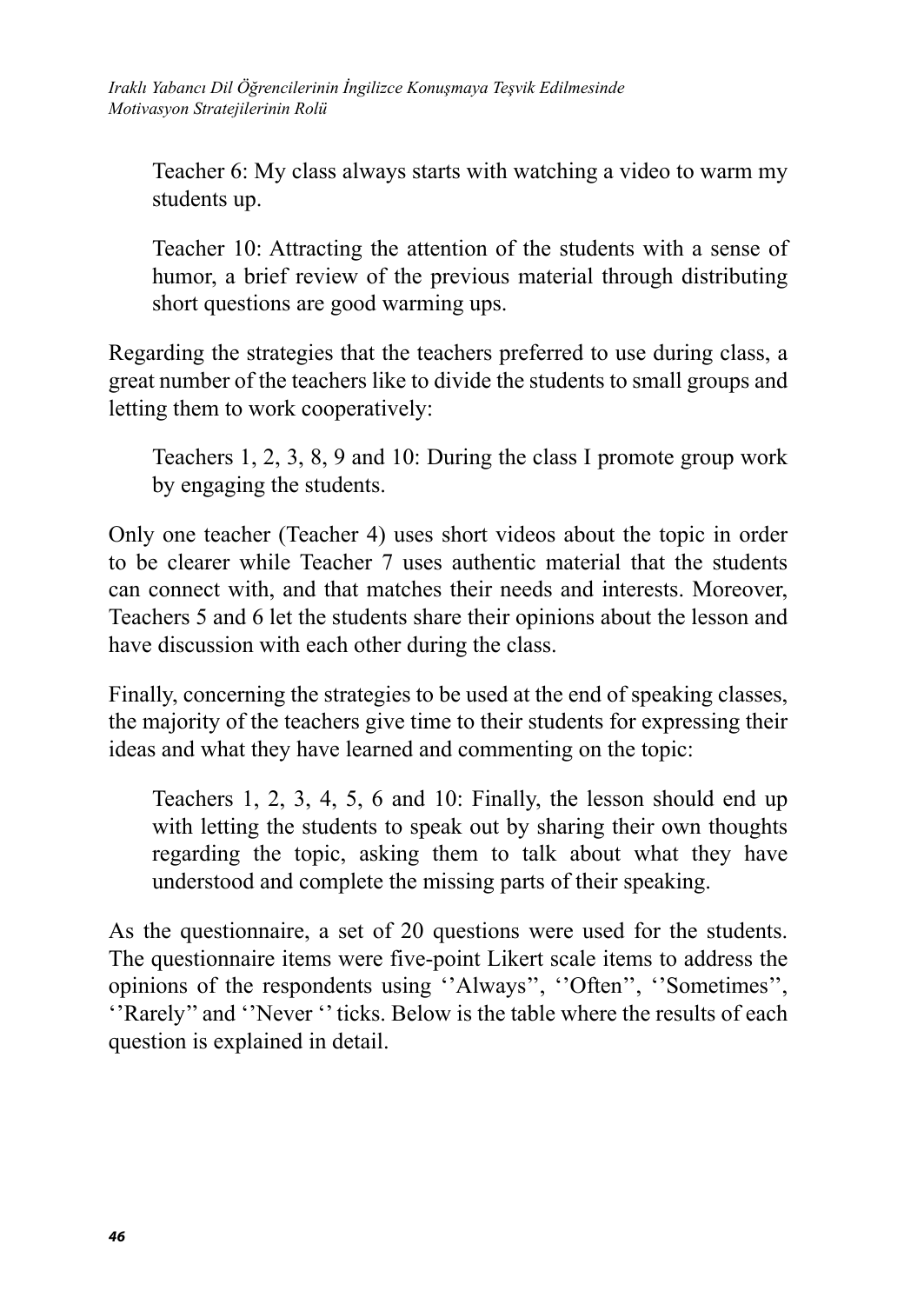> Teacher 6: My class always starts with watching a video to warm my students up.

> Teacher 10: Attracting the attention of the students with a sense of humor, a brief review of the previous material through distributing short questions are good warming ups.

Regarding the strategies that the teachers preferred to use during class, a great number of the teachers like to divide the students to small groups and letting them to work cooperatively:

> Teachers 1, 2, 3, 8, 9 and 10: During the class I promote group work by engaging the students.

Only one teacher (Teacher 4) uses short videos about the topic in order to be clearer while Teacher 7 uses authentic material that the students can connect with, and that matches their needs and interests. Moreover, Teachers 5 and 6 let the students share their opinions about the lesson and have discussion with each other during the class.

Finally, concerning the strategies to be used at the end of speaking classes, the majority of the teachers give time to their students for expressing their ideas and what they have learned and commenting on the topic:

> Teachers 1, 2, 3, 4, 5, 6 and 10: Finally, the lesson should end up with letting the students to speak out by sharing their own thoughts regarding the topic, asking them to talk about what they have understood and complete the missing parts of their speaking.

As the questionnaire, a set of 20 questions were used for the students. The questionnaire items were five-point Likert scale items to address the opinions of the respondents using ''Always'', ''Often'', ''Sometimes'', ''Rarely'' and ''Never '' ticks. Below is the table where the results of each question is explained in detail.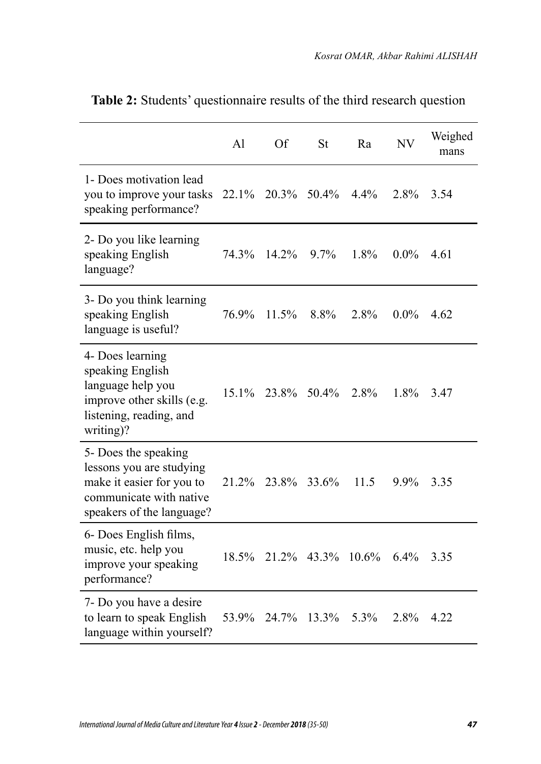**Table 2:** Students' questionnaire results of the third research question

| | Al | Of | St | Ra | NV | Weighed mans |
|---|---|---|---|---|---|---|
| 1- Does motivation lead you to improve your tasks speaking performance? | 22.1% | 20.3% | 50.4% | 4.4% | 2.8% | 3.54 |
| 2- Do you like learning speaking English language? | 74.3% | 14.2% | 9.7% | 1.8% | 0.0% | 4.61 |
| 3- Do you think learning speaking English language is useful? | 76.9% | 11.5% | 8.8% | 2.8% | 0.0% | 4.62 |
| 4- Does learning speaking English language help you improve other skills (e.g. listening, reading, and writing)? | 15.1% | 23.8% | 50.4% | 2.8% | 1.8% | 3.47 |
| 5- Does the speaking lessons you are studying make it easier for you to communicate with native speakers of the language? | 21.2% | 23.8% | 33.6% | 11.5 | 9.9% | 3.35 |
| 6- Does English films, music, etc. help you improve your speaking performance? | 18.5% | 21.2% | 43.3% | 10.6% | 6.4% | 3.35 |
| 7- Do you have a desire to learn to speak English language within yourself? | 53.9% | 24.7% | 13.3% | 5.3% | 2.8% | 4.22 |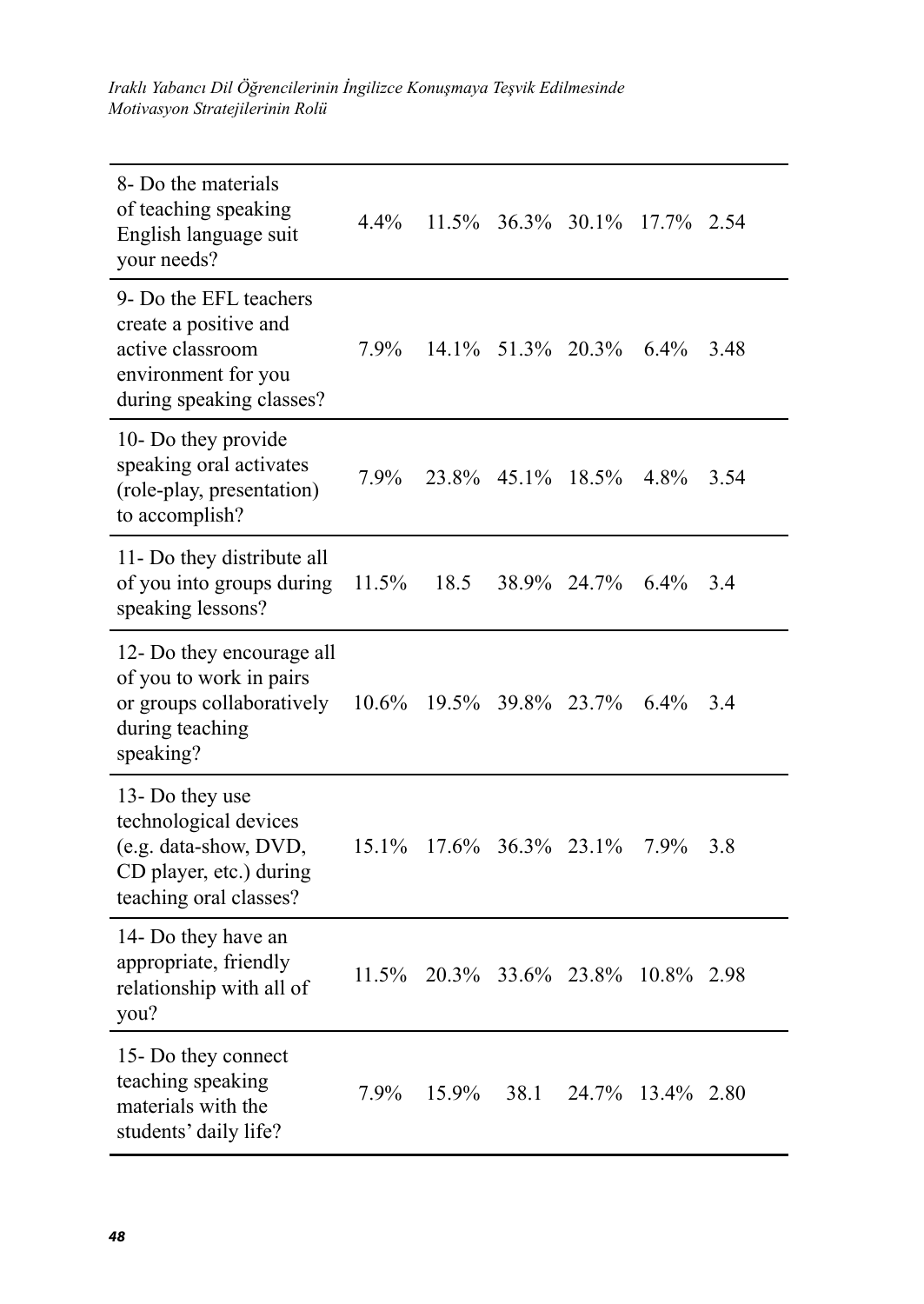| | | | | | | |
|---|---|---|---|---|---|---|
| 8- Do the materials of teaching speaking English language suit your needs? | 4.4% | 11.5% | 36.3% | 30.1% | 17.7% | 2.54 |
| 9- Do the EFL teachers create a positive and active classroom environment for you during speaking classes? | 7.9% | 14.1% | 51.3% | 20.3% | 6.4% | 3.48 |
| 10- Do they provide speaking oral activates (role-play, presentation) to accomplish? | 7.9% | 23.8% | 45.1% | 18.5% | 4.8% | 3.54 |
| 11- Do they distribute all of you into groups during speaking lessons? | 11.5% | 18.5 | 38.9% | 24.7% | 6.4% | 3.4 |
| 12- Do they encourage all of you to work in pairs or groups collaboratively during teaching speaking? | 10.6% | 19.5% | 39.8% | 23.7% | 6.4% | 3.4 |
| 13- Do they use technological devices (e.g. data-show, DVD, CD player, etc.) during teaching oral classes? | 15.1% | 17.6% | 36.3% | 23.1% | 7.9% | 3.8 |
| 14- Do they have an appropriate, friendly relationship with all of you? | 11.5% | 20.3% | 33.6% | 23.8% | 10.8% | 2.98 |
| 15- Do they connect teaching speaking materials with the students' daily life? | 7.9% | 15.9% | 38.1 | 24.7% | 13.4% | 2.80 |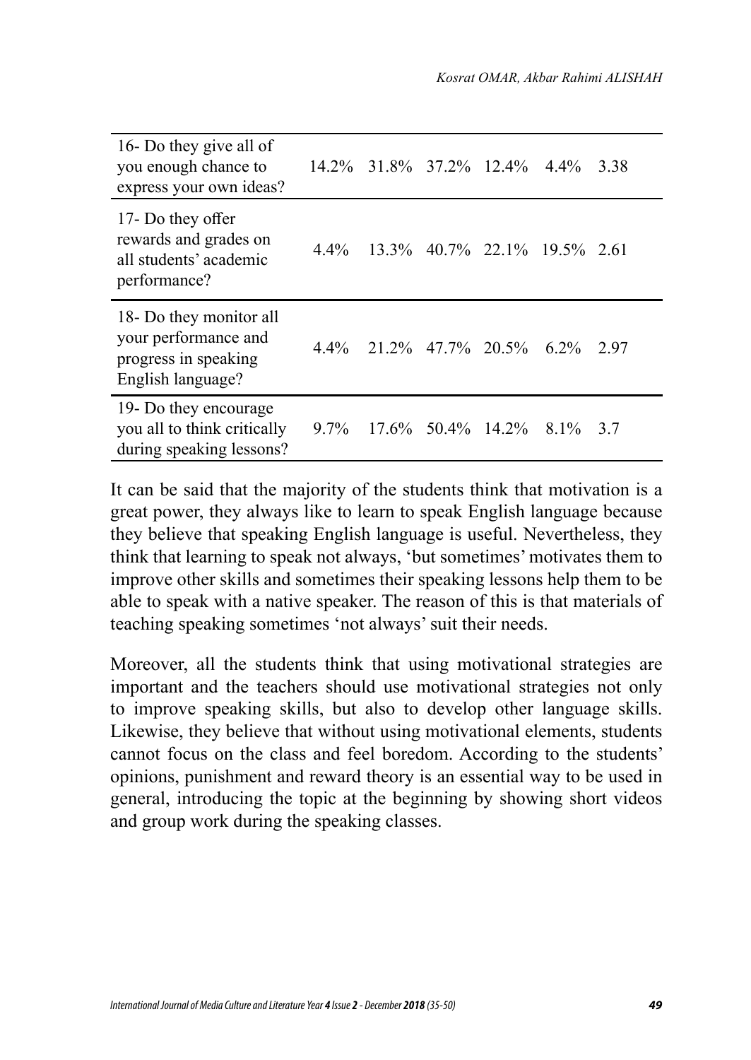| | | | | | | |
|---|---|---|---|---|---|---|
| 16- Do they give all of you enough chance to express your own ideas? | 14.2% | 31.8% | 37.2% | 12.4% | 4.4% | 3.38 |
| 17- Do they offer rewards and grades on all students' academic performance? | 4.4% | 13.3% | 40.7% | 22.1% | 19.5% | 2.61 |
| 18- Do they monitor all your performance and progress in speaking English language? | 4.4% | 21.2% | 47.7% | 20.5% | 6.2% | 2.97 |
| 19- Do they encourage you all to think critically during speaking lessons? | 9.7% | 17.6% | 50.4% | 14.2% | 8.1% | 3.7 |

It can be said that the majority of the students think that motivation is a great power, they always like to learn to speak English language because they believe that speaking English language is useful. Nevertheless, they think that learning to speak not always, 'but sometimes' motivates them to improve other skills and sometimes their speaking lessons help them to be able to speak with a native speaker. The reason of this is that materials of teaching speaking sometimes 'not always' suit their needs.

Moreover, all the students think that using motivational strategies are important and the teachers should use motivational strategies not only to improve speaking skills, but also to develop other language skills. Likewise, they believe that without using motivational elements, students cannot focus on the class and feel boredom. According to the students' opinions, punishment and reward theory is an essential way to be used in general, introducing the topic at the beginning by showing short videos and group work during the speaking classes.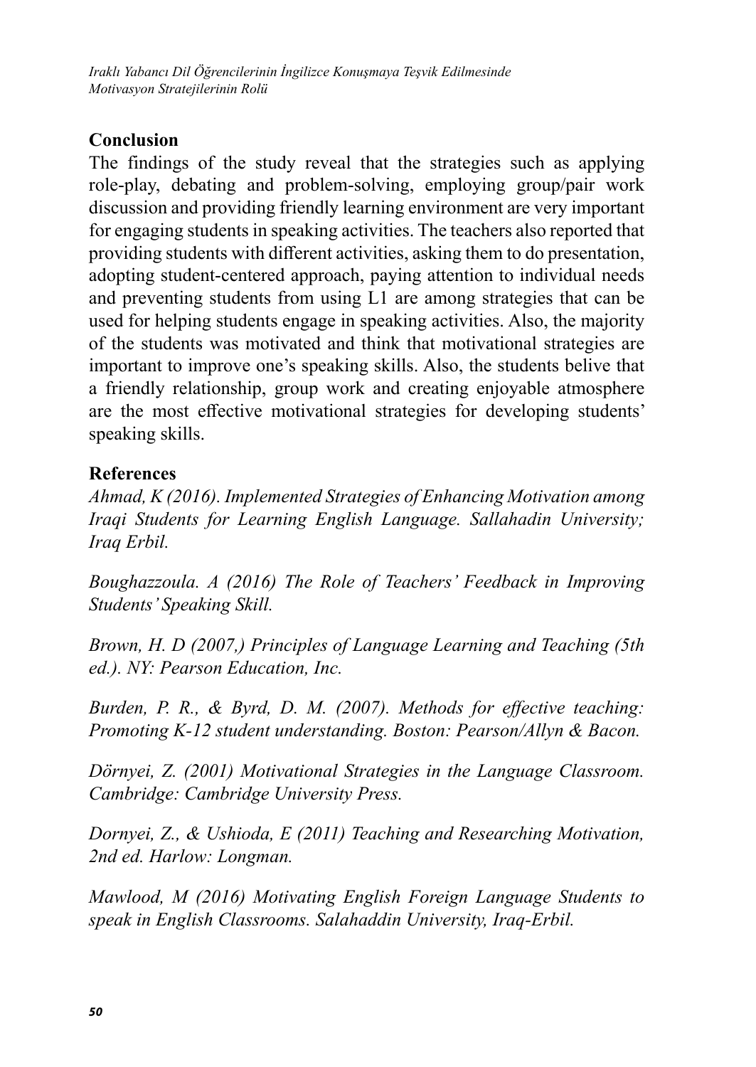## Conclusion

The findings of the study reveal that the strategies such as applying role-play, debating and problem-solving, employing group/pair work discussion and providing friendly learning environment are very important for engaging students in speaking activities. The teachers also reported that providing students with different activities, asking them to do presentation, adopting student-centered approach, paying attention to individual needs and preventing students from using L1 are among strategies that can be used for helping students engage in speaking activities. Also, the majority of the students was motivated and think that motivational strategies are important to improve one's speaking skills. Also, the students belive that a friendly relationship, group work and creating enjoyable atmosphere are the most effective motivational strategies for developing students' speaking skills.

## References

*Ahmad, K (2016). Implemented Strategies of Enhancing Motivation among Iraqi Students for Learning English Language. Sallahadin University; Iraq Erbil.*

*Boughazzoula. A (2016) The Role of Teachers' Feedback in Improving Students' Speaking Skill.*

*Brown, H. D (2007,) Principles of Language Learning and Teaching (5th ed.). NY: Pearson Education, Inc.*

*Burden, P. R., & Byrd, D. M. (2007). Methods for effective teaching: Promoting K-12 student understanding. Boston: Pearson/Allyn & Bacon.*

*Dörnyei, Z. (2001) Motivational Strategies in the Language Classroom. Cambridge: Cambridge University Press.*

*Dornyei, Z., & Ushioda, E (2011) Teaching and Researching Motivation, 2nd ed. Harlow: Longman.*

*Mawlood, M (2016) Motivating English Foreign Language Students to speak in English Classrooms. Salahaddin University, Iraq-Erbil.*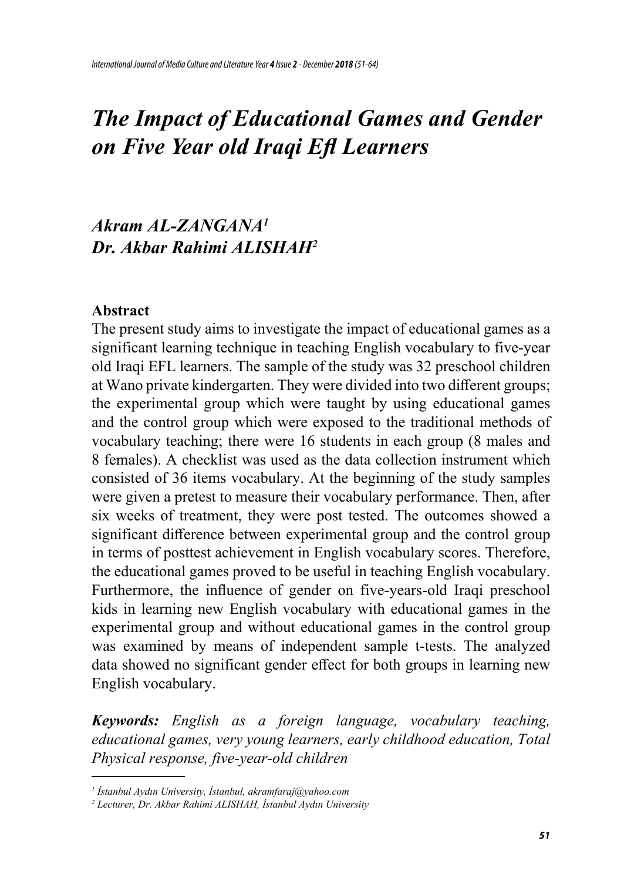# *The Impact of Educational Games and Gender on Five Year old Iraqi Efl Learners*

***Akram AL-ZANGANA[1]***
***Dr. Akbar Rahimi ALISHAH[2]***

**Abstract**

The present study aims to investigate the impact of educational games as a significant learning technique in teaching English vocabulary to five-year old Iraqi EFL learners. The sample of the study was 32 preschool children at Wano private kindergarten. They were divided into two different groups; the experimental group which were taught by using educational games and the control group which were exposed to the traditional methods of vocabulary teaching; there were 16 students in each group (8 males and 8 females). A checklist was used as the data collection instrument which consisted of 36 items vocabulary. At the beginning of the study samples were given a pretest to measure their vocabulary performance. Then, after six weeks of treatment, they were post tested. The outcomes showed a significant difference between experimental group and the control group in terms of posttest achievement in English vocabulary scores. Therefore, the educational games proved to be useful in teaching English vocabulary. Furthermore, the influence of gender on five-years-old Iraqi preschool kids in learning new English vocabulary with educational games in the experimental group and without educational games in the control group was examined by means of independent sample t-tests. The analyzed data showed no significant gender effect for both groups in learning new English vocabulary.

***Keywords:*** *English as a foreign language, vocabulary teaching, educational games, very young learners, early childhood education, Total Physical response, five-year-old children*

---

*[1] İstanbul Aydın University, İstanbul, akramfaraj@yahoo.com*

*[2] Lecturer, Dr. Akbar Rahimi ALISHAH, İstanbul Aydın University*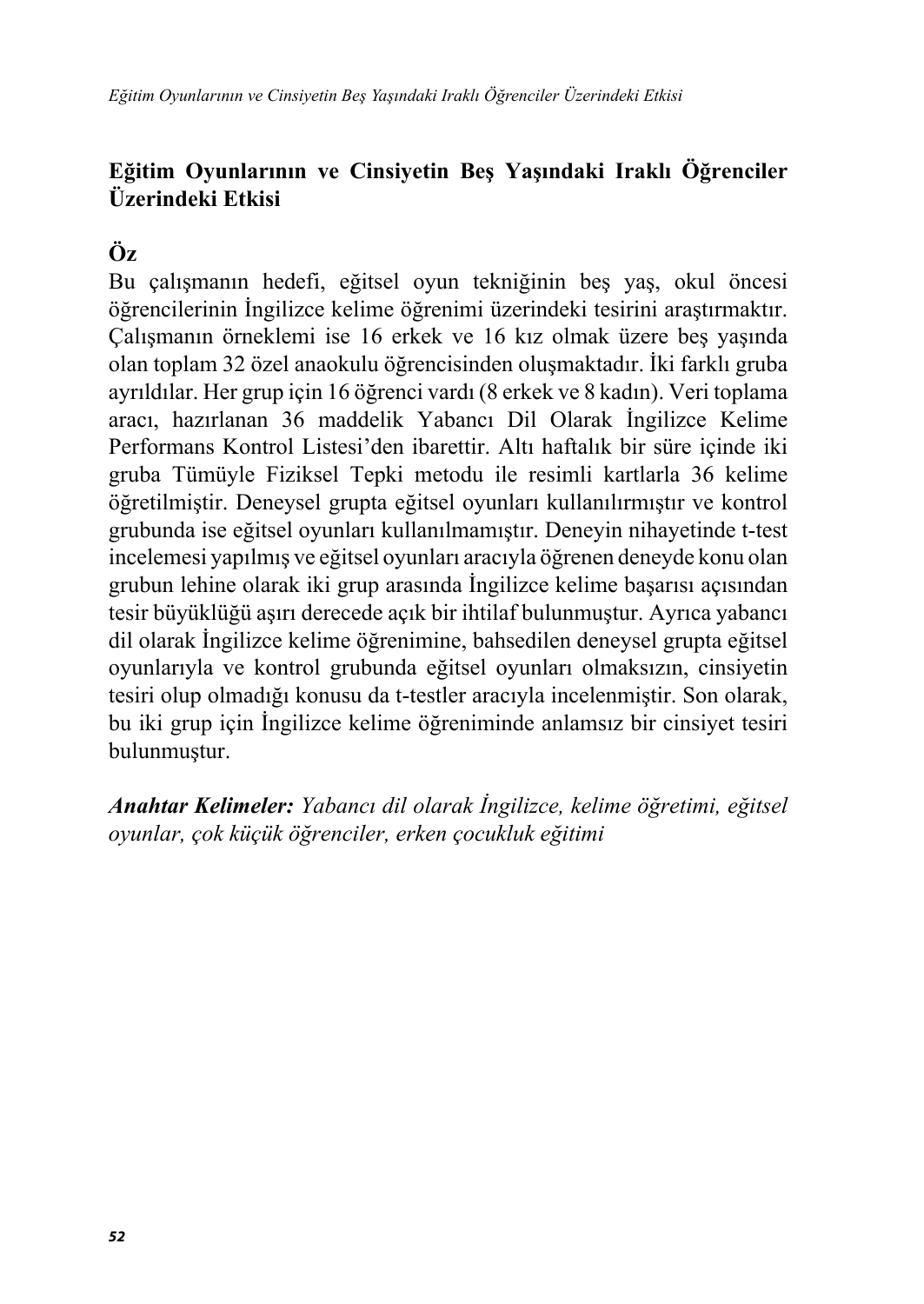# Eğitim Oyunlarının ve Cinsiyetin Beş Yaşındaki Iraklı Öğrenciler Üzerindeki Etkisi

## Öz

Bu çalışmanın hedefi, eğitsel oyun tekniğinin beş yaş, okul öncesi öğrencilerinin İngilizce kelime öğrenimi üzerindeki tesirini araştırmaktır. Çalışmanın örneklemi ise 16 erkek ve 16 kız olmak üzere beş yaşında olan toplam 32 özel anaokulu öğrencisinden oluşmaktadır. İki farklı gruba ayrıldılar. Her grup için 16 öğrenci vardı (8 erkek ve 8 kadın). Veri toplama aracı, hazırlanan 36 maddelik Yabancı Dil Olarak İngilizce Kelime Performans Kontrol Listesi'den ibarettir. Altı haftalık bir süre içinde iki gruba Tümüyle Fiziksel Tepki metodu ile resimli kartlarla 36 kelime öğretilmiştir. Deneysel grupta eğitsel oyunları kullanılırmıştır ve kontrol grubunda ise eğitsel oyunları kullanılmamıştır. Deneyin nihayetinde t-test incelemesi yapılmış ve eğitsel oyunları aracıyla öğrenen deneyde konu olan grubun lehine olarak iki grup arasında İngilizce kelime başarısı açısından tesir büyüklüğü aşırı derecede açık bir ihtilaf bulunmuştur. Ayrıca yabancı dil olarak İngilizce kelime öğrenimine, bahsedilen deneysel grupta eğitsel oyunlarıyla ve kontrol grubunda eğitsel oyunları olmaksızın, cinsiyetin tesiri olup olmadığı konusu da t-testler aracıyla incelenmiştir. Son olarak, bu iki grup için İngilizce kelime öğreniminde anlamsız bir cinsiyet tesiri bulunmuştur.

***Anahtar Kelimeler:*** *Yabancı dil olarak İngilizce, kelime öğretimi, eğitsel oyunlar, çok küçük öğrenciler, erken çocukluk eğitimi*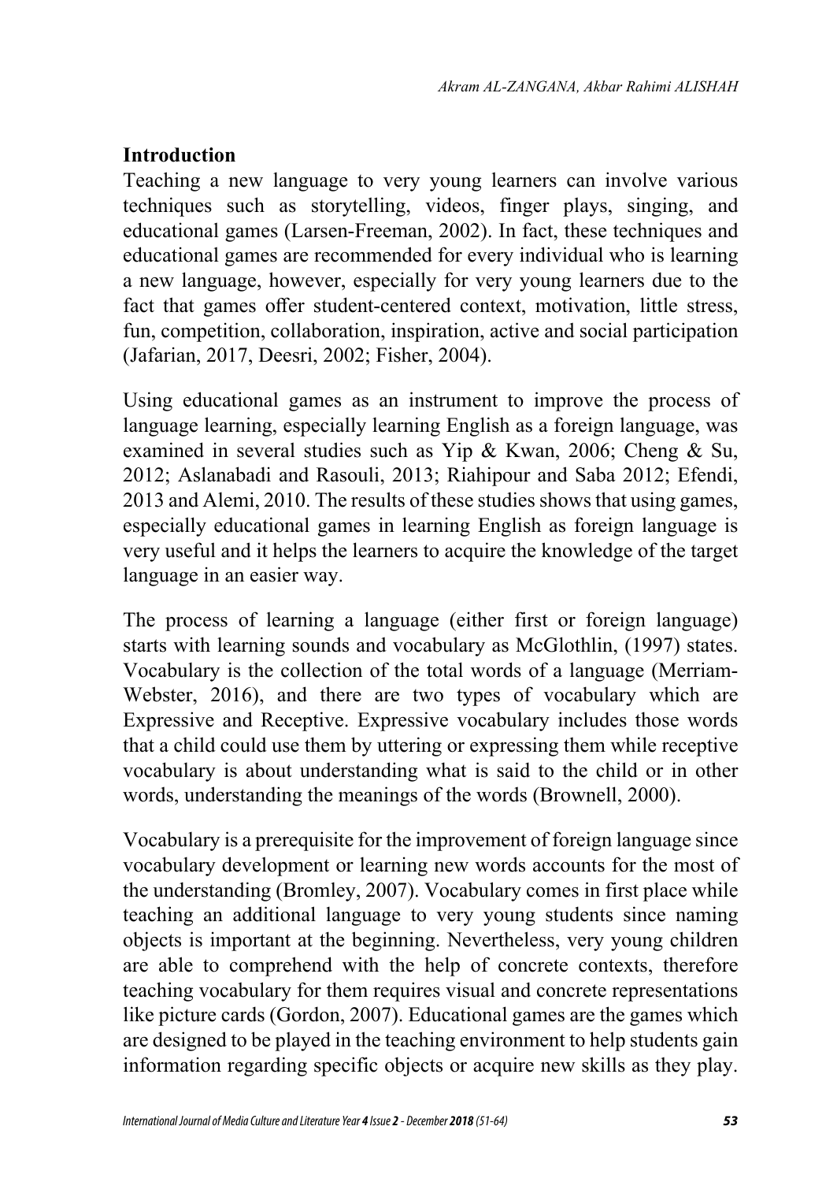## Introduction

Teaching a new language to very young learners can involve various techniques such as storytelling, videos, finger plays, singing, and educational games (Larsen-Freeman, 2002). In fact, these techniques and educational games are recommended for every individual who is learning a new language, however, especially for very young learners due to the fact that games offer student-centered context, motivation, little stress, fun, competition, collaboration, inspiration, active and social participation (Jafarian, 2017, Deesri, 2002; Fisher, 2004).

Using educational games as an instrument to improve the process of language learning, especially learning English as a foreign language, was examined in several studies such as Yip & Kwan, 2006; Cheng & Su, 2012; Aslanabadi and Rasouli, 2013; Riahipour and Saba 2012; Efendi, 2013 and Alemi, 2010. The results of these studies shows that using games, especially educational games in learning English as foreign language is very useful and it helps the learners to acquire the knowledge of the target language in an easier way.

The process of learning a language (either first or foreign language) starts with learning sounds and vocabulary as McGlothlin, (1997) states. Vocabulary is the collection of the total words of a language (Merriam-Webster, 2016), and there are two types of vocabulary which are Expressive and Receptive. Expressive vocabulary includes those words that a child could use them by uttering or expressing them while receptive vocabulary is about understanding what is said to the child or in other words, understanding the meanings of the words (Brownell, 2000).

Vocabulary is a prerequisite for the improvement of foreign language since vocabulary development or learning new words accounts for the most of the understanding (Bromley, 2007). Vocabulary comes in first place while teaching an additional language to very young students since naming objects is important at the beginning. Nevertheless, very young children are able to comprehend with the help of concrete contexts, therefore teaching vocabulary for them requires visual and concrete representations like picture cards (Gordon, 2007). Educational games are the games which are designed to be played in the teaching environment to help students gain information regarding specific objects or acquire new skills as they play.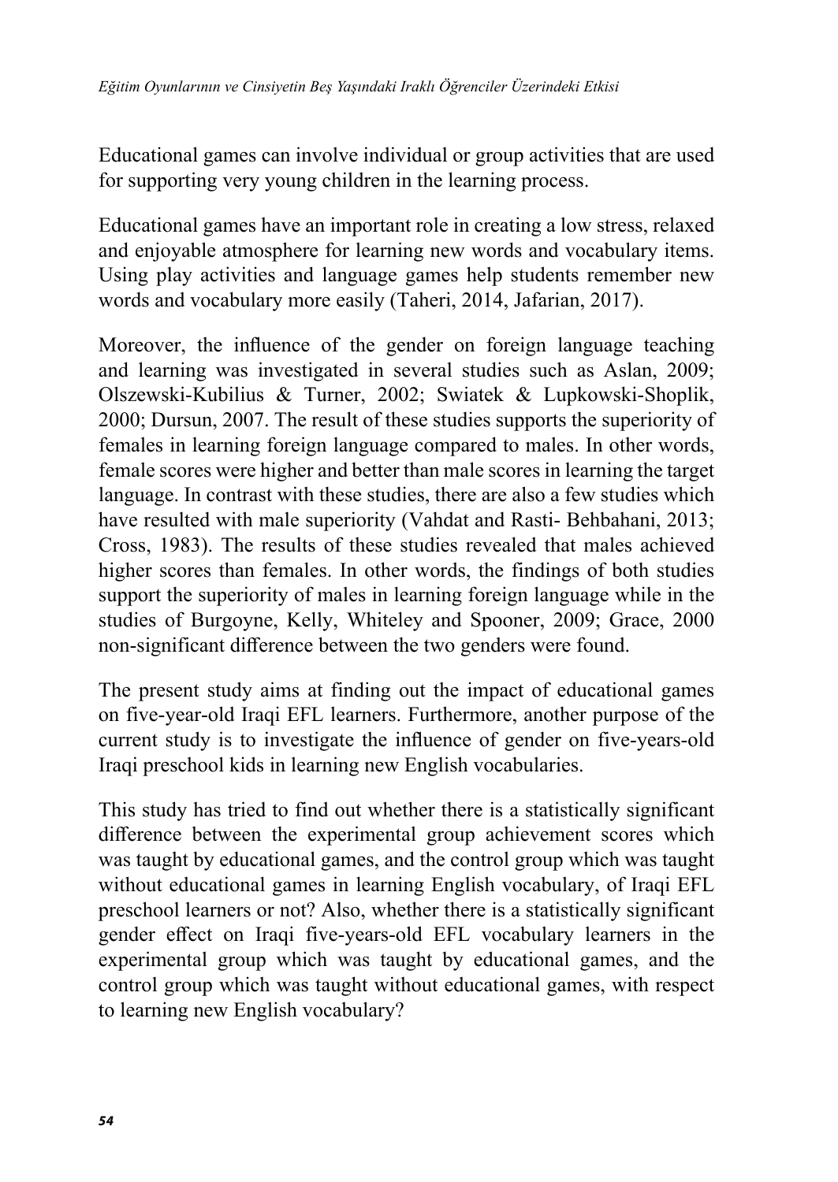Educational games can involve individual or group activities that are used for supporting very young children in the learning process.

Educational games have an important role in creating a low stress, relaxed and enjoyable atmosphere for learning new words and vocabulary items. Using play activities and language games help students remember new words and vocabulary more easily (Taheri, 2014, Jafarian, 2017).

Moreover, the influence of the gender on foreign language teaching and learning was investigated in several studies such as Aslan, 2009; Olszewski-Kubilius & Turner, 2002; Swiatek & Lupkowski-Shoplik, 2000; Dursun, 2007. The result of these studies supports the superiority of females in learning foreign language compared to males. In other words, female scores were higher and better than male scores in learning the target language. In contrast with these studies, there are also a few studies which have resulted with male superiority (Vahdat and Rasti- Behbahani, 2013; Cross, 1983). The results of these studies revealed that males achieved higher scores than females. In other words, the findings of both studies support the superiority of males in learning foreign language while in the studies of Burgoyne, Kelly, Whiteley and Spooner, 2009; Grace, 2000 non-significant difference between the two genders were found.

The present study aims at finding out the impact of educational games on five-year-old Iraqi EFL learners. Furthermore, another purpose of the current study is to investigate the influence of gender on five-years-old Iraqi preschool kids in learning new English vocabularies.

This study has tried to find out whether there is a statistically significant difference between the experimental group achievement scores which was taught by educational games, and the control group which was taught without educational games in learning English vocabulary, of Iraqi EFL preschool learners or not? Also, whether there is a statistically significant gender effect on Iraqi five-years-old EFL vocabulary learners in the experimental group which was taught by educational games, and the control group which was taught without educational games, with respect to learning new English vocabulary?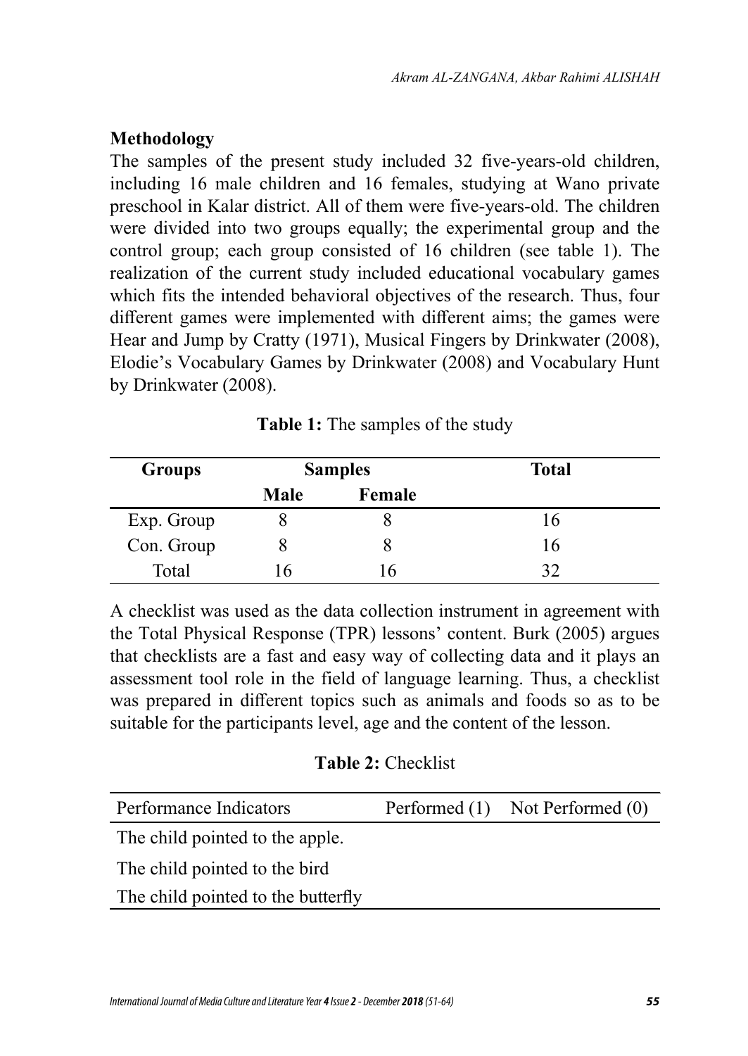## Methodology

The samples of the present study included 32 five-years-old children, including 16 male children and 16 females, studying at Wano private preschool in Kalar district. All of them were five-years-old. The children were divided into two groups equally; the experimental group and the control group; each group consisted of 16 children (see table 1). The realization of the current study included educational vocabulary games which fits the intended behavioral objectives of the research. Thus, four different games were implemented with different aims; the games were Hear and Jump by Cratty (1971), Musical Fingers by Drinkwater (2008), Elodie's Vocabulary Games by Drinkwater (2008) and Vocabulary Hunt by Drinkwater (2008).

**Table 1:** The samples of the study

| Groups | Samples | | Total |
|---|---|---|---|
| | Male | Female | |
| Exp. Group | 8 | 8 | 16 |
| Con. Group | 8 | 8 | 16 |
| Total | 16 | 16 | 32 |

A checklist was used as the data collection instrument in agreement with the Total Physical Response (TPR) lessons' content. Burk (2005) argues that checklists are a fast and easy way of collecting data and it plays an assessment tool role in the field of language learning. Thus, a checklist was prepared in different topics such as animals and foods so as to be suitable for the participants level, age and the content of the lesson.

**Table 2:** Checklist

| Performance Indicators | Performed (1) | Not Performed (0) |
|---|---|---|
| The child pointed to the apple. | | |
| The child pointed to the bird | | |
| The child pointed to the butterfly | | |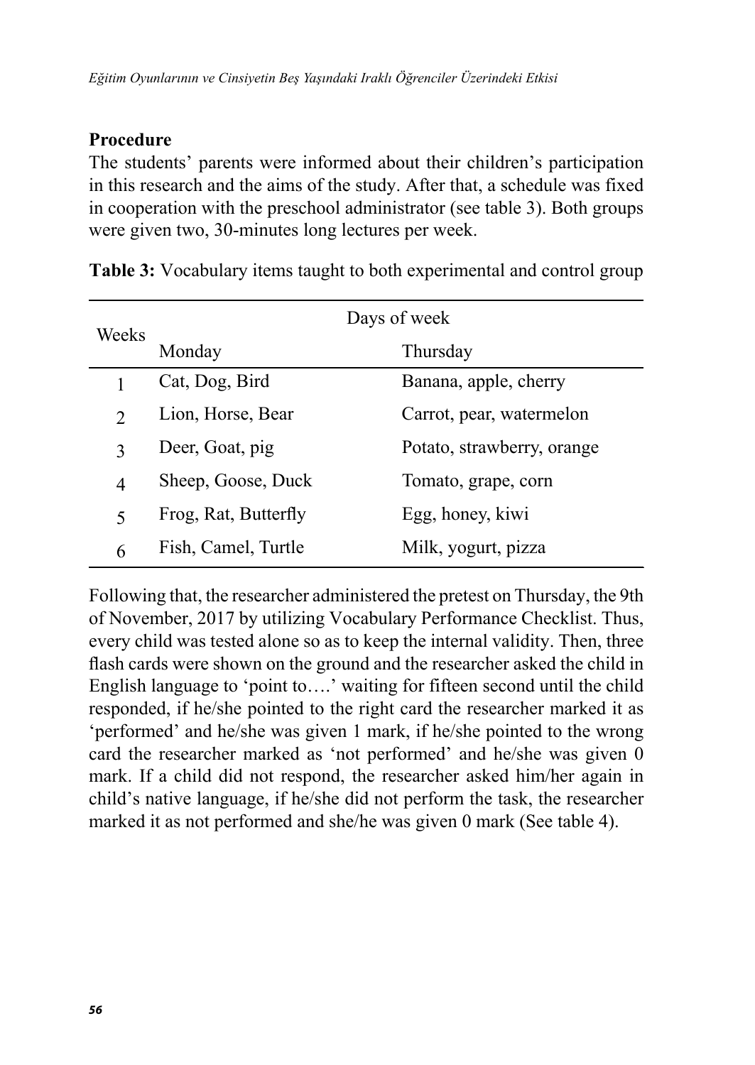**Procedure**

The students' parents were informed about their children's participation in this research and the aims of the study. After that, a schedule was fixed in cooperation with the preschool administrator (see table 3). Both groups were given two, 30-minutes long lectures per week.

**Table 3:** Vocabulary items taught to both experimental and control group

| Weeks | Days of week | |
|---|---|---|
| | Monday | Thursday |
| 1 | Cat, Dog, Bird | Banana, apple, cherry |
| 2 | Lion, Horse, Bear | Carrot, pear, watermelon |
| 3 | Deer, Goat, pig | Potato, strawberry, orange |
| 4 | Sheep, Goose, Duck | Tomato, grape, corn |
| 5 | Frog, Rat, Butterfly | Egg, honey, kiwi |
| 6 | Fish, Camel, Turtle | Milk, yogurt, pizza |

Following that, the researcher administered the pretest on Thursday, the 9th of November, 2017 by utilizing Vocabulary Performance Checklist. Thus, every child was tested alone so as to keep the internal validity. Then, three flash cards were shown on the ground and the researcher asked the child in English language to 'point to….' waiting for fifteen second until the child responded, if he/she pointed to the right card the researcher marked it as 'performed' and he/she was given 1 mark, if he/she pointed to the wrong card the researcher marked as 'not performed' and he/she was given 0 mark. If a child did not respond, the researcher asked him/her again in child's native language, if he/she did not perform the task, the researcher marked it as not performed and she/he was given 0 mark (See table 4).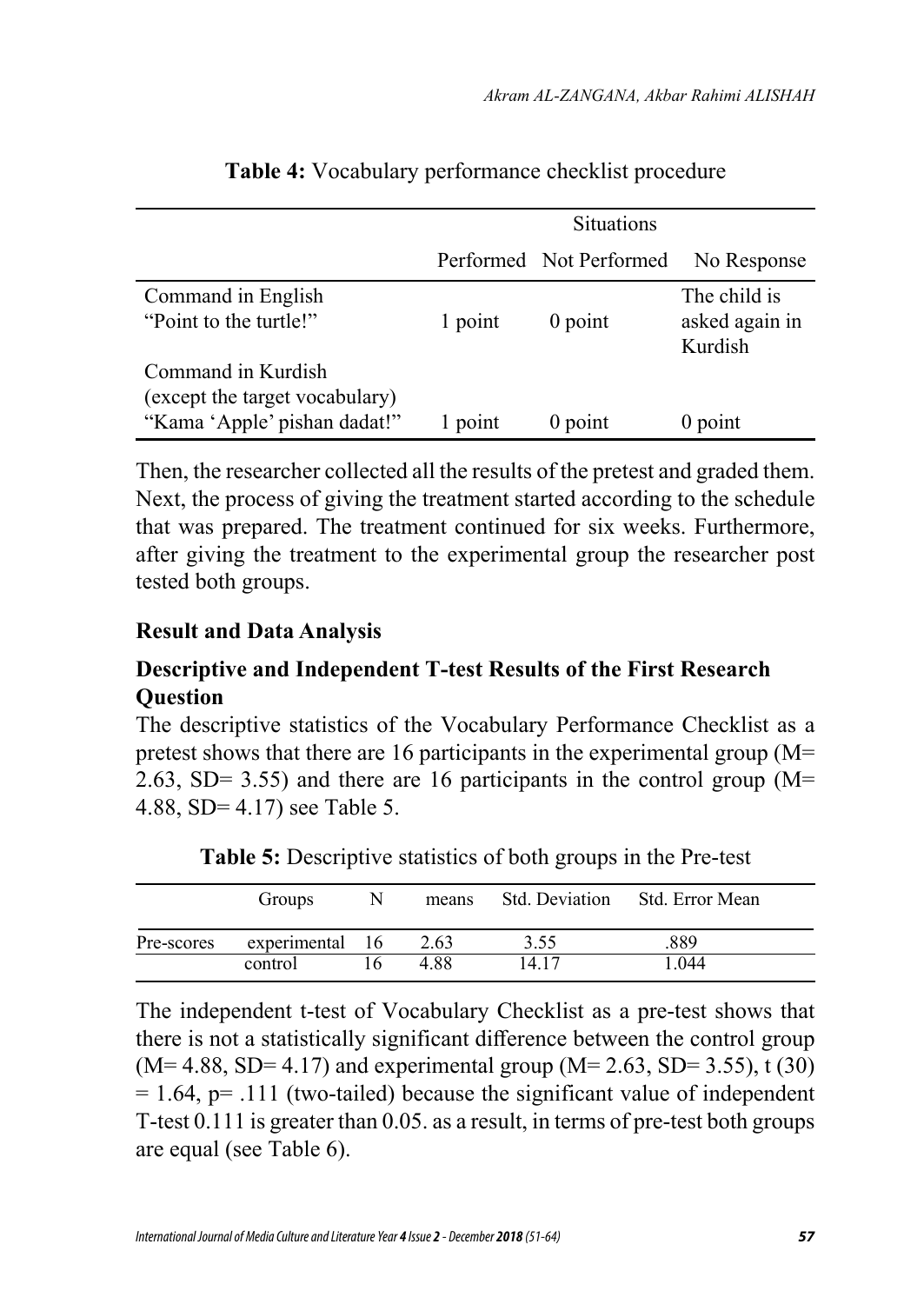**Table 4:** Vocabulary performance checklist procedure

| | Situations | | |
|---|---|---|---|
| | Performed | Not Performed | No Response |
| Command in English "Point to the turtle!" | 1 point | 0 point | The child is asked again in Kurdish |
| Command in Kurdish (except the target vocabulary) "Kama 'Apple' pishan dadat!" | 1 point | 0 point | 0 point |

Then, the researcher collected all the results of the pretest and graded them. Next, the process of giving the treatment started according to the schedule that was prepared. The treatment continued for six weeks. Furthermore, after giving the treatment to the experimental group the researcher post tested both groups.

## Result and Data Analysis

### Descriptive and Independent T-test Results of the First Research Question

The descriptive statistics of the Vocabulary Performance Checklist as a pretest shows that there are 16 participants in the experimental group (M= 2.63, SD= 3.55) and there are 16 participants in the control group (M= 4.88, SD= 4.17) see Table 5.

**Table 5:** Descriptive statistics of both groups in the Pre-test

| | Groups | N | means | Std. Deviation | Std. Error Mean |
|---|---|---|---|---|---|
| Pre-scores | experimental | 16 | 2.63 | 3.55 | .889 |
| | control | 16 | 4.88 | 14.17 | 1.044 |

The independent t-test of Vocabulary Checklist as a pre-test shows that there is not a statistically significant difference between the control group (M= 4.88, SD= 4.17) and experimental group (M= 2.63, SD= 3.55), t (30) = 1.64, p= .111 (two-tailed) because the significant value of independent T-test 0.111 is greater than 0.05. as a result, in terms of pre-test both groups are equal (see Table 6).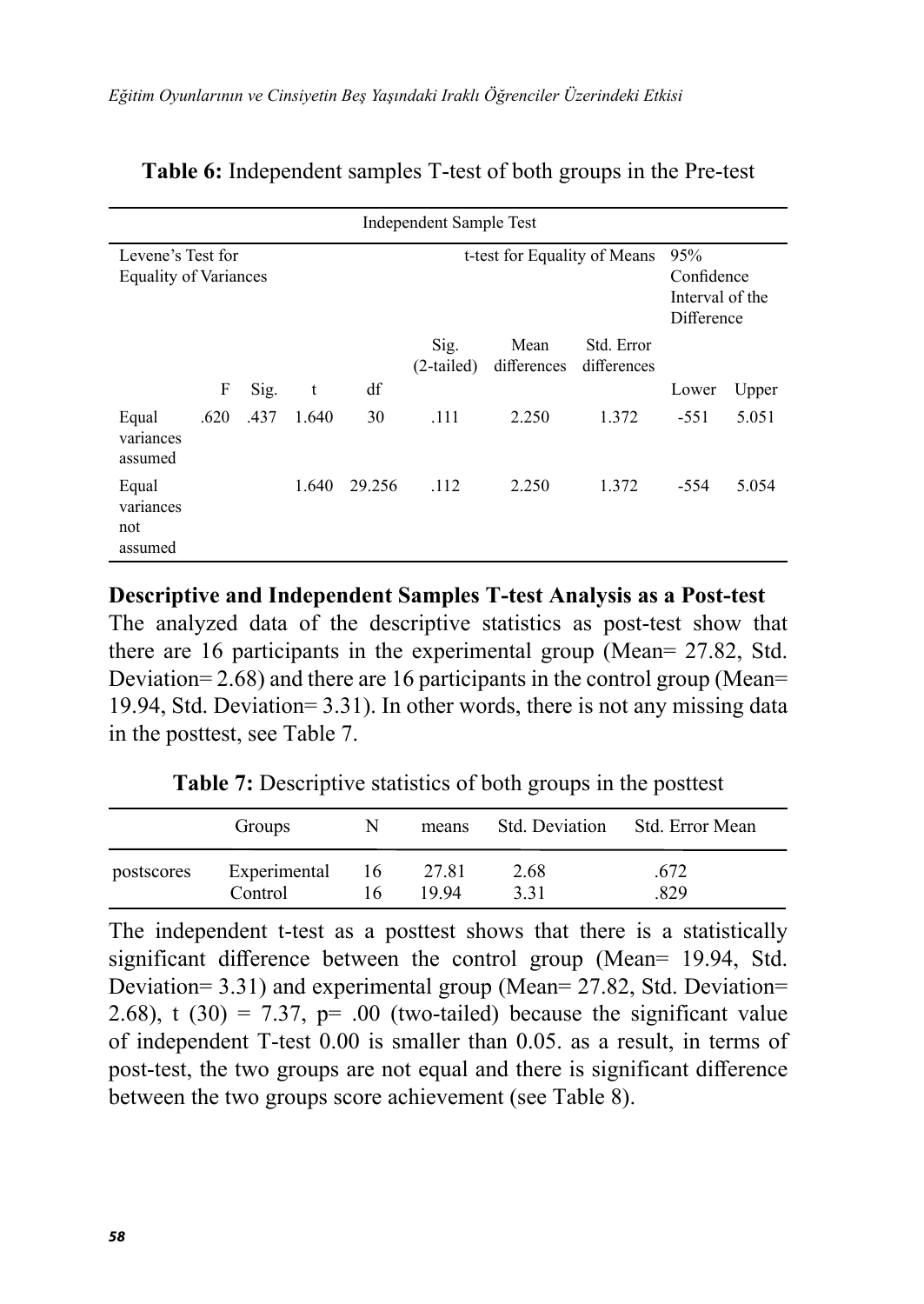**Table 6:** Independent samples T-test of both groups in the Pre-test

| Independent Sample Test | | | | | | | | | |
|---|---|---|---|---|---|---|---|---|---|
| Levene's Test for Equality of Variances | | | | | t-test for Equality of Means | | | 95% Confidence Interval of the Difference | |
| | | | | | Sig. (2-tailed) | Mean differences | Std. Error differences | | |
| | F | Sig. | t | df | | | | Lower | Upper |
| Equal variances assumed | .620 | .437 | 1.640 | 30 | .111 | 2.250 | 1.372 | -551 | 5.051 |
| Equal variances not assumed | | | 1.640 | 29.256 | .112 | 2.250 | 1.372 | -554 | 5.054 |

**Descriptive and Independent Samples T-test Analysis as a Post-test**

The analyzed data of the descriptive statistics as post-test show that there are 16 participants in the experimental group (Mean= 27.82, Std. Deviation= 2.68) and there are 16 participants in the control group (Mean= 19.94, Std. Deviation= 3.31). In other words, there is not any missing data in the posttest, see Table 7.

**Table 7:** Descriptive statistics of both groups in the posttest

| | Groups | N | means | Std. Deviation | Std. Error Mean |
|---|---|---|---|---|---|
| postscores | Experimental | 16 | 27.81 | 2.68 | .672 |
| | Control | 16 | 19.94 | 3.31 | .829 |

The independent t-test as a posttest shows that there is a statistically significant difference between the control group (Mean= 19.94, Std. Deviation= 3.31) and experimental group (Mean= 27.82, Std. Deviation= 2.68), t (30) = 7.37, p= .00 (two-tailed) because the significant value of independent T-test 0.00 is smaller than 0.05. as a result, in terms of post-test, the two groups are not equal and there is significant difference between the two groups score achievement (see Table 8).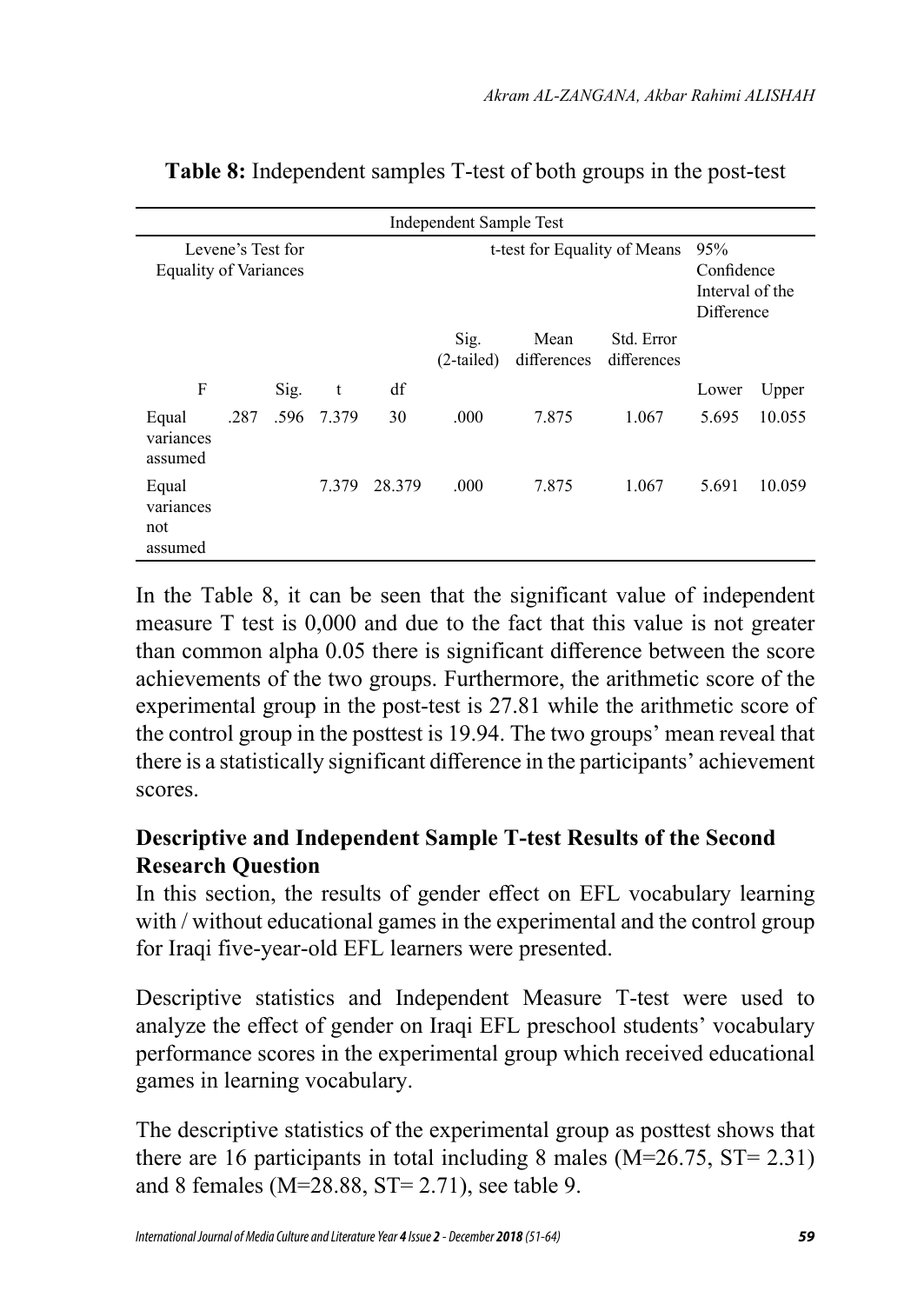**Table 8:** Independent samples T-test of both groups in the post-test

| Independent Sample Test | | | | | | | | | |
|---|---|---|---|---|---|---|---|---|---|
| Levene's Test for Equality of Variances | | | | | t-test for Equality of Means | | | 95% Confidence Interval of the Difference | |
| | | | | | Sig. (2-tailed) | Mean differences | Std. Error differences | | |
| F | | Sig. | t | df | | | | Lower | Upper |
| Equal variances assumed | .287 | .596 | 7.379 | 30 | .000 | 7.875 | 1.067 | 5.695 | 10.055 |
| Equal variances not assumed | | | 7.379 | 28.379 | .000 | 7.875 | 1.067 | 5.691 | 10.059 |

In the Table 8, it can be seen that the significant value of independent measure T test is 0,000 and due to the fact that this value is not greater than common alpha 0.05 there is significant difference between the score achievements of the two groups. Furthermore, the arithmetic score of the experimental group in the post-test is 27.81 while the arithmetic score of the control group in the posttest is 19.94. The two groups' mean reveal that there is a statistically significant difference in the participants' achievement scores.

## Descriptive and Independent Sample T-test Results of the Second Research Question

In this section, the results of gender effect on EFL vocabulary learning with / without educational games in the experimental and the control group for Iraqi five-year-old EFL learners were presented.

Descriptive statistics and Independent Measure T-test were used to analyze the effect of gender on Iraqi EFL preschool students' vocabulary performance scores in the experimental group which received educational games in learning vocabulary.

The descriptive statistics of the experimental group as posttest shows that there are 16 participants in total including 8 males (M=26.75, ST= 2.31) and 8 females (M=28.88, ST= 2.71), see table 9.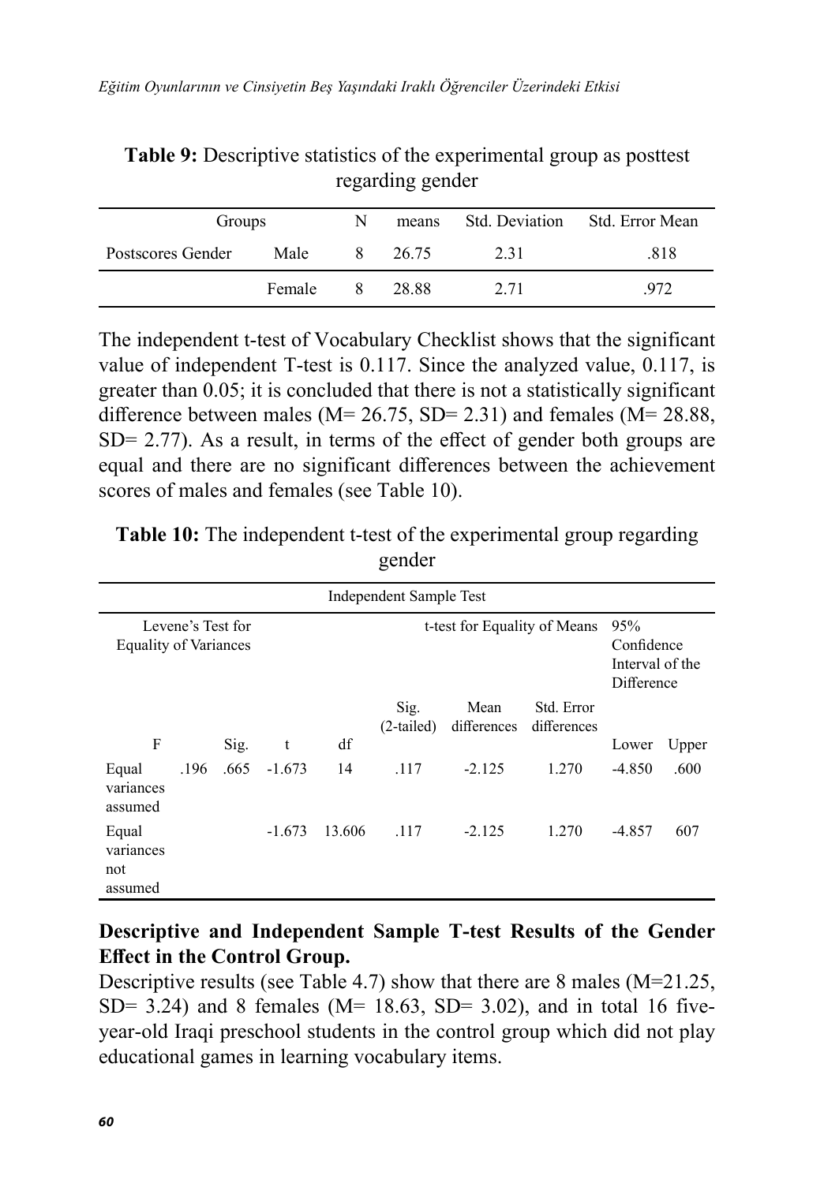**Table 9:** Descriptive statistics of the experimental group as posttest regarding gender

| Groups | | N | means | Std. Deviation | Std. Error Mean |
|---|---|---|---|---|---|
| Postscores Gender | Male | 8 | 26.75 | 2.31 | .818 |
| | Female | 8 | 28.88 | 2.71 | .972 |

The independent t-test of Vocabulary Checklist shows that the significant value of independent T-test is 0.117. Since the analyzed value, 0.117, is greater than 0.05; it is concluded that there is not a statistically significant difference between males (M= 26.75, SD= 2.31) and females (M= 28.88, SD= 2.77). As a result, in terms of the effect of gender both groups are equal and there are no significant differences between the achievement scores of males and females (see Table 10).

**Table 10:** The independent t-test of the experimental group regarding gender

| Independent Sample Test | | | | | | | | | |
|---|---|---|---|---|---|---|---|---|---|
| Levene's Test for Equality of Variances | | | t-test for Equality of Means | | | | | 95% Confidence Interval of the Difference | |
| | | | | | Sig. (2-tailed) | Mean differences | Std. Error differences | | |
| F | | Sig. | t | df | | | | Lower | Upper |
| Equal variances assumed | .196 | .665 | -1.673 | 14 | .117 | -2.125 | 1.270 | -4.850 | .600 |
| Equal variances not assumed | | | -1.673 | 13.606 | .117 | -2.125 | 1.270 | -4.857 | 607 |

### Descriptive and Independent Sample T-test Results of the Gender Effect in the Control Group.

Descriptive results (see Table 4.7) show that there are 8 males (M=21.25, SD= 3.24) and 8 females (M= 18.63, SD= 3.02), and in total 16 five-year-old Iraqi preschool students in the control group which did not play educational games in learning vocabulary items.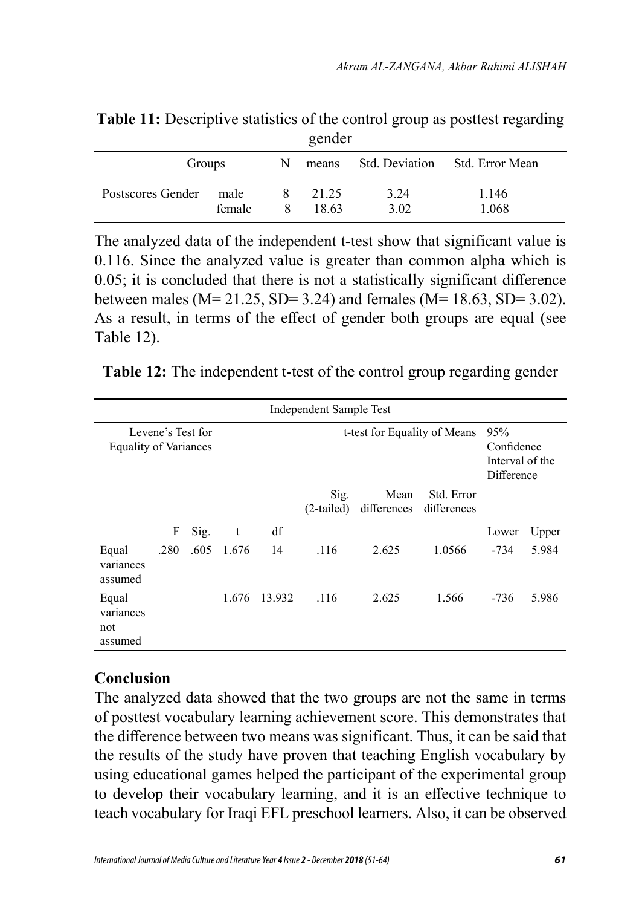**Table 11:** Descriptive statistics of the control group as posttest regarding gender

| Groups | | N | means | Std. Deviation | Std. Error Mean |
|---|---|---|---|---|---|
| Postscores Gender | male | 8 | 21.25 | 3.24 | 1.146 |
| | female | 8 | 18.63 | 3.02 | 1.068 |

The analyzed data of the independent t-test show that significant value is 0.116. Since the analyzed value is greater than common alpha which is 0.05; it is concluded that there is not a statistically significant difference between males (M= 21.25, SD= 3.24) and females (M= 18.63, SD= 3.02). As a result, in terms of the effect of gender both groups are equal (see Table 12).

**Table 12:** The independent t-test of the control group regarding gender

| Independent Sample Test | | | | | | | | | |
|---|---|---|---|---|---|---|---|---|---|
| | Levene's Test for Equality of Variances | | t-test for Equality of Means | | | | | 95% Confidence Interval of the Difference | |
| | | | | | Sig. (2-tailed) | Mean differences | Std. Error differences | | |
| | F | Sig. | t | df | | | | Lower | Upper |
| Equal variances assumed | .280 | .605 | 1.676 | 14 | .116 | 2.625 | 1.0566 | -734 | 5.984 |
| Equal variances not assumed | | | 1.676 | 13.932 | .116 | 2.625 | 1.566 | -736 | 5.986 |

## Conclusion

The analyzed data showed that the two groups are not the same in terms of posttest vocabulary learning achievement score. This demonstrates that the difference between two means was significant. Thus, it can be said that the results of the study have proven that teaching English vocabulary by using educational games helped the participant of the experimental group to develop their vocabulary learning, and it is an effective technique to teach vocabulary for Iraqi EFL preschool learners. Also, it can be observed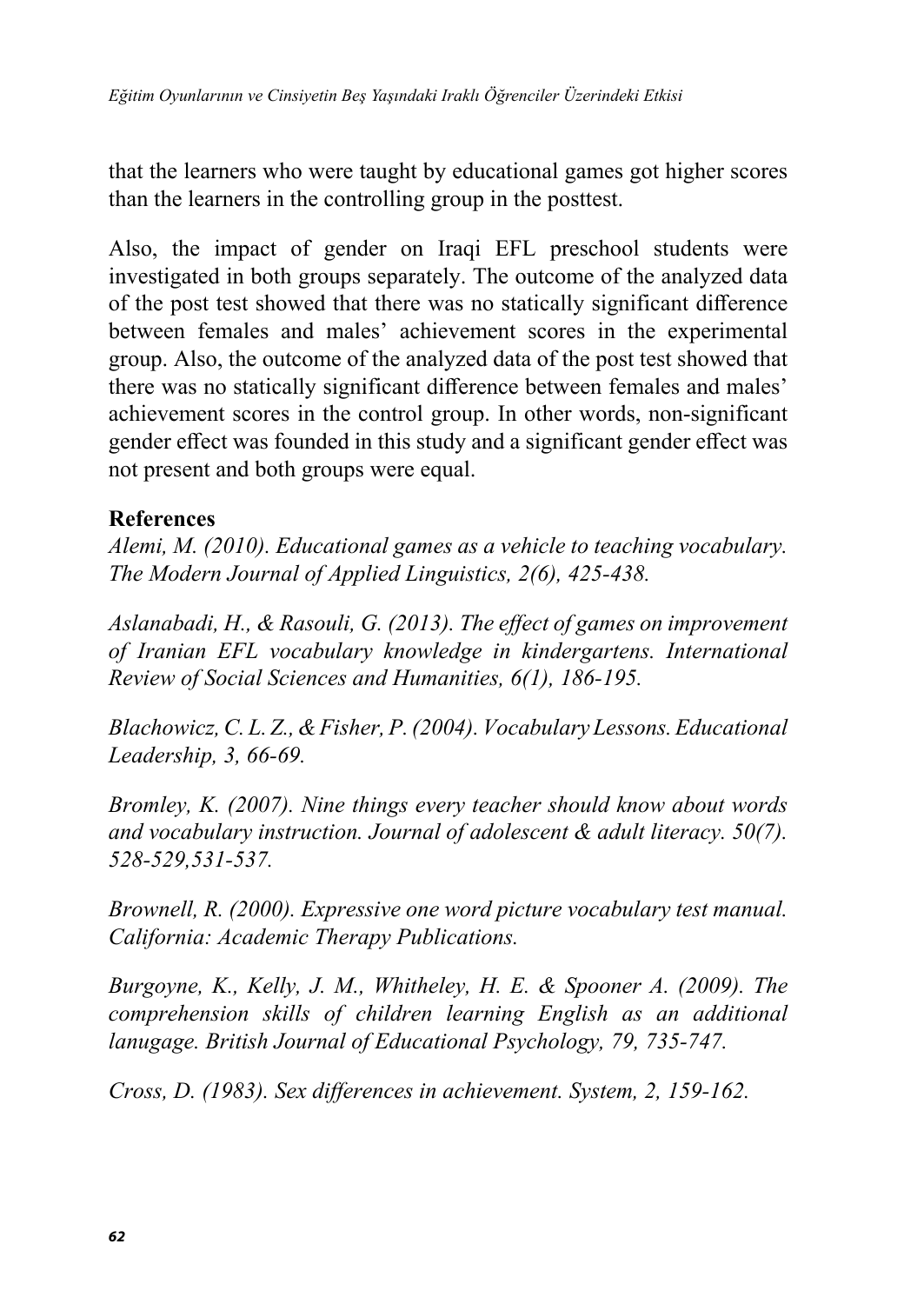that the learners who were taught by educational games got higher scores than the learners in the controlling group in the posttest.

Also, the impact of gender on Iraqi EFL preschool students were investigated in both groups separately. The outcome of the analyzed data of the post test showed that there was no statically significant difference between females and males' achievement scores in the experimental group. Also, the outcome of the analyzed data of the post test showed that there was no statically significant difference between females and males' achievement scores in the control group. In other words, non-significant gender effect was founded in this study and a significant gender effect was not present and both groups were equal.

**References**

*Alemi, M. (2010). Educational games as a vehicle to teaching vocabulary. The Modern Journal of Applied Linguistics, 2(6), 425-438.*

*Aslanabadi, H., & Rasouli, G. (2013). The effect of games on improvement of Iranian EFL vocabulary knowledge in kindergartens. International Review of Social Sciences and Humanities, 6(1), 186-195.*

*Blachowicz, C. L. Z., & Fisher, P. (2004). Vocabulary Lessons. Educational Leadership, 3, 66-69.*

*Bromley, K. (2007). Nine things every teacher should know about words and vocabulary instruction. Journal of adolescent & adult literacy. 50(7). 528-529,531-537.*

*Brownell, R. (2000). Expressive one word picture vocabulary test manual. California: Academic Therapy Publications.*

*Burgoyne, K., Kelly, J. M., Whitheley, H. E. & Spooner A. (2009). The comprehension skills of children learning English as an additional lanugage. British Journal of Educational Psychology, 79, 735-747.*

*Cross, D. (1983). Sex differences in achievement. System, 2, 159-162.*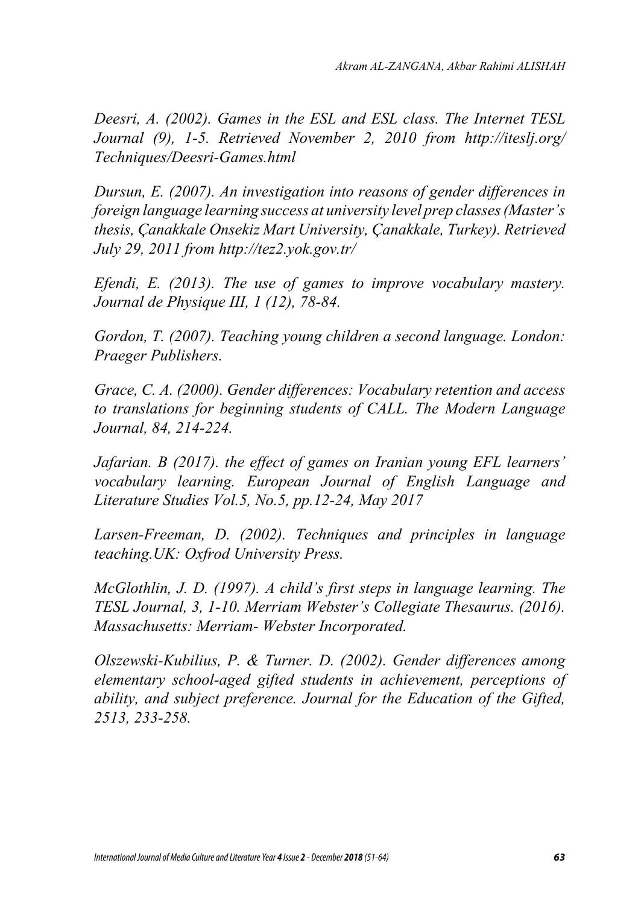*Deesri, A. (2002). Games in the ESL and ESL class. The Internet TESL Journal (9), 1-5. Retrieved November 2, 2010 from http://iteslj.org/Techniques/Deesri-Games.html*

*Dursun, E. (2007). An investigation into reasons of gender differences in foreign language learning success at university level prep classes (Master's thesis, Çanakkale Onsekiz Mart University, Çanakkale, Turkey). Retrieved July 29, 2011 from http://tez2.yok.gov.tr/*

*Efendi, E. (2013). The use of games to improve vocabulary mastery. Journal de Physique III, 1 (12), 78-84.*

*Gordon, T. (2007). Teaching young children a second language. London: Praeger Publishers.*

*Grace, C. A. (2000). Gender differences: Vocabulary retention and access to translations for beginning students of CALL. The Modern Language Journal, 84, 214-224.*

*Jafarian. B (2017). the effect of games on Iranian young EFL learners' vocabulary learning. European Journal of English Language and Literature Studies Vol.5, No.5, pp.12-24, May 2017*

*Larsen-Freeman, D. (2002). Techniques and principles in language teaching.UK: Oxfrod University Press.*

*McGlothlin, J. D. (1997). A child's first steps in language learning. The TESL Journal, 3, 1-10. Merriam Webster's Collegiate Thesaurus. (2016). Massachusetts: Merriam- Webster Incorporated.*

*Olszewski-Kubilius, P. & Turner. D. (2002). Gender differences among elementary school-aged gifted students in achievement, perceptions of ability, and subject preference. Journal for the Education of the Gifted, 2513, 233-258.*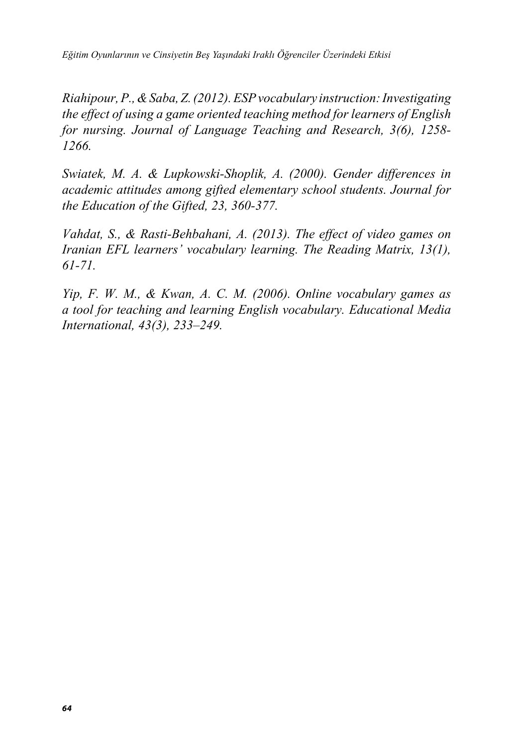*Riahipour, P., & Saba, Z. (2012). ESP vocabulary instruction: Investigating the effect of using a game oriented teaching method for learners of English for nursing. Journal of Language Teaching and Research, 3(6), 1258-1266.*

*Swiatek, M. A. & Lupkowski-Shoplik, A. (2000). Gender differences in academic attitudes among gifted elementary school students. Journal for the Education of the Gifted, 23, 360-377.*

*Vahdat, S., & Rasti-Behbahani, A. (2013). The effect of video games on Iranian EFL learners' vocabulary learning. The Reading Matrix, 13(1), 61-71.*

*Yip, F. W. M., & Kwan, A. C. M. (2006). Online vocabulary games as a tool for teaching and learning English vocabulary. Educational Media International, 43(3), 233–249.*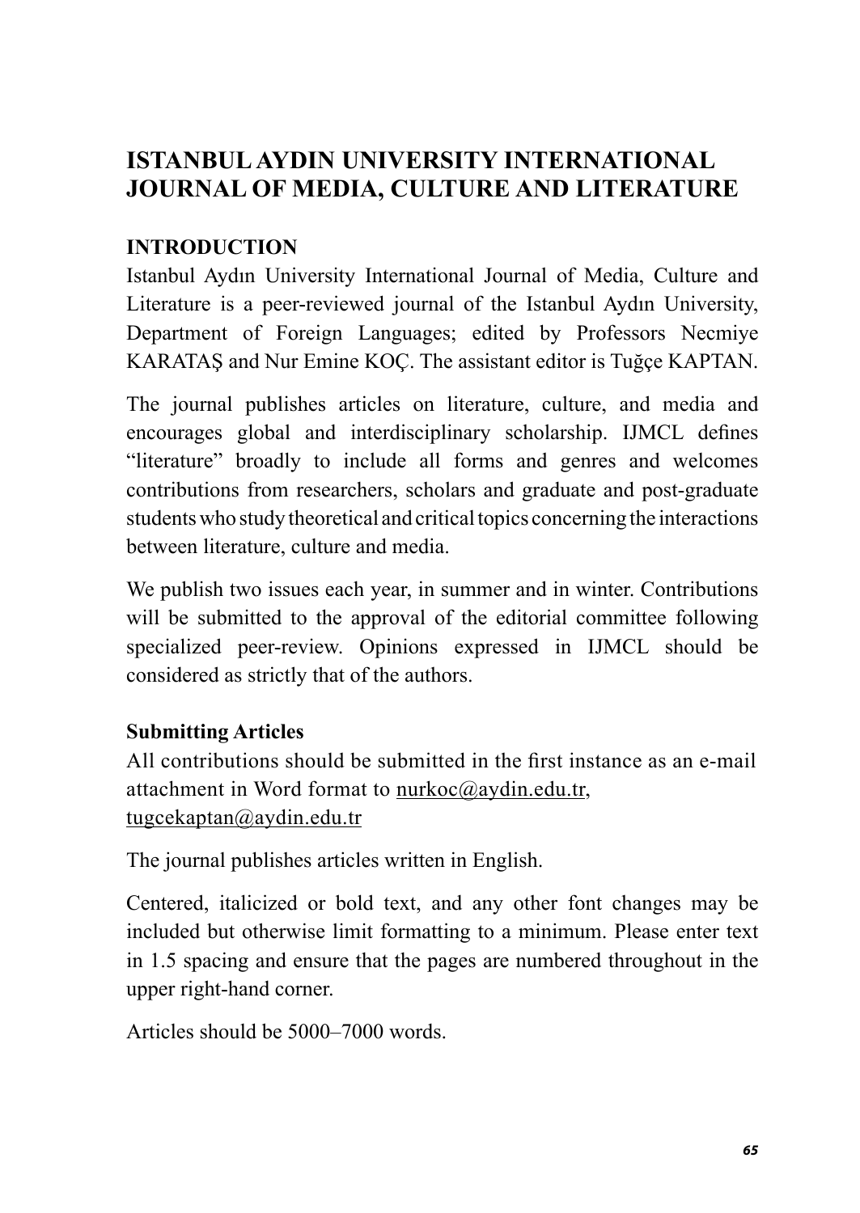# ISTANBUL AYDIN UNIVERSITY INTERNATIONAL JOURNAL OF MEDIA, CULTURE AND LITERATURE

## INTRODUCTION

Istanbul Aydın University International Journal of Media, Culture and Literature is a peer-reviewed journal of the Istanbul Aydın University, Department of Foreign Languages; edited by Professors Necmiye KARATAŞ and Nur Emine KOÇ. The assistant editor is Tuğçe KAPTAN.

The journal publishes articles on literature, culture, and media and encourages global and interdisciplinary scholarship. IJMCL defines "literature" broadly to include all forms and genres and welcomes contributions from researchers, scholars and graduate and post-graduate students who study theoretical and critical topics concerning the interactions between literature, culture and media.

We publish two issues each year, in summer and in winter. Contributions will be submitted to the approval of the editorial committee following specialized peer-review. Opinions expressed in IJMCL should be considered as strictly that of the authors.

### Submitting Articles

All contributions should be submitted in the first instance as an e-mail attachment in Word format to nurkoc@aydin.edu.tr, tugcekaptan@aydin.edu.tr

The journal publishes articles written in English.

Centered, italicized or bold text, and any other font changes may be included but otherwise limit formatting to a minimum. Please enter text in 1.5 spacing and ensure that the pages are numbered throughout in the upper right-hand corner.

Articles should be 5000–7000 words.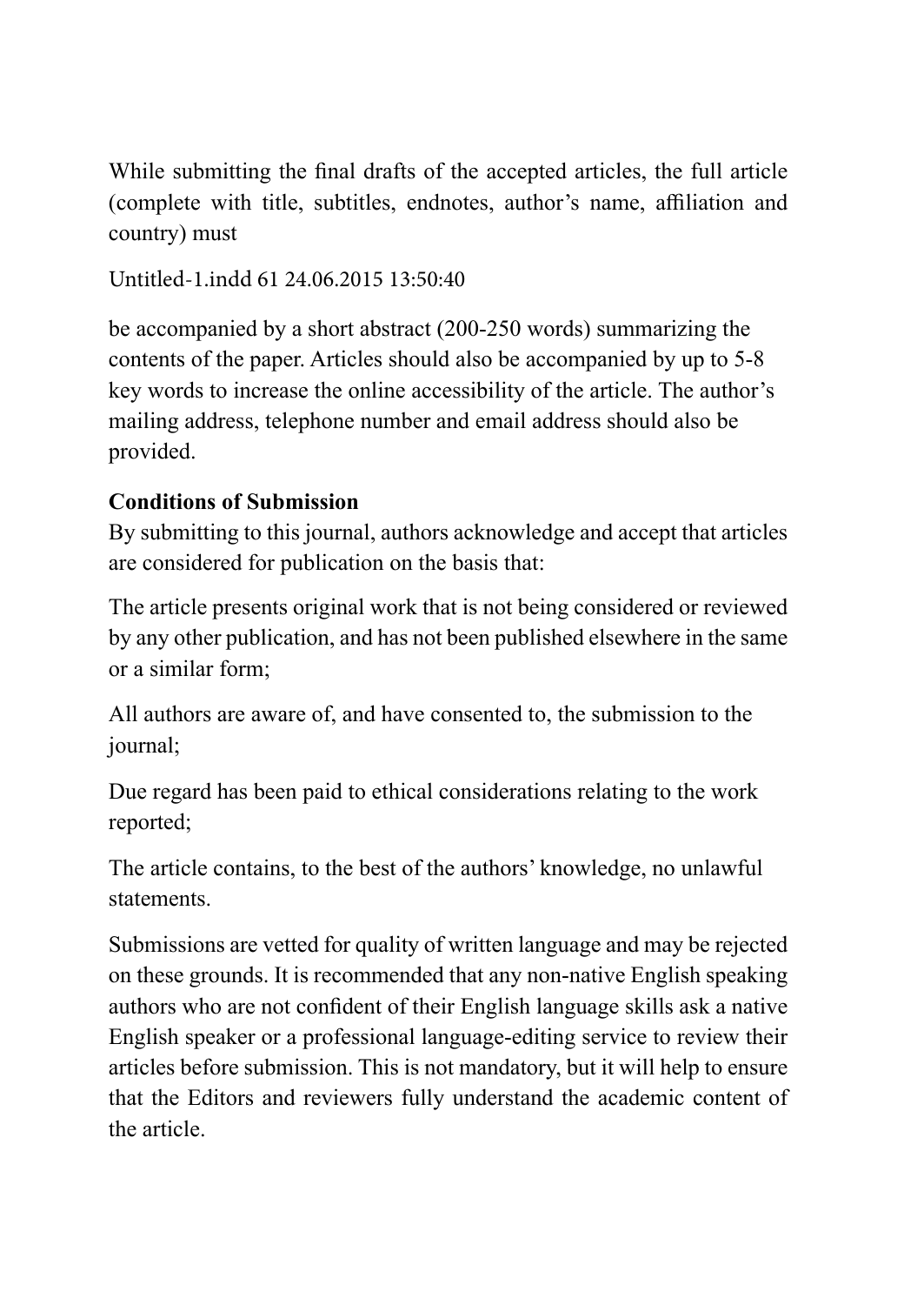While submitting the final drafts of the accepted articles, the full article (complete with title, subtitles, endnotes, author's name, affiliation and country) must be accompanied by a short abstract (200-250 words) summarizing the contents of the paper. Articles should also be accompanied by up to 5-8 key words to increase the online accessibility of the article. The author's mailing address, telephone number and email address should also be provided.

**Conditions of Submission**

By submitting to this journal, authors acknowledge and accept that articles are considered for publication on the basis that:

The article presents original work that is not being considered or reviewed by any other publication, and has not been published elsewhere in the same or a similar form;

All authors are aware of, and have consented to, the submission to the journal;

Due regard has been paid to ethical considerations relating to the work reported;

The article contains, to the best of the authors' knowledge, no unlawful statements.

Submissions are vetted for quality of written language and may be rejected on these grounds. It is recommended that any non-native English speaking authors who are not confident of their English language skills ask a native English speaker or a professional language-editing service to review their articles before submission. This is not mandatory, but it will help to ensure that the Editors and reviewers fully understand the academic content of the article.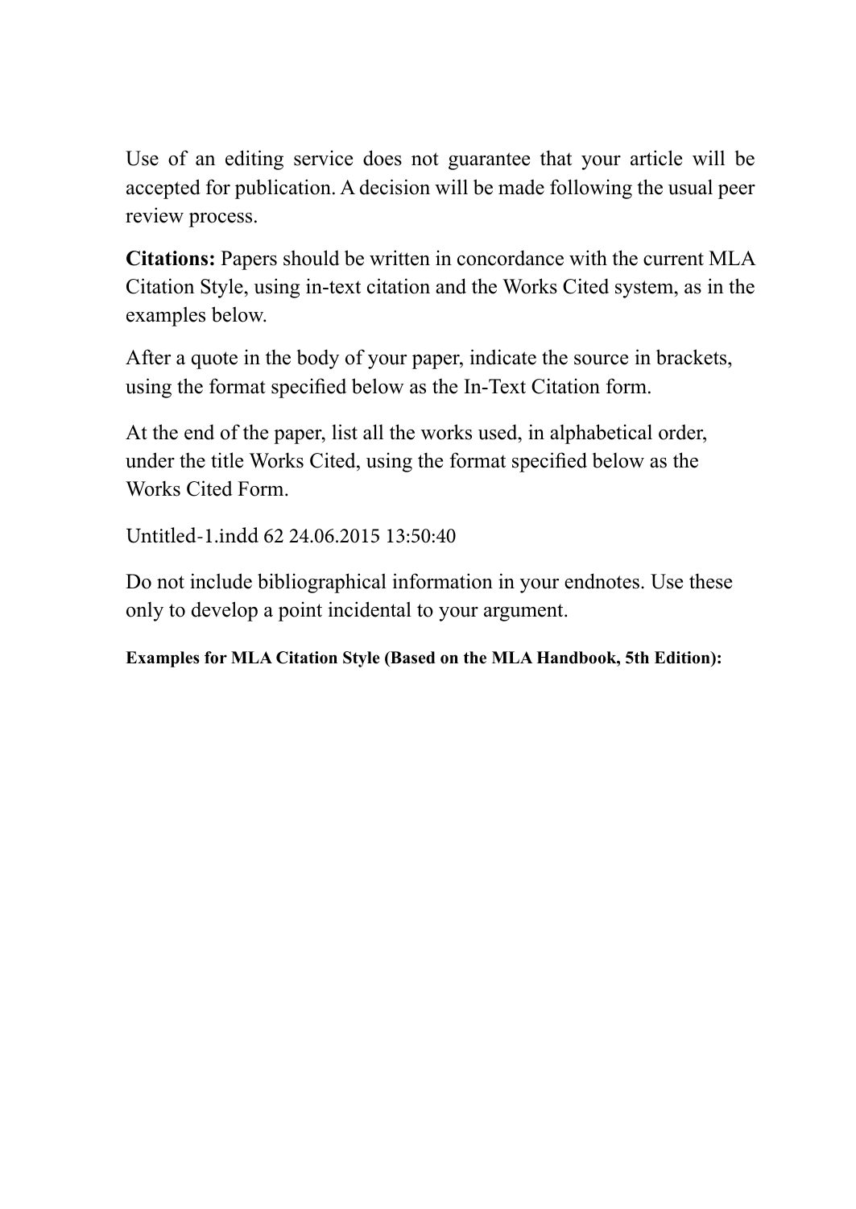Use of an editing service does not guarantee that your article will be accepted for publication. A decision will be made following the usual peer review process.

**Citations:** Papers should be written in concordance with the current MLA Citation Style, using in-text citation and the Works Cited system, as in the examples below.

After a quote in the body of your paper, indicate the source in brackets, using the format specified below as the In-Text Citation form.

At the end of the paper, list all the works used, in alphabetical order, under the title Works Cited, using the format specified below as the Works Cited Form.

Untitled-1.indd 62 24.06.2015 13:50:40

Do not include bibliographical information in your endnotes. Use these only to develop a point incidental to your argument.

**Examples for MLA Citation Style (Based on the MLA Handbook, 5th Edition):**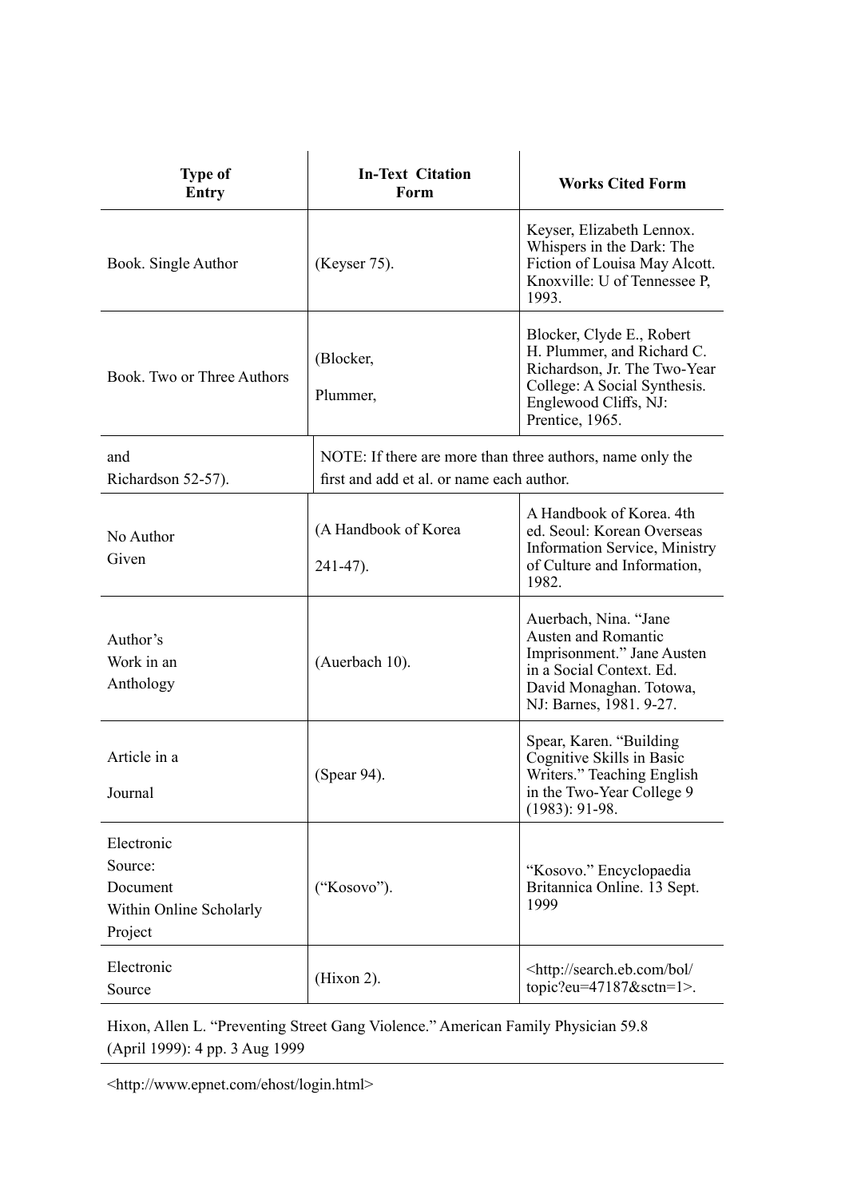| Type of Entry | In-Text Citation Form | Works Cited Form |
|---|---|---|
| Book. Single Author | (Keyser 75). | Keyser, Elizabeth Lennox. Whispers in the Dark: The Fiction of Louisa May Alcott. Knoxville: U of Tennessee P, 1993. |
| Book. Two or Three Authors | (Blocker, Plummer, | Blocker, Clyde E., Robert H. Plummer, and Richard C. Richardson, Jr. The Two-Year College: A Social Synthesis. Englewood Cliffs, NJ: Prentice, 1965. |
| and Richardson 52-57). | NOTE: If there are more than three authors, name only the first and add et al. or name each author. | |
| No Author Given | (A Handbook of Korea 241-47). | A Handbook of Korea. 4th ed. Seoul: Korean Overseas Information Service, Ministry of Culture and Information, 1982. |
| Author's Work in an Anthology | (Auerbach 10). | Auerbach, Nina. "Jane Austen and Romantic Imprisonment." Jane Austen in a Social Context. Ed. David Monaghan. Totowa, NJ: Barnes, 1981. 9-27. |
| Article in a Journal | (Spear 94). | Spear, Karen. "Building Cognitive Skills in Basic Writers." Teaching English in the Two-Year College 9 (1983): 91-98. |
| Electronic Source: Document Within Online Scholarly Project | ("Kosovo"). | "Kosovo." Encyclopaedia Britannica Online. 13 Sept. 1999 |
| Electronic Source | (Hixon 2). | <http://search.eb.com/bol/topic?eu=47187&sctn=1>. |
| Hixon, Allen L. "Preventing Street Gang Violence." American Family Physician 59.8 (April 1999): 4 pp. 3 Aug 1999 | | |
| <http://www.epnet.com/ehost/login.html> | | |